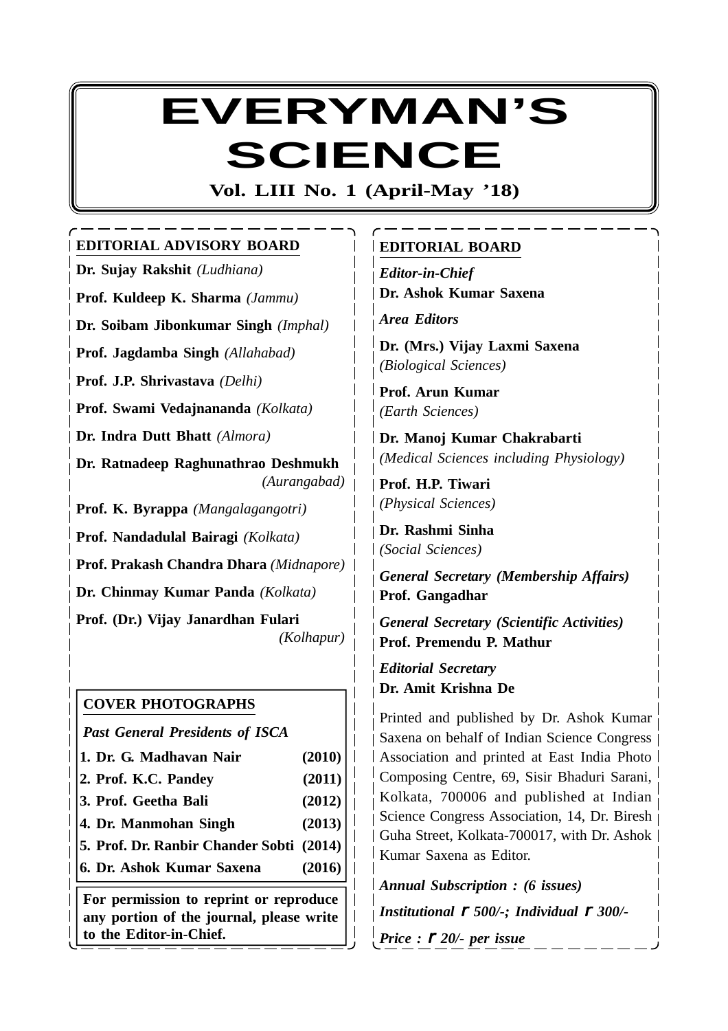# EVERYMAN'S SCIENCE

**Vol. LIII No. 1 (April-May '18)**

## EDITORIAL ADVISORY BOARD

**Dr. Sujay Rakshit** *(Ludhiana)*

**Prof. Kuldeep K. Sharma** *(Jammu)*

**Dr. Soibam Jibonkumar Singh** *(Imphal)*

**Prof. Jagdamba Singh** *(Allahabad)*

**Prof. J.P. Shrivastava** *(Delhi)*

**Prof. Swami Vedajnananda** *(Kolkata)*

**Dr. Indra Dutt Bhatt** *(Almora)*

**Dr. Ratnadeep Raghunathrao Deshmukh** *(Aurangabad)*

**Prof. K. Byrappa** *(Mangalagangotri)*

**Prof. Nandadulal Bairagi** *(Kolkata)*

**Prof. Prakash Chandra Dhara** *(Midnapore)*

**Dr. Chinmay Kumar Panda** *(Kolkata)*

**Prof. (Dr.) Vijay Janardhan Fulari** *(Kolhapur)*

## COVER PHOTOGRAPHS

*Past General Presidents of ISCA*

| | |
|---|---|
| **1. Dr. G. Madhavan Nair** | **(2010)** |
| **2. Prof. K.C. Pandey** | **(2011)** |
| **3. Prof. Geetha Bali** | **(2012)** |
| **4. Dr. Manmohan Singh** | **(2013)** |
| **5. Prof. Dr. Ranbir Chander Sobti** | **(2014)** |
| **6. Dr. Ashok Kumar Saxena** | **(2016)** |

**For permission to reprint or reproduce any portion of the journal, please write to the Editor-in-Chief.**

## EDITORIAL BOARD

***Editor-in-Chief***
**Dr. Ashok Kumar Saxena**

***Area Editors***

**Dr. (Mrs.) Vijay Laxmi Saxena**
*(Biological Sciences)*

**Prof. Arun Kumar**
*(Earth Sciences)*

**Dr. Manoj Kumar Chakrabarti**
*(Medical Sciences including Physiology)*

**Prof. H.P. Tiwari**
*(Physical Sciences)*

**Dr. Rashmi Sinha**
*(Social Sciences)*

***General Secretary (Membership Affairs)***
**Prof. Gangadhar**

***General Secretary (Scientific Activities)***
**Prof. Premendu P. Mathur**

***Editorial Secretary***
**Dr. Amit Krishna De**

Printed and published by Dr. Ashok Kumar Saxena on behalf of Indian Science Congress Association and printed at East India Photo Composing Centre, 69, Sisir Bhaduri Sarani, Kolkata, 700006 and published at Indian Science Congress Association, 14, Dr. Biresh Guha Street, Kolkata-700017, with Dr. Ashok Kumar Saxena as Editor.

***Annual Subscription : (6 issues)***

***Institutional ₹ 500/-; Individual ₹ 300/-***

***Price : ₹ 20/- per issue***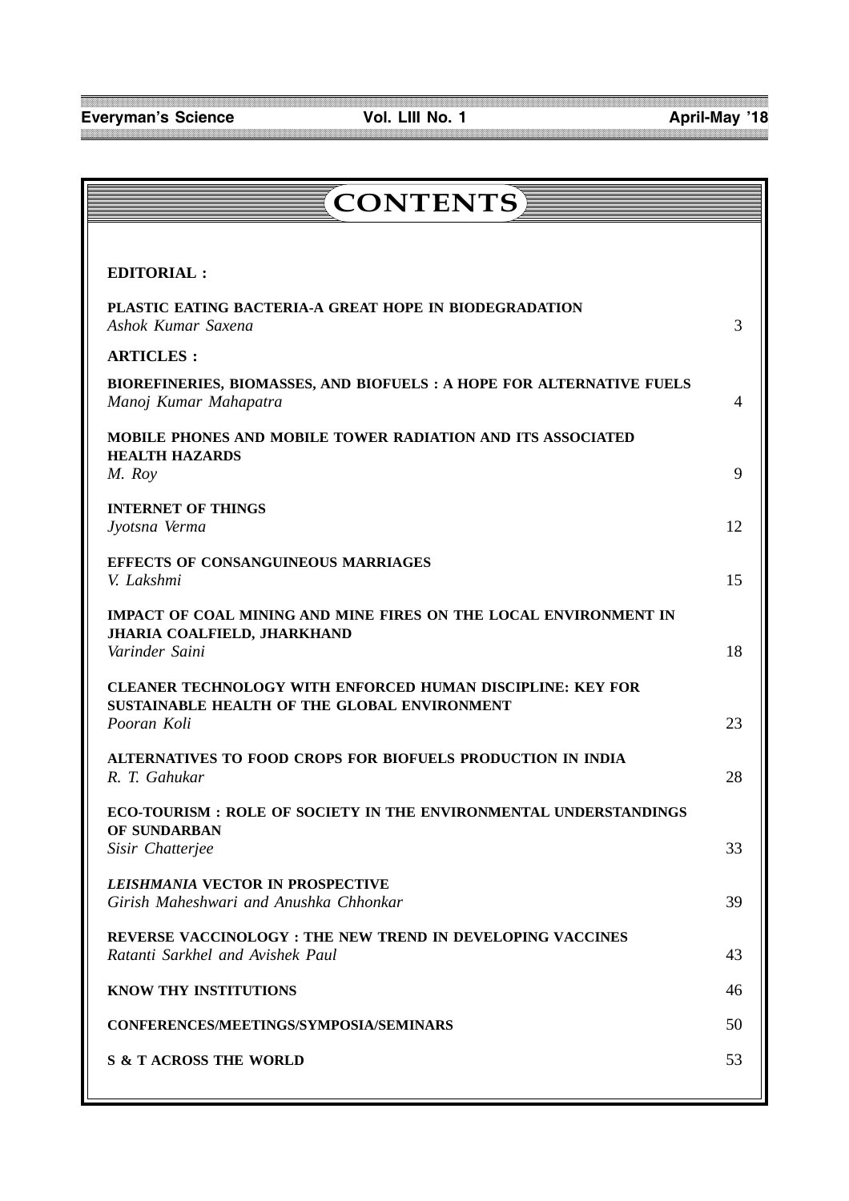# CONTENTS

**EDITORIAL :**

**PLASTIC EATING BACTERIA-A GREAT HOPE IN BIODEGRADATION**
*Ashok Kumar Saxena* — 3

**ARTICLES :**

**BIOREFINERIES, BIOMASSES, AND BIOFUELS : A HOPE FOR ALTERNATIVE FUELS**
*Manoj Kumar Mahapatra* — 4

**MOBILE PHONES AND MOBILE TOWER RADIATION AND ITS ASSOCIATED HEALTH HAZARDS**
*M. Roy* — 9

**INTERNET OF THINGS**
*Jyotsna Verma* — 12

**EFFECTS OF CONSANGUINEOUS MARRIAGES**
*V. Lakshmi* — 15

**IMPACT OF COAL MINING AND MINE FIRES ON THE LOCAL ENVIRONMENT IN JHARIA COALFIELD, JHARKHAND**
*Varinder Saini* — 18

**CLEANER TECHNOLOGY WITH ENFORCED HUMAN DISCIPLINE: KEY FOR SUSTAINABLE HEALTH OF THE GLOBAL ENVIRONMENT**
*Pooran Koli* — 23

**ALTERNATIVES TO FOOD CROPS FOR BIOFUELS PRODUCTION IN INDIA**
*R. T. Gahukar* — 28

**ECO-TOURISM : ROLE OF SOCIETY IN THE ENVIRONMENTAL UNDERSTANDINGS OF SUNDARBAN**
*Sisir Chatterjee* — 33

***LEISHMANIA* VECTOR IN PROSPECTIVE**
*Girish Maheshwari and Anushka Chhonkar* — 39

**REVERSE VACCINOLOGY : THE NEW TREND IN DEVELOPING VACCINES**
*Ratanti Sarkhel and Avishek Paul* — 43

**KNOW THY INSTITUTIONS** — 46

**CONFERENCES/MEETINGS/SYMPOSIA/SEMINARS** — 50

**S & T ACROSS THE WORLD** — 53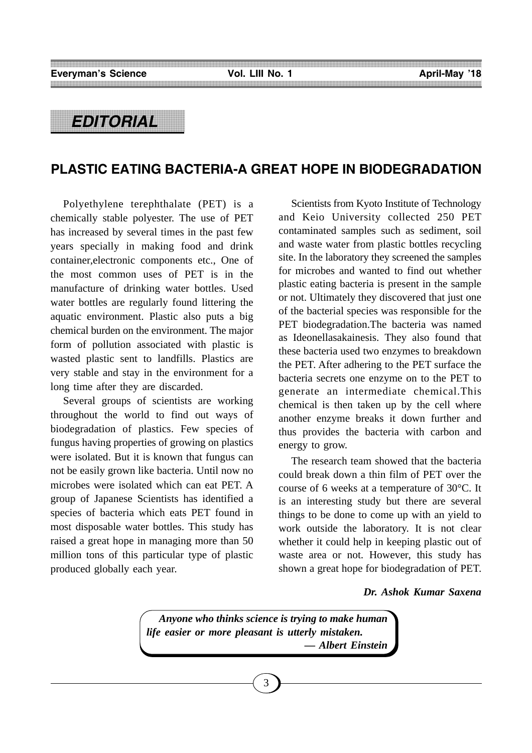## EDITORIAL

# PLASTIC EATING BACTERIA-A GREAT HOPE IN BIODEGRADATION

Polyethylene terephthalate (PET) is a chemically stable polyester. The use of PET has increased by several times in the past few years specially in making food and drink container,electronic components etc., One of the most common uses of PET is in the manufacture of drinking water bottles. Used water bottles are regularly found littering the aquatic environment. Plastic also puts a big chemical burden on the environment. The major form of pollution associated with plastic is wasted plastic sent to landfills. Plastics are very stable and stay in the environment for a long time after they are discarded.

Several groups of scientists are working throughout the world to find out ways of biodegradation of plastics. Few species of fungus having properties of growing on plastics were isolated. But it is known that fungus can not be easily grown like bacteria. Until now no microbes were isolated which can eat PET. A group of Japanese Scientists has identified a species of bacteria which eats PET found in most disposable water bottles. This study has raised a great hope in managing more than 50 million tons of this particular type of plastic produced globally each year.

Scientists from Kyoto Institute of Technology and Keio University collected 250 PET contaminated samples such as sediment, soil and waste water from plastic bottles recycling site. In the laboratory they screened the samples for microbes and wanted to find out whether plastic eating bacteria is present in the sample or not. Ultimately they discovered that just one of the bacterial species was responsible for the PET biodegradation.The bacteria was named as Ideonellasakainesis. They also found that these bacteria used two enzymes to breakdown the PET. After adhering to the PET surface the bacteria secrets one enzyme on to the PET to generate an intermediate chemical.This chemical is then taken up by the cell where another enzyme breaks it down further and thus provides the bacteria with carbon and energy to grow.

The research team showed that the bacteria could break down a thin film of PET over the course of 6 weeks at a temperature of 30°C. It is an interesting study but there are several things to be done to come up with an yield to work outside the laboratory. It is not clear whether it could help in keeping plastic out of waste area or not. However, this study has shown a great hope for biodegradation of PET.

***Dr. Ashok Kumar Saxena***

> ***Anyone who thinks science is trying to make human life easier or more pleasant is utterly mistaken.***
>
> ***— Albert Einstein***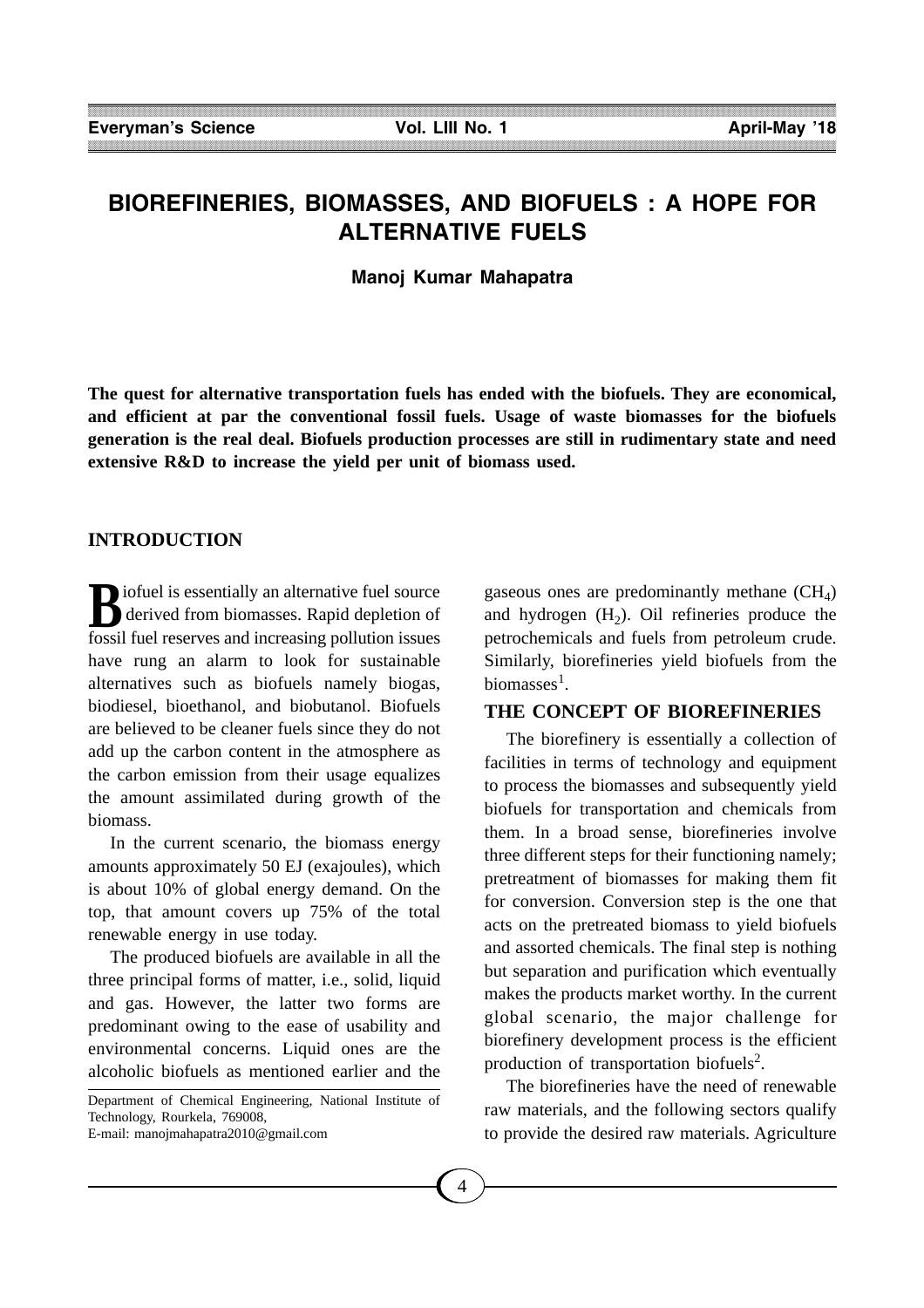# BIOREFINERIES, BIOMASSES, AND BIOFUELS : A HOPE FOR ALTERNATIVE FUELS

**Manoj Kumar Mahapatra**

**The quest for alternative transportation fuels has ended with the biofuels. They are economical, and efficient at par the conventional fossil fuels. Usage of waste biomasses for the biofuels generation is the real deal. Biofuels production processes are still in rudimentary state and need extensive R&D to increase the yield per unit of biomass used.**

## INTRODUCTION

Biofuel is essentially an alternative fuel source derived from biomasses. Rapid depletion of fossil fuel reserves and increasing pollution issues have rung an alarm to look for sustainable alternatives such as biofuels namely biogas, biodiesel, bioethanol, and biobutanol. Biofuels are believed to be cleaner fuels since they do not add up the carbon content in the atmosphere as the carbon emission from their usage equalizes the amount assimilated during growth of the biomass.

In the current scenario, the biomass energy amounts approximately 50 EJ (exajoules), which is about 10% of global energy demand. On the top, that amount covers up 75% of the total renewable energy in use today.

The produced biofuels are available in all the three principal forms of matter, i.e., solid, liquid and gas. However, the latter two forms are predominant owing to the ease of usability and environmental concerns. Liquid ones are the alcoholic biofuels as mentioned earlier and the gaseous ones are predominantly methane ($CH_4$) and hydrogen ($H_2$). Oil refineries produce the petrochemicals and fuels from petroleum crude. Similarly, biorefineries yield biofuels from the biomasses[1].

Department of Chemical Engineering, National Institute of Technology, Rourkela, 769008,
E-mail: manojmahapatra2010@gmail.com

## THE CONCEPT OF BIOREFINERIES

The biorefinery is essentially a collection of facilities in terms of technology and equipment to process the biomasses and subsequently yield biofuels for transportation and chemicals from them. In a broad sense, biorefineries involve three different steps for their functioning namely; pretreatment of biomasses for making them fit for conversion. Conversion step is the one that acts on the pretreated biomass to yield biofuels and assorted chemicals. The final step is nothing but separation and purification which eventually makes the products market worthy. In the current global scenario, the major challenge for biorefinery development process is the efficient production of transportation biofuels[2].

The biorefineries have the need of renewable raw materials, and the following sectors qualify to provide the desired raw materials. Agriculture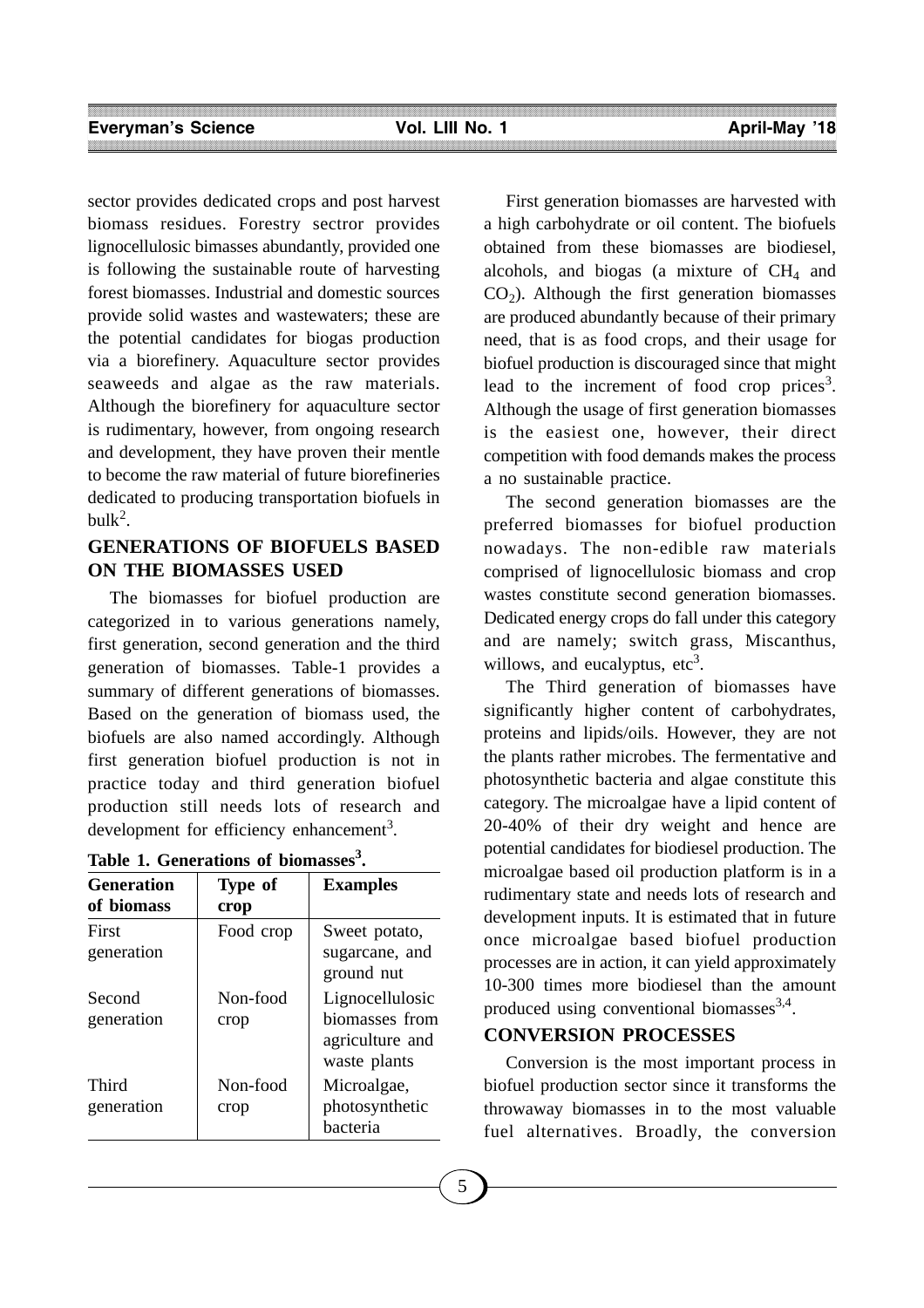sector provides dedicated crops and post harvest biomass residues. Forestry sectror provides lignocellulosic bimasses abundantly, provided one is following the sustainable route of harvesting forest biomasses. Industrial and domestic sources provide solid wastes and wastewaters; these are the potential candidates for biogas production via a biorefinery. Aquaculture sector provides seaweeds and algae as the raw materials. Although the biorefinery for aquaculture sector is rudimentary, however, from ongoing research and development, they have proven their mentle to become the raw material of future biorefineries dedicated to producing transportation biofuels in bulk[2].

## GENERATIONS OF BIOFUELS BASED ON THE BIOMASSES USED

The biomasses for biofuel production are categorized in to various generations namely, first generation, second generation and the third generation of biomasses. Table-1 provides a summary of different generations of biomasses. Based on the generation of biomass used, the biofuels are also named accordingly. Although first generation biofuel production is not in practice today and third generation biofuel production still needs lots of research and development for efficiency enhancement[3].

**Table 1. Generations of biomasses[3].**

| Generation of biomass | Type of crop | Examples |
|---|---|---|
| First generation | Food crop | Sweet potato, sugarcane, and ground nut |
| Second generation | Non-food crop | Lignocellulosic biomasses from agriculture and waste plants |
| Third generation | Non-food crop | Microalgae, photosynthetic bacteria |

First generation biomasses are harvested with a high carbohydrate or oil content. The biofuels obtained from these biomasses are biodiesel, alcohols, and biogas (a mixture of $CH_4$ and $CO_2$). Although the first generation biomasses are produced abundantly because of their primary need, that is as food crops, and their usage for biofuel production is discouraged since that might lead to the increment of food crop prices[3]. Although the usage of first generation biomasses is the easiest one, however, their direct competition with food demands makes the process a no sustainable practice.

The second generation biomasses are the preferred biomasses for biofuel production nowadays. The non-edible raw materials comprised of lignocellulosic biomass and crop wastes constitute second generation biomasses. Dedicated energy crops do fall under this category and are namely; switch grass, Miscanthus, willows, and eucalyptus, etc[3].

The Third generation of biomasses have significantly higher content of carbohydrates, proteins and lipids/oils. However, they are not the plants rather microbes. The fermentative and photosynthetic bacteria and algae constitute this category. The microalgae have a lipid content of 20-40% of their dry weight and hence are potential candidates for biodiesel production. The microalgae based oil production platform is in a rudimentary state and needs lots of research and development inputs. It is estimated that in future once microalgae based biofuel production processes are in action, it can yield approximately 10-300 times more biodiesel than the amount produced using conventional biomasses[3,4].

## CONVERSION PROCESSES

Conversion is the most important process in biofuel production sector since it transforms the throwaway biomasses in to the most valuable fuel alternatives. Broadly, the conversion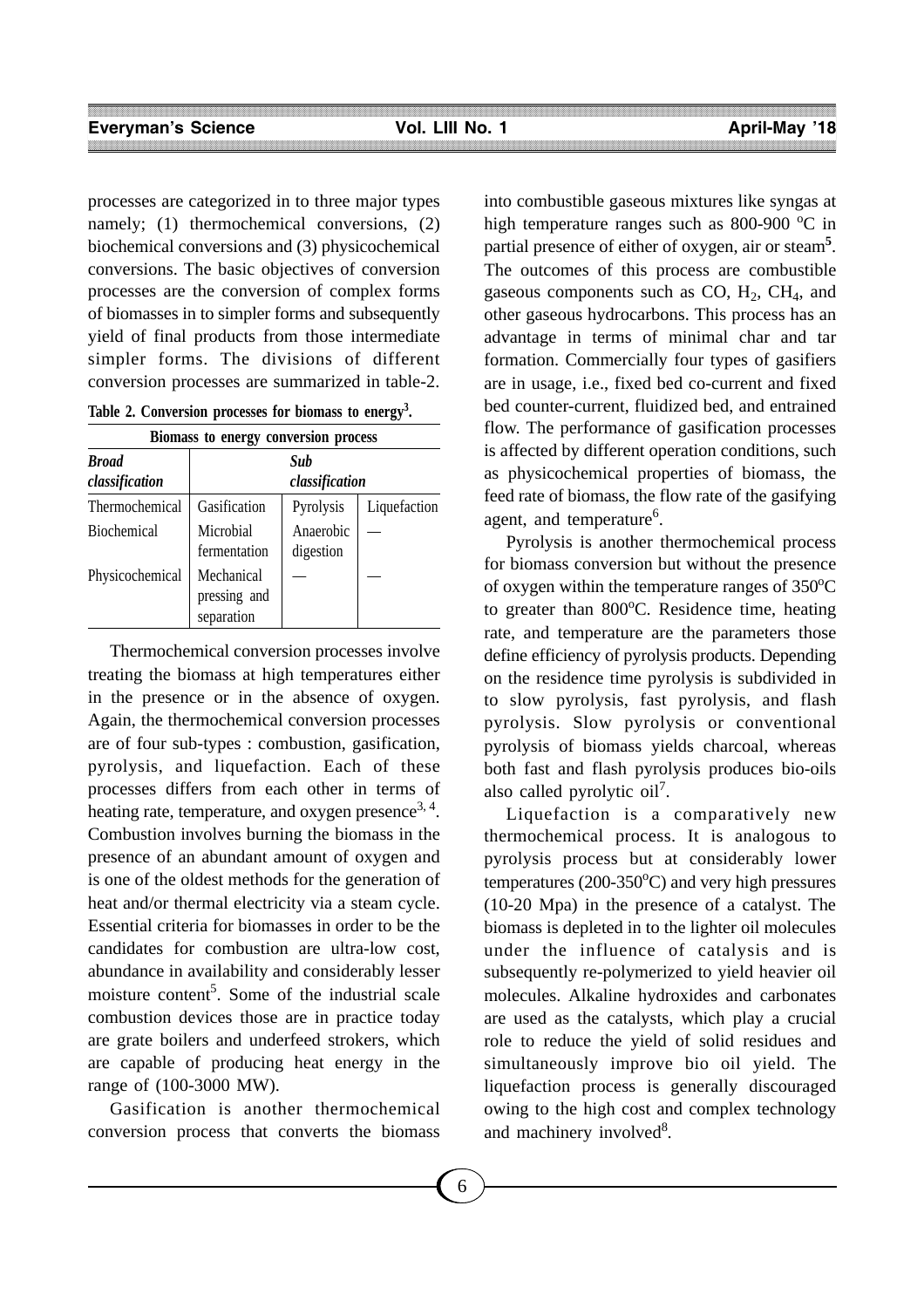processes are categorized in to three major types namely; (1) thermochemical conversions, (2) biochemical conversions and (3) physicochemical conversions. The basic objectives of conversion processes are the conversion of complex forms of biomasses in to simpler forms and subsequently yield of final products from those intermediate simpler forms. The divisions of different conversion processes are summarized in table-2.

**Table 2. Conversion processes for biomass to energy[3].**

| Biomass to energy conversion process | | | |
|---|---|---|---|
| ***Broad classification*** | ***Sub classification*** | | |
| Thermochemical | Gasification | Pyrolysis | Liquefaction |
| Biochemical | Microbial fermentation | Anaerobic digestion | — |
| Physicochemical | Mechanical pressing and separation | — | — |

Thermochemical conversion processes involve treating the biomass at high temperatures either in the presence or in the absence of oxygen. Again, the thermochemical conversion processes are of four sub-types : combustion, gasification, pyrolysis, and liquefaction. Each of these processes differs from each other in terms of heating rate, temperature, and oxygen presence[3, 4]. Combustion involves burning the biomass in the presence of an abundant amount of oxygen and is one of the oldest methods for the generation of heat and/or thermal electricity via a steam cycle. Essential criteria for biomasses in order to be the candidates for combustion are ultra-low cost, abundance in availability and considerably lesser moisture content[5]. Some of the industrial scale combustion devices those are in practice today are grate boilers and underfeed strokers, which are capable of producing heat energy in the range of (100-3000 MW).

Gasification is another thermochemical conversion process that converts the biomass into combustible gaseous mixtures like syngas at high temperature ranges such as 800-900 $^{o}$C in partial presence of either of oxygen, air or steam[5]. The outcomes of this process are combustible gaseous components such as CO, $H_2$, $CH_4$, and other gaseous hydrocarbons. This process has an advantage in terms of minimal char and tar formation. Commercially four types of gasifiers are in usage, i.e., fixed bed co-current and fixed bed counter-current, fluidized bed, and entrained flow. The performance of gasification processes is affected by different operation conditions, such as physicochemical properties of biomass, the feed rate of biomass, the flow rate of the gasifying agent, and temperature[6].

Pyrolysis is another thermochemical process for biomass conversion but without the presence of oxygen within the temperature ranges of 350$^{o}$C to greater than 800$^{o}$C. Residence time, heating rate, and temperature are the parameters those define efficiency of pyrolysis products. Depending on the residence time pyrolysis is subdivided in to slow pyrolysis, fast pyrolysis, and flash pyrolysis. Slow pyrolysis or conventional pyrolysis of biomass yields charcoal, whereas both fast and flash pyrolysis produces bio-oils also called pyrolytic oil[7].

Liquefaction is a comparatively new thermochemical process. It is analogous to pyrolysis process but at considerably lower temperatures (200-350$^{o}$C) and very high pressures (10-20 Mpa) in the presence of a catalyst. The biomass is depleted in to the lighter oil molecules under the influence of catalysis and is subsequently re-polymerized to yield heavier oil molecules. Alkaline hydroxides and carbonates are used as the catalysts, which play a crucial role to reduce the yield of solid residues and simultaneously improve bio oil yield. The liquefaction process is generally discouraged owing to the high cost and complex technology and machinery involved[8].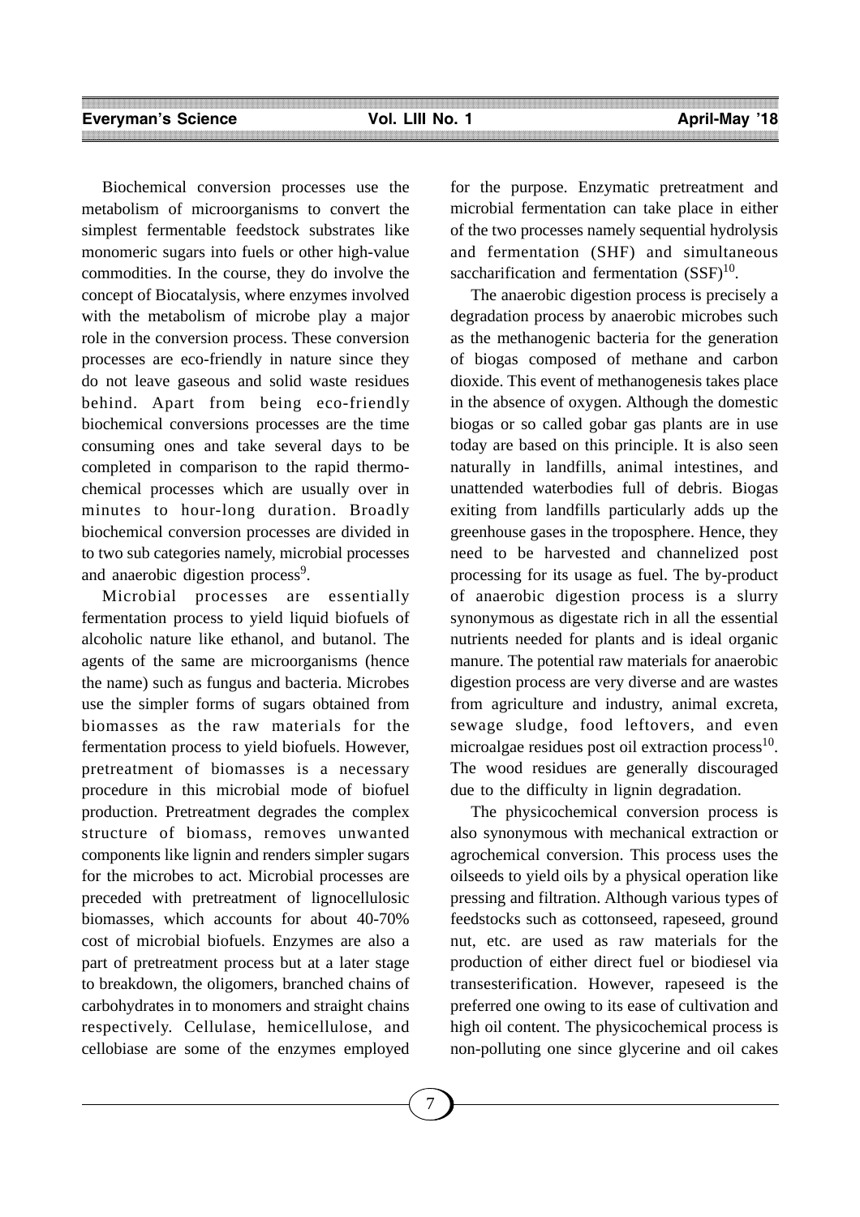Biochemical conversion processes use the metabolism of microorganisms to convert the simplest fermentable feedstock substrates like monomeric sugars into fuels or other high-value commodities. In the course, they do involve the concept of Biocatalysis, where enzymes involved with the metabolism of microbe play a major role in the conversion process. These conversion processes are eco-friendly in nature since they do not leave gaseous and solid waste residues behind. Apart from being eco-friendly biochemical conversions processes are the time consuming ones and take several days to be completed in comparison to the rapid thermo-chemical processes which are usually over in minutes to hour-long duration. Broadly biochemical conversion processes are divided in to two sub categories namely, microbial processes and anaerobic digestion process[9].

Microbial processes are essentially fermentation process to yield liquid biofuels of alcoholic nature like ethanol, and butanol. The agents of the same are microorganisms (hence the name) such as fungus and bacteria. Microbes use the simpler forms of sugars obtained from biomasses as the raw materials for the fermentation process to yield biofuels. However, pretreatment of biomasses is a necessary procedure in this microbial mode of biofuel production. Pretreatment degrades the complex structure of biomass, removes unwanted components like lignin and renders simpler sugars for the microbes to act. Microbial processes are preceded with pretreatment of lignocellulosic biomasses, which accounts for about 40-70% cost of microbial biofuels. Enzymes are also a part of pretreatment process but at a later stage to breakdown, the oligomers, branched chains of carbohydrates in to monomers and straight chains respectively. Cellulase, hemicellulose, and cellobiase are some of the enzymes employed for the purpose. Enzymatic pretreatment and microbial fermentation can take place in either of the two processes namely sequential hydrolysis and fermentation (SHF) and simultaneous saccharification and fermentation (SSF)[10].

The anaerobic digestion process is precisely a degradation process by anaerobic microbes such as the methanogenic bacteria for the generation of biogas composed of methane and carbon dioxide. This event of methanogenesis takes place in the absence of oxygen. Although the domestic biogas or so called gobar gas plants are in use today are based on this principle. It is also seen naturally in landfills, animal intestines, and unattended waterbodies full of debris. Biogas exiting from landfills particularly adds up the greenhouse gases in the troposphere. Hence, they need to be harvested and channelized post processing for its usage as fuel. The by-product of anaerobic digestion process is a slurry synonymous as digestate rich in all the essential nutrients needed for plants and is ideal organic manure. The potential raw materials for anaerobic digestion process are very diverse and are wastes from agriculture and industry, animal excreta, sewage sludge, food leftovers, and even microalgae residues post oil extraction process[10]. The wood residues are generally discouraged due to the difficulty in lignin degradation.

The physicochemical conversion process is also synonymous with mechanical extraction or agrochemical conversion. This process uses the oilseeds to yield oils by a physical operation like pressing and filtration. Although various types of feedstocks such as cottonseed, rapeseed, ground nut, etc. are used as raw materials for the production of either direct fuel or biodiesel via transesterification. However, rapeseed is the preferred one owing to its ease of cultivation and high oil content. The physicochemical process is non-polluting one since glycerine and oil cakes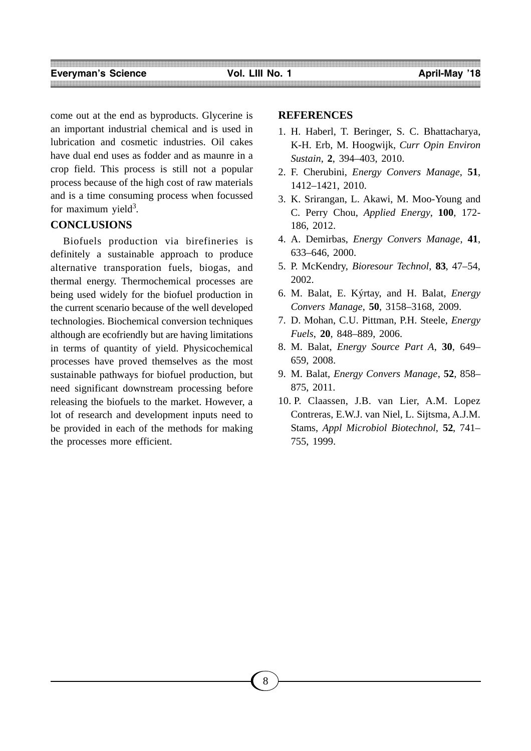come out at the end as byproducts. Glycerine is an important industrial chemical and is used in lubrication and cosmetic industries. Oil cakes have dual end uses as fodder and as maunre in a crop field. This process is still not a popular process because of the high cost of raw materials and is a time consuming process when focussed for maximum yield[3].

## CONCLUSIONS

Biofuels production via birefineries is definitely a sustainable approach to produce alternative transporation fuels, biogas, and thermal energy. Thermochemical processes are being used widely for the biofuel production in the current scenario because of the well developed technologies. Biochemical conversion techniques although are ecofriendly but are having limitations in terms of quantity of yield. Physicochemical processes have proved themselves as the most sustainable pathways for biofuel production, but need significant downstream processing before releasing the biofuels to the market. However, a lot of research and development inputs need to be provided in each of the methods for making the processes more efficient.

## REFERENCES

1. H. Haberl, T. Beringer, S. C. Bhattacharya, K-H. Erb, M. Hoogwijk, *Curr Opin Environ Sustain*, **2**, 394–403, 2010.
2. F. Cherubini, *Energy Convers Manage*, **51**, 1412–1421, 2010.
3. K. Srirangan, L. Akawi, M. Moo-Young and C. Perry Chou, *Applied Energy*, **100**, 172-186, 2012.
4. A. Demirbas, *Energy Convers Manage*, **41**, 633–646, 2000.
5. P. McKendry, *Bioresour Technol*, **83**, 47–54, 2002.
6. M. Balat, E. Kýrtay, and H. Balat, *Energy Convers Manage*, **50**, 3158–3168, 2009.
7. D. Mohan, C.U. Pittman, P.H. Steele, *Energy Fuels*, **20**, 848–889, 2006.
8. M. Balat, *Energy Source Part A*, **30**, 649–659, 2008.
9. M. Balat, *Energy Convers Manage*, **52**, 858–875, 2011.
10. P. Claassen, J.B. van Lier, A.M. Lopez Contreras, E.W.J. van Niel, L. Sijtsma, A.J.M. Stams, *Appl Microbiol Biotechnol*, **52**, 741–755, 1999.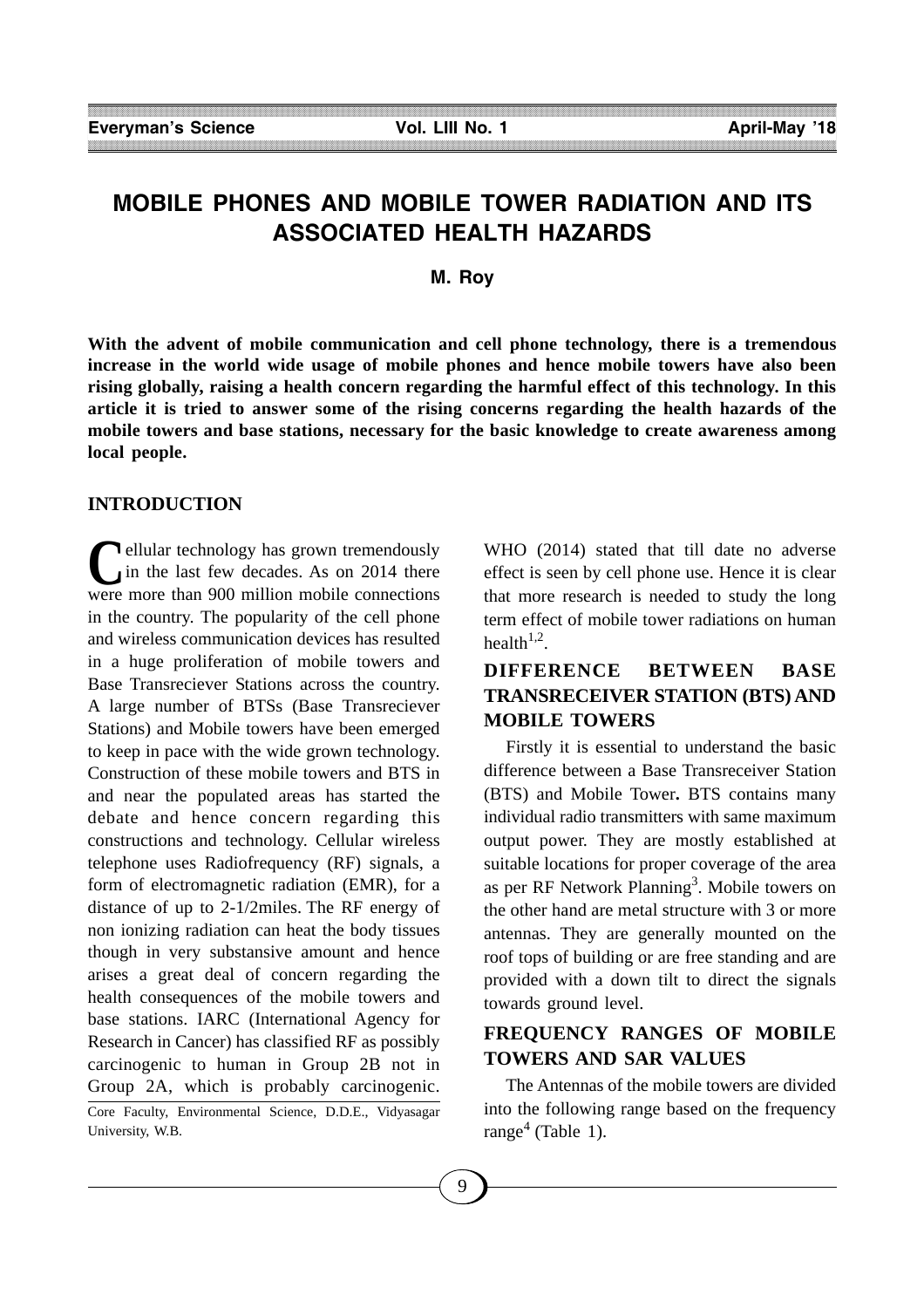# MOBILE PHONES AND MOBILE TOWER RADIATION AND ITS ASSOCIATED HEALTH HAZARDS

**M. Roy**

**With the advent of mobile communication and cell phone technology, there is a tremendous increase in the world wide usage of mobile phones and hence mobile towers have also been rising globally, raising a health concern regarding the harmful effect of this technology. In this article it is tried to answer some of the rising concerns regarding the health hazards of the mobile towers and base stations, necessary for the basic knowledge to create awareness among local people.**

## INTRODUCTION

Cellular technology has grown tremendously in the last few decades. As on 2014 there were more than 900 million mobile connections in the country. The popularity of the cell phone and wireless communication devices has resulted in a huge proliferation of mobile towers and Base Transreciever Stations across the country. A large number of BTSs (Base Transreciever Stations) and Mobile towers have been emerged to keep in pace with the wide grown technology. Construction of these mobile towers and BTS in and near the populated areas has started the debate and hence concern regarding this constructions and technology. Cellular wireless telephone uses Radiofrequency (RF) signals, a form of electromagnetic radiation (EMR), for a distance of up to 2-1/2miles. The RF energy of non ionizing radiation can heat the body tissues though in very substansive amount and hence arises a great deal of concern regarding the health consequences of the mobile towers and base stations. IARC (International Agency for Research in Cancer) has classified RF as possibly carcinogenic to human in Group 2B not in Group 2A, which is probably carcinogenic. WHO (2014) stated that till date no adverse effect is seen by cell phone use. Hence it is clear that more research is needed to study the long term effect of mobile tower radiations on human health[1,2].

Core Faculty, Environmental Science, D.D.E., Vidyasagar University, W.B.

## DIFFERENCE BETWEEN BASE TRANSRECEIVER STATION (BTS) AND MOBILE TOWERS

Firstly it is essential to understand the basic difference between a Base Transreceiver Station (BTS) and Mobile Tower**.** BTS contains many individual radio transmitters with same maximum output power. They are mostly established at suitable locations for proper coverage of the area as per RF Network Planning[3]. Mobile towers on the other hand are metal structure with 3 or more antennas. They are generally mounted on the roof tops of building or are free standing and are provided with a down tilt to direct the signals towards ground level.

## FREQUENCY RANGES OF MOBILE TOWERS AND SAR VALUES

The Antennas of the mobile towers are divided into the following range based on the frequency range[4] (Table 1).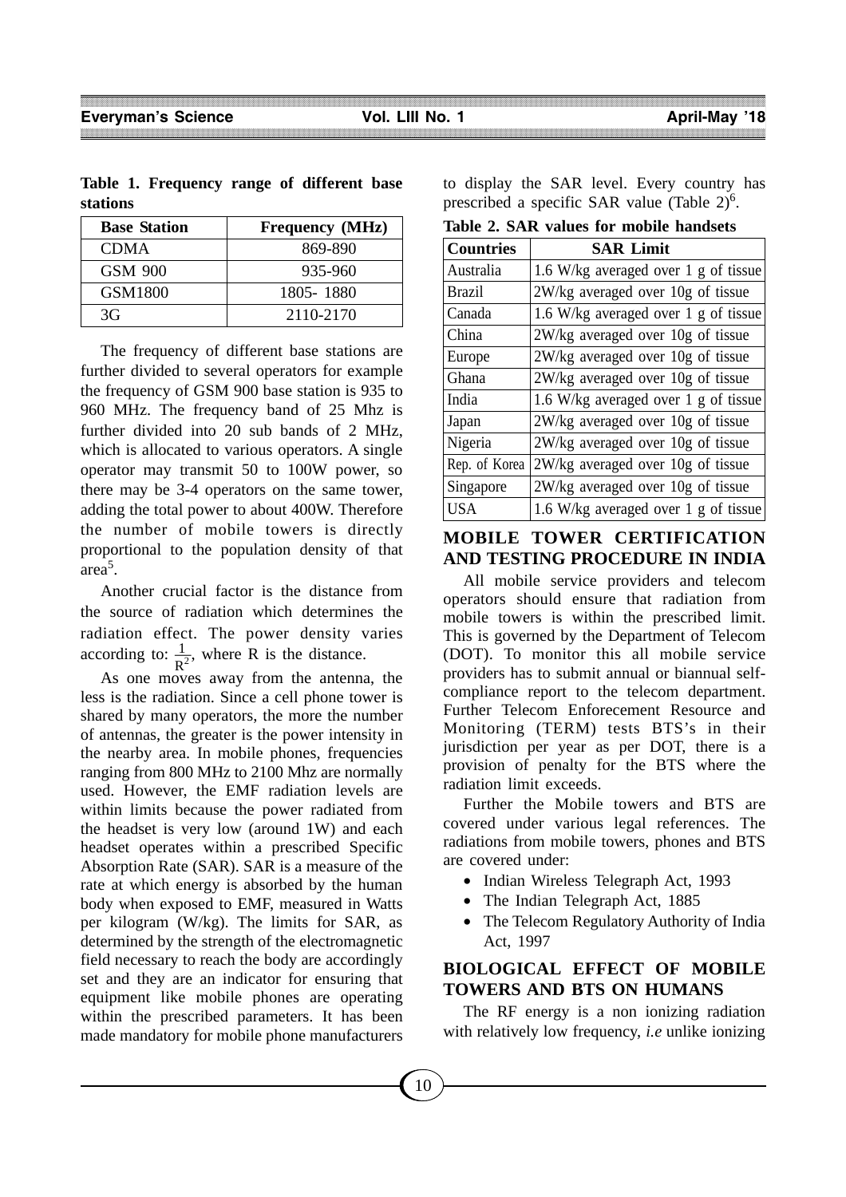**Table 1. Frequency range of different base stations**

| Base Station | Frequency (MHz) |
|---|---|
| CDMA | 869-890 |
| GSM 900 | 935-960 |
| GSM1800 | 1805- 1880 |
| 3G | 2110-2170 |

The frequency of different base stations are further divided to several operators for example the frequency of GSM 900 base station is 935 to 960 MHz. The frequency band of 25 Mhz is further divided into 20 sub bands of 2 MHz, which is allocated to various operators. A single operator may transmit 50 to 100W power, so there may be 3-4 operators on the same tower, adding the total power to about 400W. Therefore the number of mobile towers is directly proportional to the population density of that area[5].

Another crucial factor is the distance from the source of radiation which determines the radiation effect. The power density varies according to: $\frac{1}{R^2}$, where R is the distance.

As one moves away from the antenna, the less is the radiation. Since a cell phone tower is shared by many operators, the more the number of antennas, the greater is the power intensity in the nearby area. In mobile phones, frequencies ranging from 800 MHz to 2100 Mhz are normally used. However, the EMF radiation levels are within limits because the power radiated from the headset is very low (around 1W) and each headset operates within a prescribed Specific Absorption Rate (SAR). SAR is a measure of the rate at which energy is absorbed by the human body when exposed to EMF, measured in Watts per kilogram (W/kg). The limits for SAR, as determined by the strength of the electromagnetic field necessary to reach the body are accordingly set and they are an indicator for ensuring that equipment like mobile phones are operating within the prescribed parameters. It has been made mandatory for mobile phone manufacturers to display the SAR level. Every country has prescribed a specific SAR value (Table 2)[6].

**Table 2. SAR values for mobile handsets**

| Countries | SAR Limit |
|---|---|
| Australia | 1.6 W/kg averaged over 1 g of tissue |
| Brazil | 2W/kg averaged over 10g of tissue |
| Canada | 1.6 W/kg averaged over 1 g of tissue |
| China | 2W/kg averaged over 10g of tissue |
| Europe | 2W/kg averaged over 10g of tissue |
| Ghana | 2W/kg averaged over 10g of tissue |
| India | 1.6 W/kg averaged over 1 g of tissue |
| Japan | 2W/kg averaged over 10g of tissue |
| Nigeria | 2W/kg averaged over 10g of tissue |
| Rep. of Korea | 2W/kg averaged over 10g of tissue |
| Singapore | 2W/kg averaged over 10g of tissue |
| USA | 1.6 W/kg averaged over 1 g of tissue |

## MOBILE TOWER CERTIFICATION AND TESTING PROCEDURE IN INDIA

All mobile service providers and telecom operators should ensure that radiation from mobile towers is within the prescribed limit. This is governed by the Department of Telecom (DOT). To monitor this all mobile service providers has to submit annual or biannual self-compliance report to the telecom department. Further Telecom Enforecement Resource and Monitoring (TERM) tests BTS's in their jurisdiction per year as per DOT, there is a provision of penalty for the BTS where the radiation limit exceeds.

Further the Mobile towers and BTS are covered under various legal references. The radiations from mobile towers, phones and BTS are covered under:

- Indian Wireless Telegraph Act, 1993
- The Indian Telegraph Act, 1885
- The Telecom Regulatory Authority of India Act, 1997

## BIOLOGICAL EFFECT OF MOBILE TOWERS AND BTS ON HUMANS

The RF energy is a non ionizing radiation with relatively low frequency, *i.e* unlike ionizing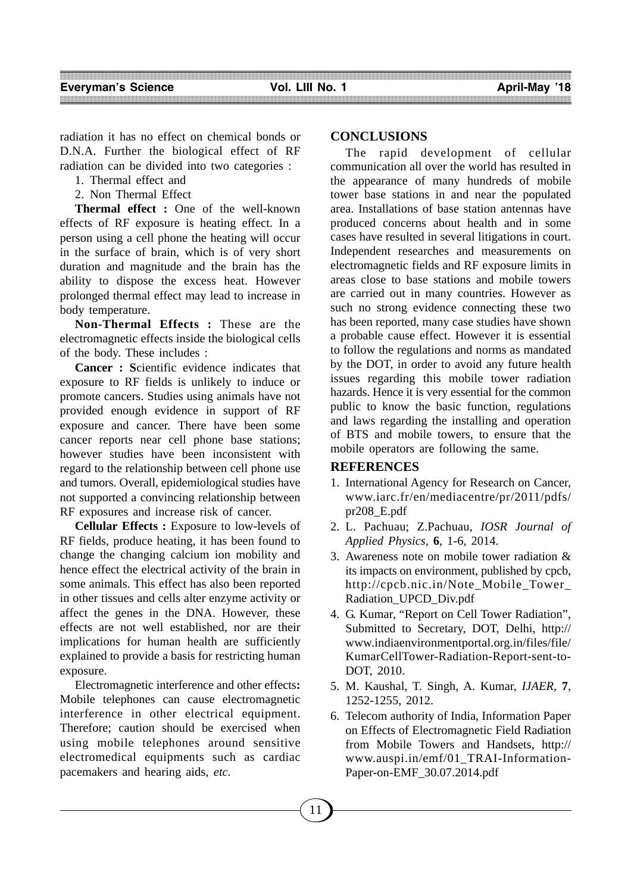radiation it has no effect on chemical bonds or D.N.A. Further the biological effect of RF radiation can be divided into two categories :

1. Thermal effect and
2. Non Thermal Effect

**Thermal effect :** One of the well-known effects of RF exposure is heating effect. In a person using a cell phone the heating will occur in the surface of brain, which is of very short duration and magnitude and the brain has the ability to dispose the excess heat. However prolonged thermal effect may lead to increase in body temperature.

**Non-Thermal Effects :** These are the electromagnetic effects inside the biological cells of the body. These includes :

**Cancer : S**cientific evidence indicates that exposure to RF fields is unlikely to induce or promote cancers. Studies using animals have not provided enough evidence in support of RF exposure and cancer. There have been some cancer reports near cell phone base stations; however studies have been inconsistent with regard to the relationship between cell phone use and tumors. Overall, epidemiological studies have not supported a convincing relationship between RF exposures and increase risk of cancer.

**Cellular Effects :** Exposure to low-levels of RF fields, produce heating, it has been found to change the changing calcium ion mobility and hence effect the electrical activity of the brain in some animals. This effect has also been reported in other tissues and cells alter enzyme activity or affect the genes in the DNA. However, these effects are not well established, nor are their implications for human health are sufficiently explained to provide a basis for restricting human exposure.

Electromagnetic interference and other effects**:** Mobile telephones can cause electromagnetic interference in other electrical equipment. Therefore; caution should be exercised when using mobile telephones around sensitive electromedical equipments such as cardiac pacemakers and hearing aids, *etc.*

## CONCLUSIONS

The rapid development of cellular communication all over the world has resulted in the appearance of many hundreds of mobile tower base stations in and near the populated area. Installations of base station antennas have produced concerns about health and in some cases have resulted in several litigations in court. Independent researches and measurements on electromagnetic fields and RF exposure limits in areas close to base stations and mobile towers are carried out in many countries. However as such no strong evidence connecting these two has been reported, many case studies have shown a probable cause effect. However it is essential to follow the regulations and norms as mandated by the DOT, in order to avoid any future health issues regarding this mobile tower radiation hazards. Hence it is very essential for the common public to know the basic function, regulations and laws regarding the installing and operation of BTS and mobile towers, to ensure that the mobile operators are following the same.

## REFERENCES

1. International Agency for Research on Cancer, www.iarc.fr/en/mediacentre/pr/2011/pdfs/pr208_E.pdf
2. L. Pachuau; Z.Pachuau, *IOSR Journal of Applied Physics,* **6**, 1-6, 2014.
3. Awareness note on mobile tower radiation & its impacts on environment, published by cpcb, http://cpcb.nic.in/Note_Mobile_Tower_Radiation_UPCD_Div.pdf
4. G. Kumar, "Report on Cell Tower Radiation", Submitted to Secretary, DOT, Delhi, http://www.indiaenvironmentportal.org.in/files/file/KumarCellTower-Radiation-Report-sent-to-DOT, 2010.
5. M. Kaushal, T. Singh, A. Kumar, *IJAER*, **7**, 1252-1255, 2012.
6. Telecom authority of India, Information Paper on Effects of Electromagnetic Field Radiation from Mobile Towers and Handsets, http://www.auspi.in/emf/01_TRAI-Information-Paper-on-EMF_30.07.2014.pdf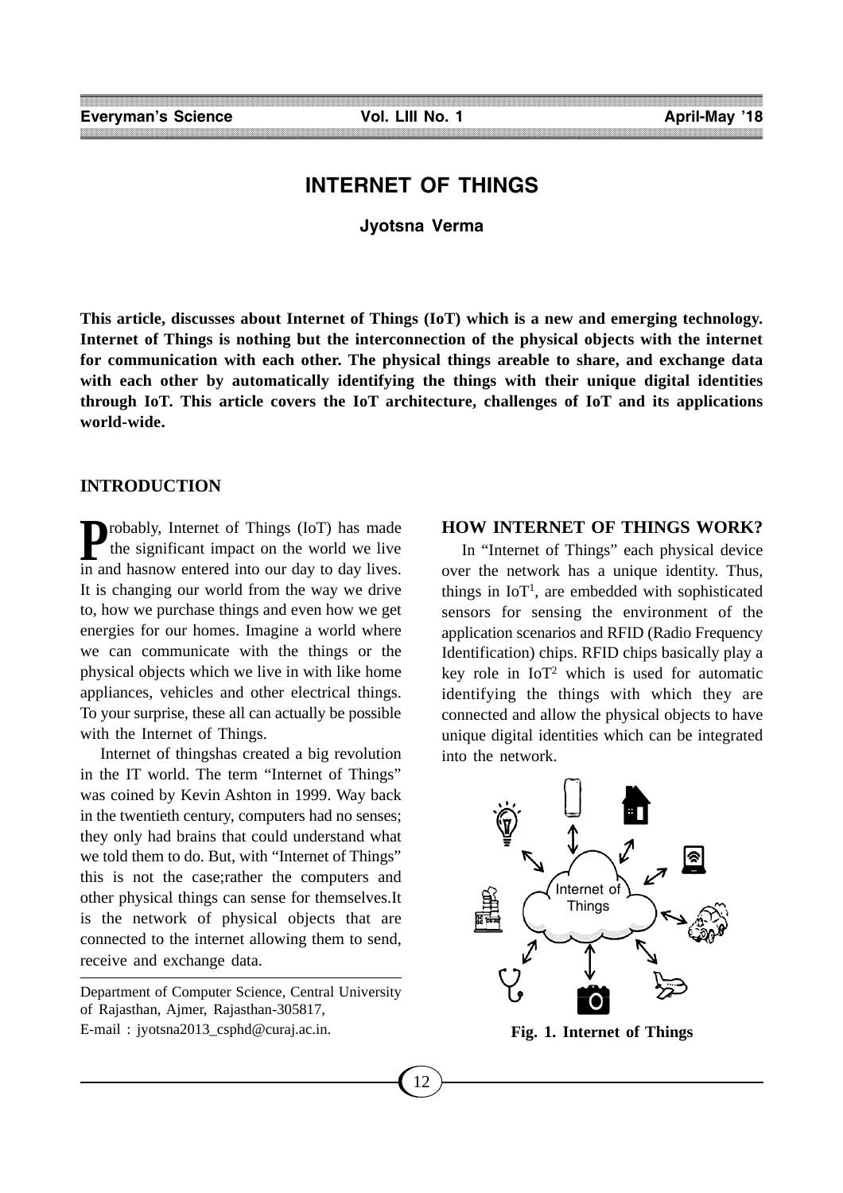# INTERNET OF THINGS

**Jyotsna Verma**

**This article, discusses about Internet of Things (IoT) which is a new and emerging technology. Internet of Things is nothing but the interconnection of the physical objects with the internet for communication with each other. The physical things areable to share, and exchange data with each other by automatically identifying the things with their unique digital identities through IoT. This article covers the IoT architecture, challenges of IoT and its applications world-wide.**

## INTRODUCTION

Probably, Internet of Things (IoT) has made the significant impact on the world we live in and hasnow entered into our day to day lives. It is changing our world from the way we drive to, how we purchase things and even how we get energies for our homes. Imagine a world where we can communicate with the things or the physical objects which we live in with like home appliances, vehicles and other electrical things. To your surprise, these all can actually be possible with the Internet of Things.

Internet of thingshas created a big revolution in the IT world. The term "Internet of Things" was coined by Kevin Ashton in 1999. Way back in the twentieth century, computers had no senses; they only had brains that could understand what we told them to do. But, with "Internet of Things" this is not the case;rather the computers and other physical things can sense for themselves.It is the network of physical objects that are connected to the internet allowing them to send, receive and exchange data.

Department of Computer Science, Central University of Rajasthan, Ajmer, Rajasthan-305817,
E-mail : jyotsna2013_csphd@curaj.ac.in.

## HOW INTERNET OF THINGS WORK?

In "Internet of Things" each physical device over the network has a unique identity. Thus, things in IoT[1], are embedded with sophisticated sensors for sensing the environment of the application scenarios and RFID (Radio Frequency Identification) chips. RFID chips basically play a key role in IoT[2] which is used for automatic identifying the things with which they are connected and allow the physical objects to have unique digital identities which can be integrated into the network.

**Fig. 1. Internet of Things**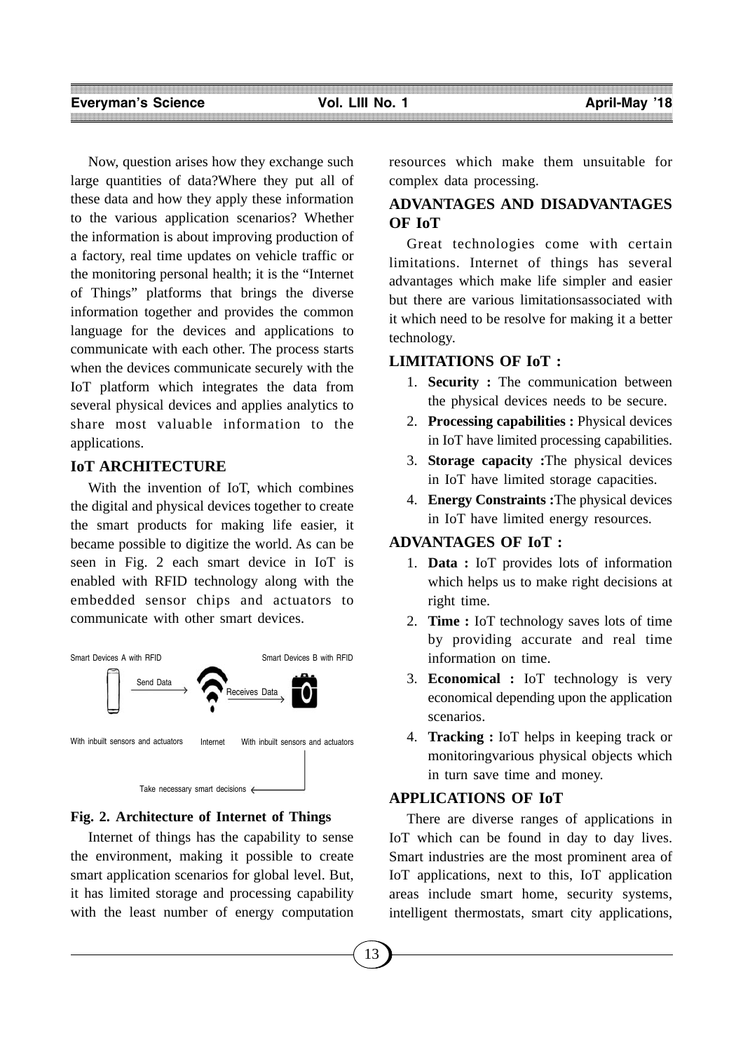Now, question arises how they exchange such large quantities of data?Where they put all of these data and how they apply these information to the various application scenarios? Whether the information is about improving production of a factory, real time updates on vehicle traffic or the monitoring personal health; it is the "Internet of Things" platforms that brings the diverse information together and provides the common language for the devices and applications to communicate with each other. The process starts when the devices communicate securely with the IoT platform which integrates the data from several physical devices and applies analytics to share most valuable information to the applications.

## IoT ARCHITECTURE

With the invention of IoT, which combines the digital and physical devices together to create the smart products for making life easier, it became possible to digitize the world. As can be seen in Fig. 2 each smart device in IoT is enabled with RFID technology along with the embedded sensor chips and actuators to communicate with other smart devices.

Smart Devices A with RFID — Send Data → Internet — Receives Data → Smart Devices B with RFID

With inbuilt sensors and actuators | Internet | With inbuilt sensors and actuators

Take necessary smart decisions

**Fig. 2. Architecture of Internet of Things**

Internet of things has the capability to sense the environment, making it possible to create smart application scenarios for global level. But, it has limited storage and processing capability with the least number of energy computation resources which make them unsuitable for complex data processing.

## ADVANTAGES AND DISADVANTAGES OF IoT

Great technologies come with certain limitations. Internet of things has several advantages which make life simpler and easier but there are various limitationsassociated with it which need to be resolve for making it a better technology.

### LIMITATIONS OF IoT :

1. **Security :** The communication between the physical devices needs to be secure.
2. **Processing capabilities :** Physical devices in IoT have limited processing capabilities.
3. **Storage capacity :**The physical devices in IoT have limited storage capacities.
4. **Energy Constraints :**The physical devices in IoT have limited energy resources.

### ADVANTAGES OF IoT :

1. **Data :** IoT provides lots of information which helps us to make right decisions at right time.
2. **Time :** IoT technology saves lots of time by providing accurate and real time information on time.
3. **Economical :** IoT technology is very economical depending upon the application scenarios.
4. **Tracking :** IoT helps in keeping track or monitoringvarious physical objects which in turn save time and money.

## APPLICATIONS OF IoT

There are diverse ranges of applications in IoT which can be found in day to day lives. Smart industries are the most prominent area of IoT applications, next to this, IoT application areas include smart home, security systems, intelligent thermostats, smart city applications,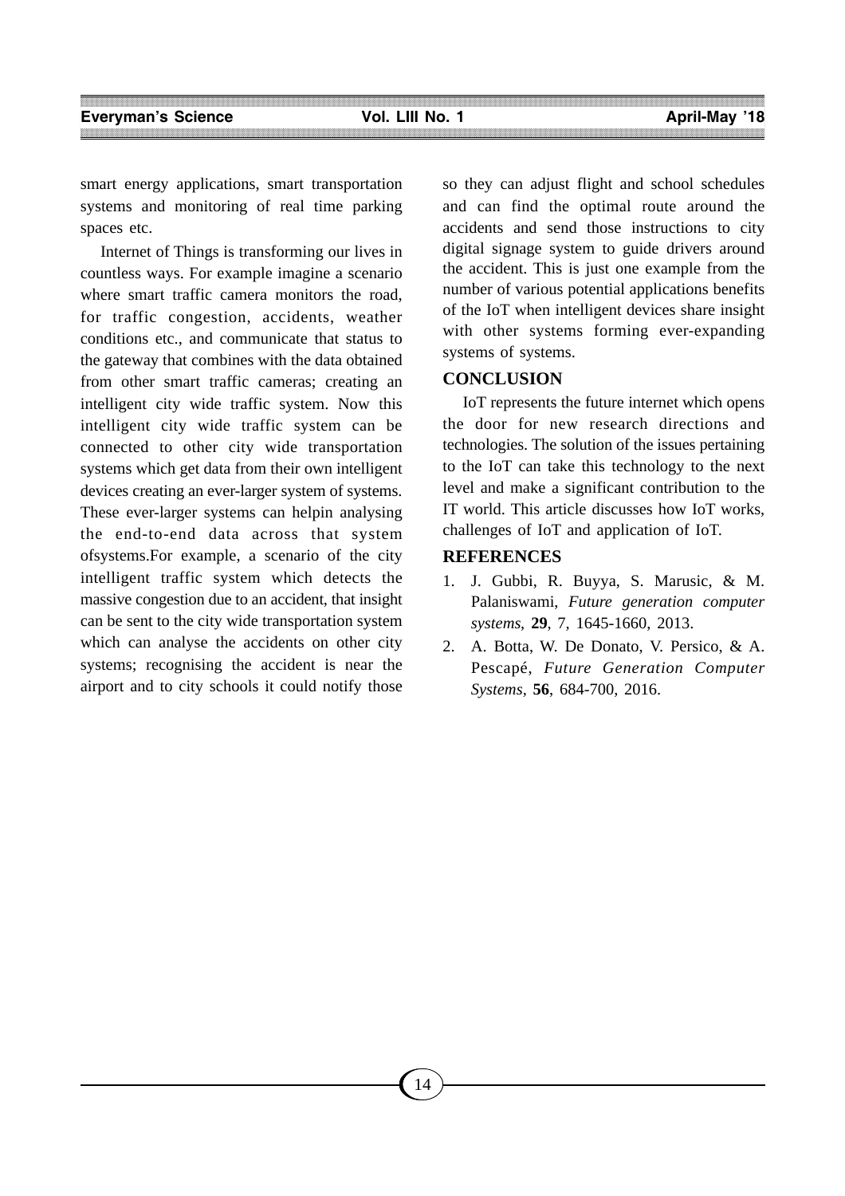smart energy applications, smart transportation systems and monitoring of real time parking spaces etc.

Internet of Things is transforming our lives in countless ways. For example imagine a scenario where smart traffic camera monitors the road, for traffic congestion, accidents, weather conditions etc., and communicate that status to the gateway that combines with the data obtained from other smart traffic cameras; creating an intelligent city wide traffic system. Now this intelligent city wide traffic system can be connected to other city wide transportation systems which get data from their own intelligent devices creating an ever-larger system of systems. These ever-larger systems can helpin analysing the end-to-end data across that system ofsystems.For example, a scenario of the city intelligent traffic system which detects the massive congestion due to an accident, that insight can be sent to the city wide transportation system which can analyse the accidents on other city systems; recognising the accident is near the airport and to city schools it could notify those so they can adjust flight and school schedules and can find the optimal route around the accidents and send those instructions to city digital signage system to guide drivers around the accident. This is just one example from the number of various potential applications benefits of the IoT when intelligent devices share insight with other systems forming ever-expanding systems of systems.

## CONCLUSION

IoT represents the future internet which opens the door for new research directions and technologies. The solution of the issues pertaining to the IoT can take this technology to the next level and make a significant contribution to the IT world. This article discusses how IoT works, challenges of IoT and application of IoT.

## REFERENCES

1. J. Gubbi, R. Buyya, S. Marusic, & M. Palaniswami, *Future generation computer systems*, **29**, 7, 1645-1660, 2013.
2. A. Botta, W. De Donato, V. Persico, & A. Pescapé, *Future Generation Computer Systems*, **56**, 684-700, 2016.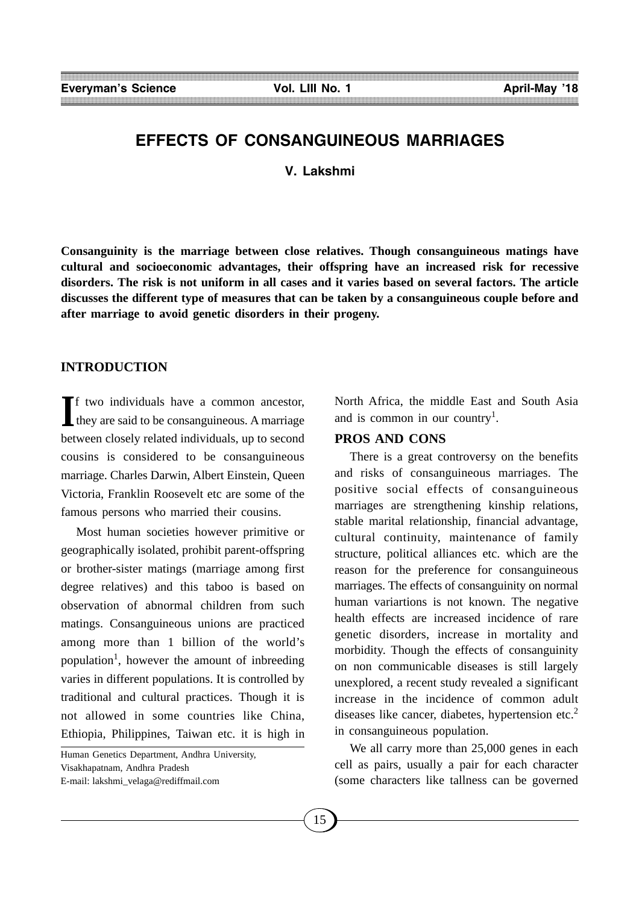# EFFECTS OF CONSANGUINEOUS MARRIAGES

**V. Lakshmi**

**Consanguinity is the marriage between close relatives. Though consanguineous matings have cultural and socioeconomic advantages, their offspring have an increased risk for recessive disorders. The risk is not uniform in all cases and it varies based on several factors. The article discusses the different type of measures that can be taken by a consanguineous couple before and after marriage to avoid genetic disorders in their progeny.**

## INTRODUCTION

If two individuals have a common ancestor, they are said to be consanguineous. A marriage between closely related individuals, up to second cousins is considered to be consanguineous marriage. Charles Darwin, Albert Einstein, Queen Victoria, Franklin Roosevelt etc are some of the famous persons who married their cousins.

Most human societies however primitive or geographically isolated, prohibit parent-offspring or brother-sister matings (marriage among first degree relatives) and this taboo is based on observation of abnormal children from such matings. Consanguineous unions are practiced among more than 1 billion of the world's population[1], however the amount of inbreeding varies in different populations. It is controlled by traditional and cultural practices. Though it is not allowed in some countries like China, Ethiopia, Philippines, Taiwan etc. it is high in North Africa, the middle East and South Asia and is common in our country[1].

Human Genetics Department, Andhra University, Visakhapatnam, Andhra Pradesh
E-mail: lakshmi_velaga@rediffmail.com

## PROS AND CONS

There is a great controversy on the benefits and risks of consanguineous marriages. The positive social effects of consanguineous marriages are strengthening kinship relations, stable marital relationship, financial advantage, cultural continuity, maintenance of family structure, political alliances etc. which are the reason for the preference for consanguineous marriages. The effects of consanguinity on normal human variartions is not known. The negative health effects are increased incidence of rare genetic disorders, increase in mortality and morbidity. Though the effects of consanguinity on non communicable diseases is still largely unexplored, a recent study revealed a significant increase in the incidence of common adult diseases like cancer, diabetes, hypertension etc.[2] in consanguineous population.

We all carry more than 25,000 genes in each cell as pairs, usually a pair for each character (some characters like tallness can be governed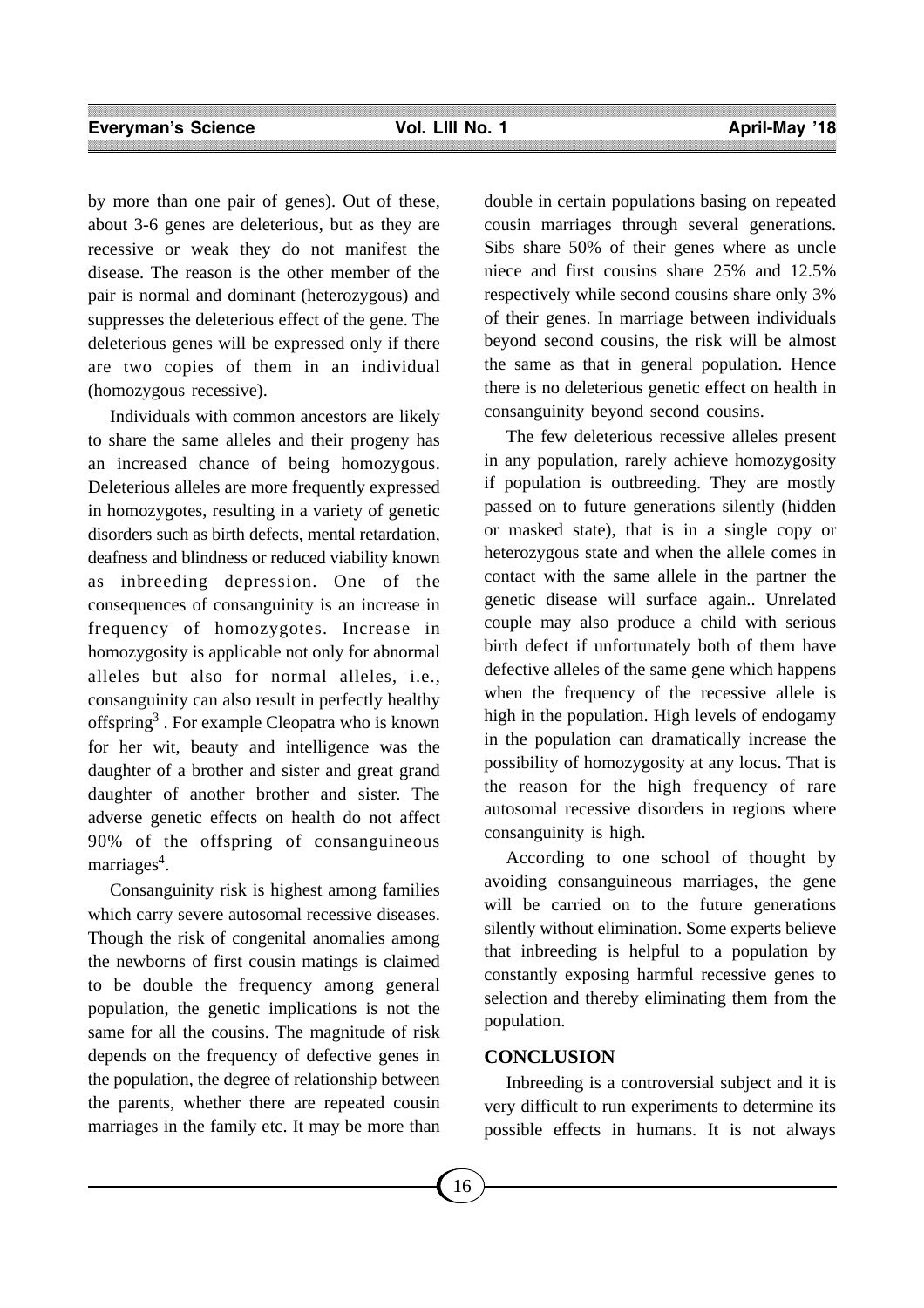by more than one pair of genes). Out of these, about 3-6 genes are deleterious, but as they are recessive or weak they do not manifest the disease. The reason is the other member of the pair is normal and dominant (heterozygous) and suppresses the deleterious effect of the gene. The deleterious genes will be expressed only if there are two copies of them in an individual (homozygous recessive).

Individuals with common ancestors are likely to share the same alleles and their progeny has an increased chance of being homozygous. Deleterious alleles are more frequently expressed in homozygotes, resulting in a variety of genetic disorders such as birth defects, mental retardation, deafness and blindness or reduced viability known as inbreeding depression. One of the consequences of consanguinity is an increase in frequency of homozygotes. Increase in homozygosity is applicable not only for abnormal alleles but also for normal alleles, i.e., consanguinity can also result in perfectly healthy offspring[3] . For example Cleopatra who is known for her wit, beauty and intelligence was the daughter of a brother and sister and great grand daughter of another brother and sister. The adverse genetic effects on health do not affect 90% of the offspring of consanguineous marriages[4].

Consanguinity risk is highest among families which carry severe autosomal recessive diseases. Though the risk of congenital anomalies among the newborns of first cousin matings is claimed to be double the frequency among general population, the genetic implications is not the same for all the cousins. The magnitude of risk depends on the frequency of defective genes in the population, the degree of relationship between the parents, whether there are repeated cousin marriages in the family etc. It may be more than double in certain populations basing on repeated cousin marriages through several generations. Sibs share 50% of their genes where as uncle niece and first cousins share 25% and 12.5% respectively while second cousins share only 3% of their genes. In marriage between individuals beyond second cousins, the risk will be almost the same as that in general population. Hence there is no deleterious genetic effect on health in consanguinity beyond second cousins.

The few deleterious recessive alleles present in any population, rarely achieve homozygosity if population is outbreeding. They are mostly passed on to future generations silently (hidden or masked state), that is in a single copy or heterozygous state and when the allele comes in contact with the same allele in the partner the genetic disease will surface again.. Unrelated couple may also produce a child with serious birth defect if unfortunately both of them have defective alleles of the same gene which happens when the frequency of the recessive allele is high in the population. High levels of endogamy in the population can dramatically increase the possibility of homozygosity at any locus. That is the reason for the high frequency of rare autosomal recessive disorders in regions where consanguinity is high.

According to one school of thought by avoiding consanguineous marriages, the gene will be carried on to the future generations silently without elimination. Some experts believe that inbreeding is helpful to a population by constantly exposing harmful recessive genes to selection and thereby eliminating them from the population.

## CONCLUSION

Inbreeding is a controversial subject and it is very difficult to run experiments to determine its possible effects in humans. It is not always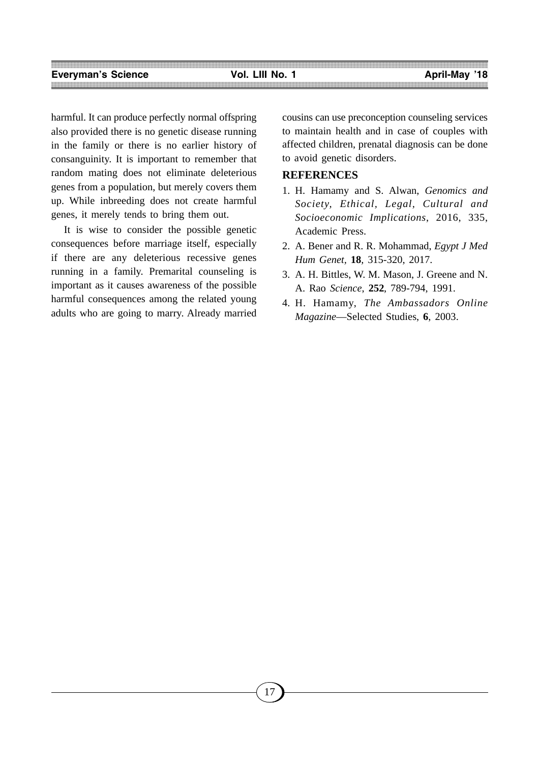harmful. It can produce perfectly normal offspring also provided there is no genetic disease running in the family or there is no earlier history of consanguinity. It is important to remember that random mating does not eliminate deleterious genes from a population, but merely covers them up. While inbreeding does not create harmful genes, it merely tends to bring them out.

It is wise to consider the possible genetic consequences before marriage itself, especially if there are any deleterious recessive genes running in a family. Premarital counseling is important as it causes awareness of the possible harmful consequences among the related young adults who are going to marry. Already married cousins can use preconception counseling services to maintain health and in case of couples with affected children, prenatal diagnosis can be done to avoid genetic disorders.

## REFERENCES

1. H. Hamamy and S. Alwan, *Genomics and Society, Ethical, Legal, Cultural and Socioeconomic Implications*, 2016, 335, Academic Press.
2. A. Bener and R. R. Mohammad, *Egypt J Med Hum Genet*, **18**, 315-320, 2017.
3. A. H. Bittles, W. M. Mason, J. Greene and N. A. Rao *Science*, **252**, 789-794, 1991.
4. H. Hamamy, *The Ambassadors Online Magazine*—Selected Studies, **6**, 2003.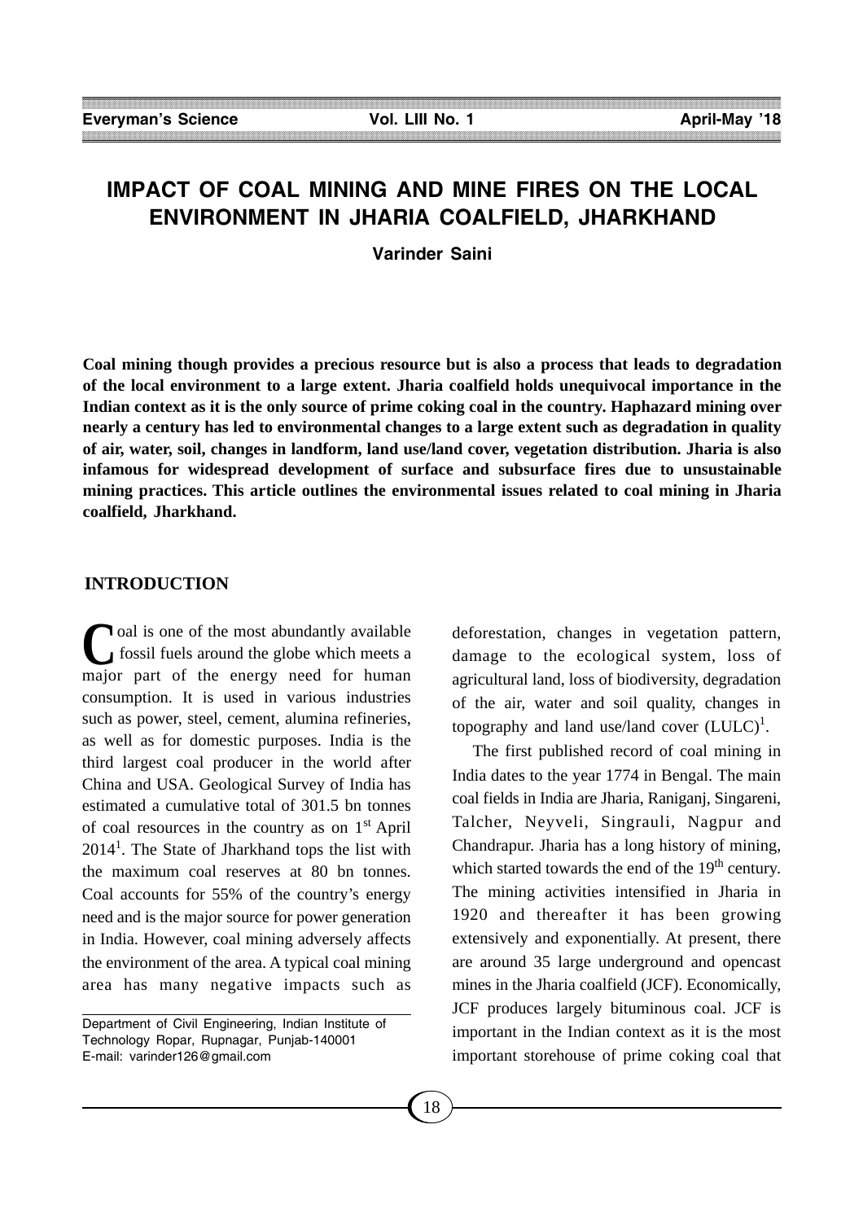# IMPACT OF COAL MINING AND MINE FIRES ON THE LOCAL ENVIRONMENT IN JHARIA COALFIELD, JHARKHAND

**Varinder Saini**

**Coal mining though provides a precious resource but is also a process that leads to degradation of the local environment to a large extent. Jharia coalfield holds unequivocal importance in the Indian context as it is the only source of prime coking coal in the country. Haphazard mining over nearly a century has led to environmental changes to a large extent such as degradation in quality of air, water, soil, changes in landform, land use/land cover, vegetation distribution. Jharia is also infamous for widespread development of surface and subsurface fires due to unsustainable mining practices. This article outlines the environmental issues related to coal mining in Jharia coalfield, Jharkhand.**

## INTRODUCTION

Coal is one of the most abundantly available fossil fuels around the globe which meets a major part of the energy need for human consumption. It is used in various industries such as power, steel, cement, alumina refineries, as well as for domestic purposes. India is the third largest coal producer in the world after China and USA. Geological Survey of India has estimated a cumulative total of 301.5 bn tonnes of coal resources in the country as on 1st April 2014[1]. The State of Jharkhand tops the list with the maximum coal reserves at 80 bn tonnes. Coal accounts for 55% of the country's energy need and is the major source for power generation in India. However, coal mining adversely affects the environment of the area. A typical coal mining area has many negative impacts such as deforestation, changes in vegetation pattern, damage to the ecological system, loss of agricultural land, loss of biodiversity, degradation of the air, water and soil quality, changes in topography and land use/land cover (LULC)[1].

The first published record of coal mining in India dates to the year 1774 in Bengal. The main coal fields in India are Jharia, Raniganj, Singareni, Talcher, Neyveli, Singrauli, Nagpur and Chandrapur. Jharia has a long history of mining, which started towards the end of the 19th century. The mining activities intensified in Jharia in 1920 and thereafter it has been growing extensively and exponentially. At present, there are around 35 large underground and opencast mines in the Jharia coalfield (JCF). Economically, JCF produces largely bituminous coal. JCF is important in the Indian context as it is the most important storehouse of prime coking coal that

Department of Civil Engineering, Indian Institute of Technology Ropar, Rupnagar, Punjab-140001
E-mail: varinder126@gmail.com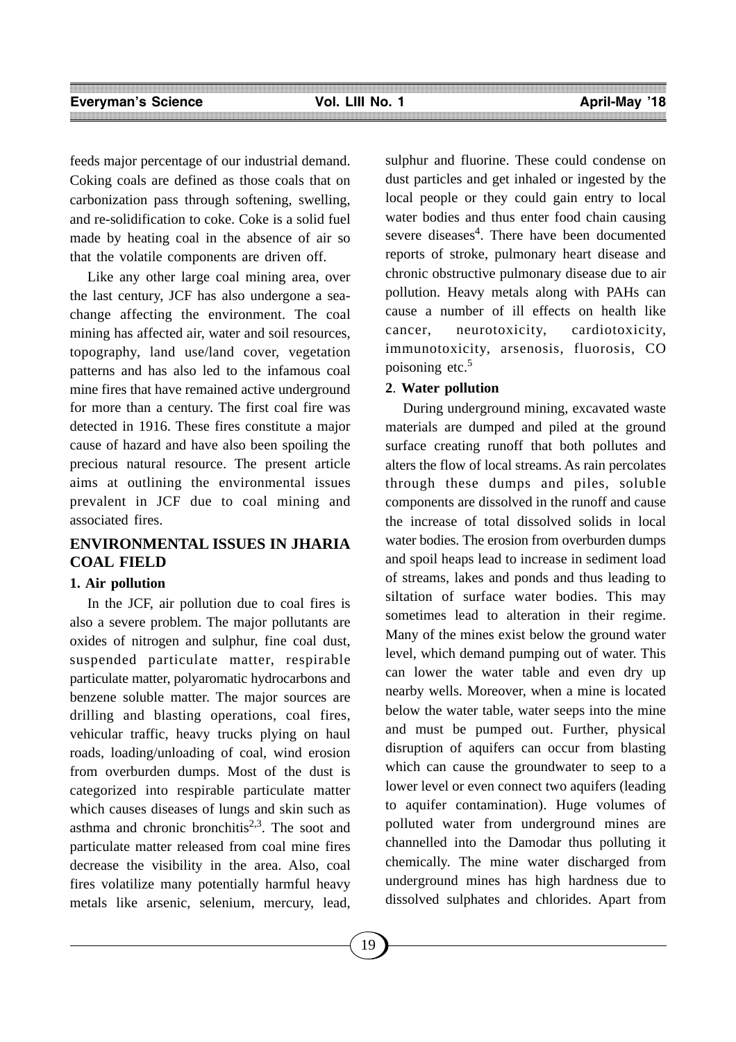feeds major percentage of our industrial demand. Coking coals are defined as those coals that on carbonization pass through softening, swelling, and re-solidification to coke. Coke is a solid fuel made by heating coal in the absence of air so that the volatile components are driven off.

Like any other large coal mining area, over the last century, JCF has also undergone a sea-change affecting the environment. The coal mining has affected air, water and soil resources, topography, land use/land cover, vegetation patterns and has also led to the infamous coal mine fires that have remained active underground for more than a century. The first coal fire was detected in 1916. These fires constitute a major cause of hazard and have also been spoiling the precious natural resource. The present article aims at outlining the environmental issues prevalent in JCF due to coal mining and associated fires.

## ENVIRONMENTAL ISSUES IN JHARIA COAL FIELD

### 1. Air pollution

In the JCF, air pollution due to coal fires is also a severe problem. The major pollutants are oxides of nitrogen and sulphur, fine coal dust, suspended particulate matter, respirable particulate matter, polyaromatic hydrocarbons and benzene soluble matter. The major sources are drilling and blasting operations, coal fires, vehicular traffic, heavy trucks plying on haul roads, loading/unloading of coal, wind erosion from overburden dumps. Most of the dust is categorized into respirable particulate matter which causes diseases of lungs and skin such as asthma and chronic bronchitis[2,3]. The soot and particulate matter released from coal mine fires decrease the visibility in the area. Also, coal fires volatilize many potentially harmful heavy metals like arsenic, selenium, mercury, lead, sulphur and fluorine. These could condense on dust particles and get inhaled or ingested by the local people or they could gain entry to local water bodies and thus enter food chain causing severe diseases[4]. There have been documented reports of stroke, pulmonary heart disease and chronic obstructive pulmonary disease due to air pollution. Heavy metals along with PAHs can cause a number of ill effects on health like cancer, neurotoxicity, cardiotoxicity, immunotoxicity, arsenosis, fluorosis, CO poisoning etc.[5]

### 2. Water pollution

During underground mining, excavated waste materials are dumped and piled at the ground surface creating runoff that both pollutes and alters the flow of local streams. As rain percolates through these dumps and piles, soluble components are dissolved in the runoff and cause the increase of total dissolved solids in local water bodies. The erosion from overburden dumps and spoil heaps lead to increase in sediment load of streams, lakes and ponds and thus leading to siltation of surface water bodies. This may sometimes lead to alteration in their regime. Many of the mines exist below the ground water level, which demand pumping out of water. This can lower the water table and even dry up nearby wells. Moreover, when a mine is located below the water table, water seeps into the mine and must be pumped out. Further, physical disruption of aquifers can occur from blasting which can cause the groundwater to seep to a lower level or even connect two aquifers (leading to aquifer contamination). Huge volumes of polluted water from underground mines are channelled into the Damodar thus polluting it chemically. The mine water discharged from underground mines has high hardness due to dissolved sulphates and chlorides. Apart from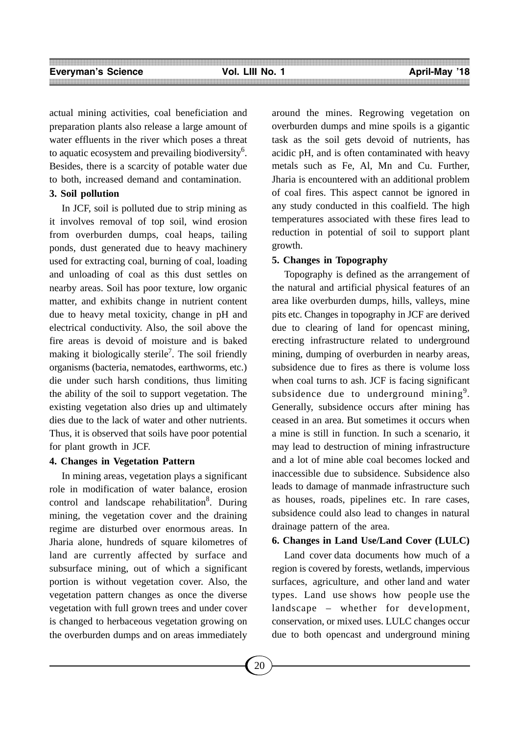actual mining activities, coal beneficiation and preparation plants also release a large amount of water effluents in the river which poses a threat to aquatic ecosystem and prevailing biodiversity[6]. Besides, there is a scarcity of potable water due to both, increased demand and contamination.

**3. Soil pollution**

In JCF, soil is polluted due to strip mining as it involves removal of top soil, wind erosion from overburden dumps, coal heaps, tailing ponds, dust generated due to heavy machinery used for extracting coal, burning of coal, loading and unloading of coal as this dust settles on nearby areas. Soil has poor texture, low organic matter, and exhibits change in nutrient content due to heavy metal toxicity, change in pH and electrical conductivity. Also, the soil above the fire areas is devoid of moisture and is baked making it biologically sterile[7]. The soil friendly organisms (bacteria, nematodes, earthworms, etc.) die under such harsh conditions, thus limiting the ability of the soil to support vegetation. The existing vegetation also dries up and ultimately dies due to the lack of water and other nutrients. Thus, it is observed that soils have poor potential for plant growth in JCF.

**4. Changes in Vegetation Pattern**

In mining areas, vegetation plays a significant role in modification of water balance, erosion control and landscape rehabilitation[8]. During mining, the vegetation cover and the draining regime are disturbed over enormous areas. In Jharia alone, hundreds of square kilometres of land are currently affected by surface and subsurface mining, out of which a significant portion is without vegetation cover. Also, the vegetation pattern changes as once the diverse vegetation with full grown trees and under cover is changed to herbaceous vegetation growing on the overburden dumps and on areas immediately around the mines. Regrowing vegetation on overburden dumps and mine spoils is a gigantic task as the soil gets devoid of nutrients, has acidic pH, and is often contaminated with heavy metals such as Fe, Al, Mn and Cu. Further, Jharia is encountered with an additional problem of coal fires. This aspect cannot be ignored in any study conducted in this coalfield. The high temperatures associated with these fires lead to reduction in potential of soil to support plant growth.

**5. Changes in Topography**

Topography is defined as the arrangement of the natural and artificial physical features of an area like overburden dumps, hills, valleys, mine pits etc. Changes in topography in JCF are derived due to clearing of land for opencast mining, erecting infrastructure related to underground mining, dumping of overburden in nearby areas, subsidence due to fires as there is volume loss when coal turns to ash. JCF is facing significant subsidence due to underground mining[9]. Generally, subsidence occurs after mining has ceased in an area. But sometimes it occurs when a mine is still in function. In such a scenario, it may lead to destruction of mining infrastructure and a lot of mine able coal becomes locked and inaccessible due to subsidence. Subsidence also leads to damage of manmade infrastructure such as houses, roads, pipelines etc. In rare cases, subsidence could also lead to changes in natural drainage pattern of the area.

**6. Changes in Land Use/Land Cover (LULC)**

Land cover data documents how much of a region is covered by forests, wetlands, impervious surfaces, agriculture, and other land and water types. Land use shows how people use the landscape – whether for development, conservation, or mixed uses. LULC changes occur due to both opencast and underground mining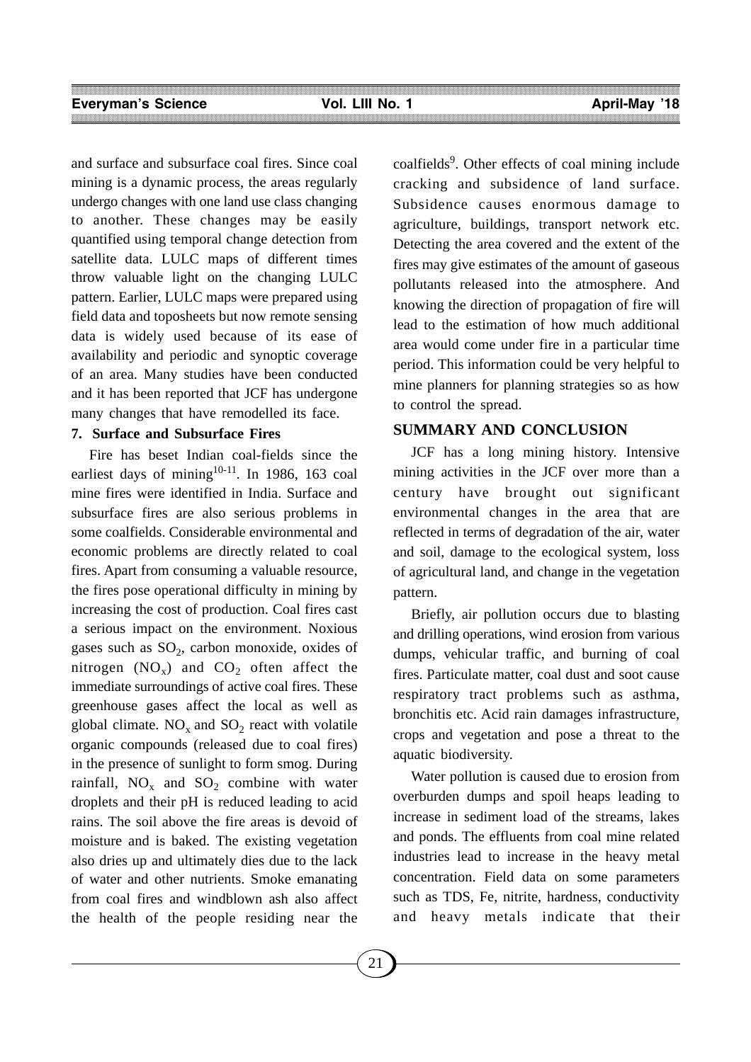and surface and subsurface coal fires. Since coal mining is a dynamic process, the areas regularly undergo changes with one land use class changing to another. These changes may be easily quantified using temporal change detection from satellite data. LULC maps of different times throw valuable light on the changing LULC pattern. Earlier, LULC maps were prepared using field data and toposheets but now remote sensing data is widely used because of its ease of availability and periodic and synoptic coverage of an area. Many studies have been conducted and it has been reported that JCF has undergone many changes that have remodelled its face.

**7. Surface and Subsurface Fires**

Fire has beset Indian coal-fields since the earliest days of mining[10-11]. In 1986, 163 coal mine fires were identified in India. Surface and subsurface fires are also serious problems in some coalfields. Considerable environmental and economic problems are directly related to coal fires. Apart from consuming a valuable resource, the fires pose operational difficulty in mining by increasing the cost of production. Coal fires cast a serious impact on the environment. Noxious gases such as $SO_2$, carbon monoxide, oxides of nitrogen ($NO_x$) and $CO_2$ often affect the immediate surroundings of active coal fires. These greenhouse gases affect the local as well as global climate. $NO_x$ and $SO_2$ react with volatile organic compounds (released due to coal fires) in the presence of sunlight to form smog. During rainfall, $NO_x$ and $SO_2$ combine with water droplets and their pH is reduced leading to acid rains. The soil above the fire areas is devoid of moisture and is baked. The existing vegetation also dries up and ultimately dies due to the lack of water and other nutrients. Smoke emanating from coal fires and windblown ash also affect the health of the people residing near the coalfields[9]. Other effects of coal mining include cracking and subsidence of land surface. Subsidence causes enormous damage to agriculture, buildings, transport network etc. Detecting the area covered and the extent of the fires may give estimates of the amount of gaseous pollutants released into the atmosphere. And knowing the direction of propagation of fire will lead to the estimation of how much additional area would come under fire in a particular time period. This information could be very helpful to mine planners for planning strategies so as how to control the spread.

## SUMMARY AND CONCLUSION

JCF has a long mining history. Intensive mining activities in the JCF over more than a century have brought out significant environmental changes in the area that are reflected in terms of degradation of the air, water and soil, damage to the ecological system, loss of agricultural land, and change in the vegetation pattern.

Briefly, air pollution occurs due to blasting and drilling operations, wind erosion from various dumps, vehicular traffic, and burning of coal fires. Particulate matter, coal dust and soot cause respiratory tract problems such as asthma, bronchitis etc. Acid rain damages infrastructure, crops and vegetation and pose a threat to the aquatic biodiversity.

Water pollution is caused due to erosion from overburden dumps and spoil heaps leading to increase in sediment load of the streams, lakes and ponds. The effluents from coal mine related industries lead to increase in the heavy metal concentration. Field data on some parameters such as TDS, Fe, nitrite, hardness, conductivity and heavy metals indicate that their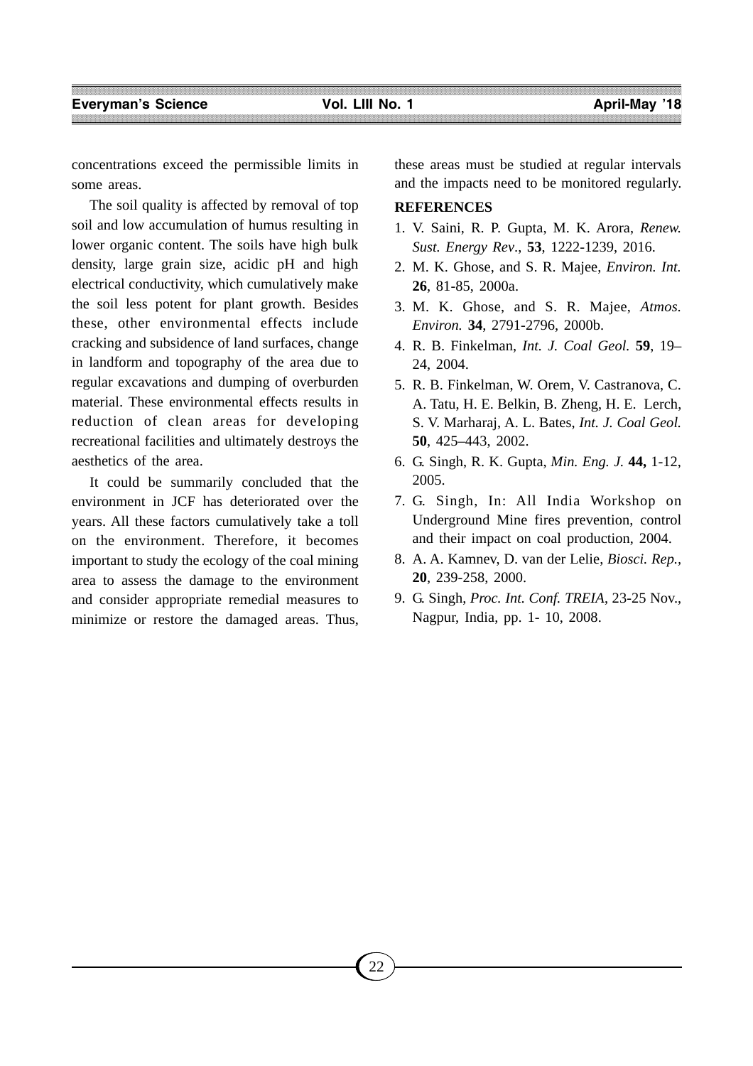concentrations exceed the permissible limits in some areas.

The soil quality is affected by removal of top soil and low accumulation of humus resulting in lower organic content. The soils have high bulk density, large grain size, acidic pH and high electrical conductivity, which cumulatively make the soil less potent for plant growth. Besides these, other environmental effects include cracking and subsidence of land surfaces, change in landform and topography of the area due to regular excavations and dumping of overburden material. These environmental effects results in reduction of clean areas for developing recreational facilities and ultimately destroys the aesthetics of the area.

It could be summarily concluded that the environment in JCF has deteriorated over the years. All these factors cumulatively take a toll on the environment. Therefore, it becomes important to study the ecology of the coal mining area to assess the damage to the environment and consider appropriate remedial measures to minimize or restore the damaged areas. Thus, these areas must be studied at regular intervals and the impacts need to be monitored regularly.

## REFERENCES

1. V. Saini, R. P. Gupta, M. K. Arora, *Renew. Sust. Energy Rev*., **53**, 1222-1239, 2016.
2. M. K. Ghose, and S. R. Majee, *Environ. Int.* **26**, 81-85, 2000a.
3. M. K. Ghose, and S. R. Majee, *Atmos. Environ.* **34**, 2791-2796, 2000b.
4. R. B. Finkelman, *Int. J. Coal Geol.* **59**, 19–24, 2004.
5. R. B. Finkelman, W. Orem, V. Castranova, C. A. Tatu, H. E. Belkin, B. Zheng, H. E. Lerch, S. V. Marharaj, A. L. Bates, *Int. J. Coal Geol.* **50**, 425–443, 2002.
6. G. Singh, R. K. Gupta, *Min. Eng. J.* **44,** 1-12, 2005.
7. G. Singh, In: All India Workshop on Underground Mine fires prevention, control and their impact on coal production, 2004.
8. A. A. Kamnev, D. van der Lelie, *Biosci. Rep.*, **20**, 239-258, 2000.
9. G. Singh, *Proc. Int. Conf. TREIA*, 23-25 Nov., Nagpur, India, pp. 1- 10, 2008.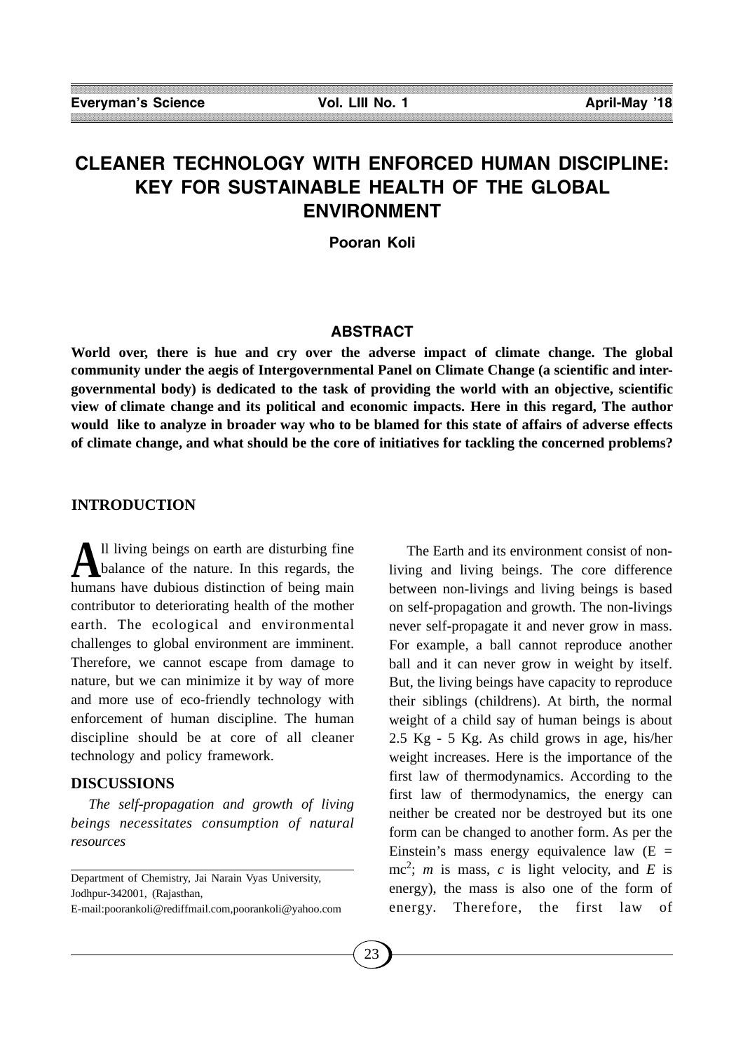# CLEANER TECHNOLOGY WITH ENFORCED HUMAN DISCIPLINE: KEY FOR SUSTAINABLE HEALTH OF THE GLOBAL ENVIRONMENT

**Pooran Koli**

## ABSTRACT

**World over, there is hue and cry over the adverse impact of climate change. The global community under the aegis of Intergovernmental Panel on Climate Change (a scientific and inter-governmental body) is dedicated to the task of providing the world with an objective, scientific view of climate change and its political and economic impacts. Here in this regard, The author would like to analyze in broader way who to be blamed for this state of affairs of adverse effects of climate change, and what should be the core of initiatives for tackling the concerned problems?**

## INTRODUCTION

All living beings on earth are disturbing fine balance of the nature. In this regards, the humans have dubious distinction of being main contributor to deteriorating health of the mother earth. The ecological and environmental challenges to global environment are imminent. Therefore, we cannot escape from damage to nature, but we can minimize it by way of more and more use of eco-friendly technology with enforcement of human discipline. The human discipline should be at core of all cleaner technology and policy framework.

## DISCUSSIONS

*The self-propagation and growth of living beings necessitates consumption of natural resources*

The Earth and its environment consist of non-living and living beings. The core difference between non-livings and living beings is based on self-propagation and growth. The non-livings never self-propagate it and never grow in mass. For example, a ball cannot reproduce another ball and it can never grow in weight by itself. But, the living beings have capacity to reproduce their siblings (childrens). At birth, the normal weight of a child say of human beings is about 2.5 Kg - 5 Kg. As child grows in age, his/her weight increases. Here is the importance of the first law of thermodynamics. According to the first law of thermodynamics, the energy can neither be created nor be destroyed but its one form can be changed to another form. As per the Einstein's mass energy equivalence law ($E = mc^2$; $m$ is mass, $c$ is light velocity, and $E$ is energy), the mass is also one of the form of energy. Therefore, the first law of

---

Department of Chemistry, Jai Narain Vyas University, Jodhpur-342001, (Rajasthan,
E-mail:poorankoli@rediffmail.com,poorankoli@yahoo.com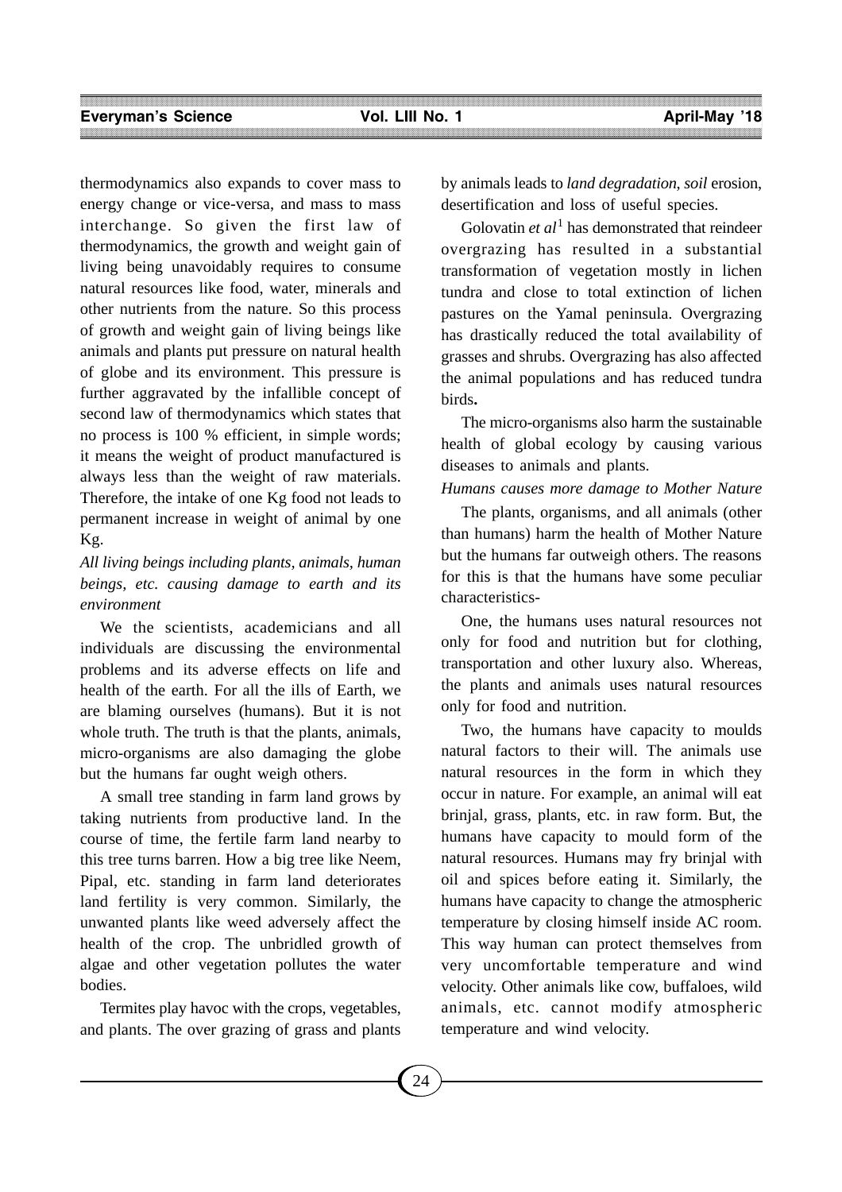thermodynamics also expands to cover mass to energy change or vice-versa, and mass to mass interchange. So given the first law of thermodynamics, the growth and weight gain of living being unavoidably requires to consume natural resources like food, water, minerals and other nutrients from the nature. So this process of growth and weight gain of living beings like animals and plants put pressure on natural health of globe and its environment. This pressure is further aggravated by the infallible concept of second law of thermodynamics which states that no process is 100 % efficient, in simple words; it means the weight of product manufactured is always less than the weight of raw materials. Therefore, the intake of one Kg food not leads to permanent increase in weight of animal by one Kg.

*All living beings including plants, animals, human beings, etc. causing damage to earth and its environment*

We the scientists, academicians and all individuals are discussing the environmental problems and its adverse effects on life and health of the earth. For all the ills of Earth, we are blaming ourselves (humans). But it is not whole truth. The truth is that the plants, animals, micro-organisms are also damaging the globe but the humans far ought weigh others.

A small tree standing in farm land grows by taking nutrients from productive land. In the course of time, the fertile farm land nearby to this tree turns barren. How a big tree like Neem, Pipal, etc. standing in farm land deteriorates land fertility is very common. Similarly, the unwanted plants like weed adversely affect the health of the crop. The unbridled growth of algae and other vegetation pollutes the water bodies.

Termites play havoc with the crops, vegetables, and plants. The over grazing of grass and plants by animals leads to *land degradation*, *soil* erosion, desertification and loss of useful species.

Golovatin *et al*[1] has demonstrated that reindeer overgrazing has resulted in a substantial transformation of vegetation mostly in lichen tundra and close to total extinction of lichen pastures on the Yamal peninsula. Overgrazing has drastically reduced the total availability of grasses and shrubs. Overgrazing has also affected the animal populations and has reduced tundra birds**.**

The micro-organisms also harm the sustainable health of global ecology by causing various diseases to animals and plants.

*Humans causes more damage to Mother Nature*

The plants, organisms, and all animals (other than humans) harm the health of Mother Nature but the humans far outweigh others. The reasons for this is that the humans have some peculiar characteristics-

One, the humans uses natural resources not only for food and nutrition but for clothing, transportation and other luxury also. Whereas, the plants and animals uses natural resources only for food and nutrition.

Two, the humans have capacity to moulds natural factors to their will. The animals use natural resources in the form in which they occur in nature. For example, an animal will eat brinjal, grass, plants, etc. in raw form. But, the humans have capacity to mould form of the natural resources. Humans may fry brinjal with oil and spices before eating it. Similarly, the humans have capacity to change the atmospheric temperature by closing himself inside AC room. This way human can protect themselves from very uncomfortable temperature and wind velocity. Other animals like cow, buffaloes, wild animals, etc. cannot modify atmospheric temperature and wind velocity.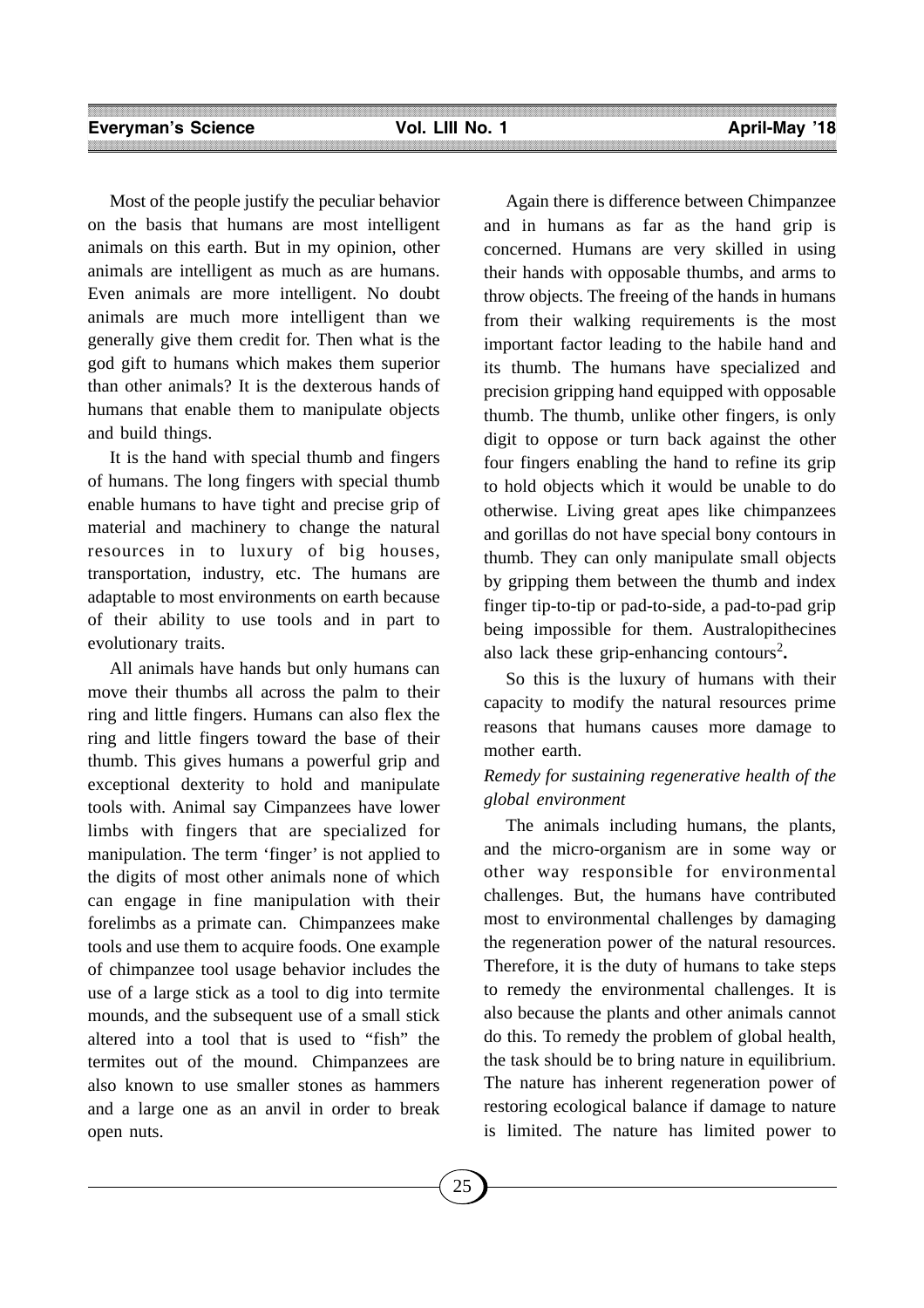Most of the people justify the peculiar behavior on the basis that humans are most intelligent animals on this earth. But in my opinion, other animals are intelligent as much as are humans. Even animals are more intelligent. No doubt animals are much more intelligent than we generally give them credit for. Then what is the god gift to humans which makes them superior than other animals? It is the dexterous hands of humans that enable them to manipulate objects and build things.

It is the hand with special thumb and fingers of humans. The long fingers with special thumb enable humans to have tight and precise grip of material and machinery to change the natural resources in to luxury of big houses, transportation, industry, etc. The humans are adaptable to most environments on earth because of their ability to use tools and in part to evolutionary traits.

All animals have hands but only humans can move their thumbs all across the palm to their ring and little fingers. Humans can also flex the ring and little fingers toward the base of their thumb. This gives humans a powerful grip and exceptional dexterity to hold and manipulate tools with. Animal say Cimpanzees have lower limbs with fingers that are specialized for manipulation. The term 'finger' is not applied to the digits of most other animals none of which can engage in fine manipulation with their forelimbs as a primate can. Chimpanzees make tools and use them to acquire foods. One example of chimpanzee tool usage behavior includes the use of a large stick as a tool to dig into termite mounds, and the subsequent use of a small stick altered into a tool that is used to "fish" the termites out of the mound. Chimpanzees are also known to use smaller stones as hammers and a large one as an anvil in order to break open nuts.

Again there is difference between Chimpanzee and in humans as far as the hand grip is concerned. Humans are very skilled in using their hands with opposable thumbs, and arms to throw objects. The freeing of the hands in humans from their walking requirements is the most important factor leading to the habile hand and its thumb. The humans have specialized and precision gripping hand equipped with opposable thumb. The thumb, unlike other fingers, is only digit to oppose or turn back against the other four fingers enabling the hand to refine its grip to hold objects which it would be unable to do otherwise. Living great apes like chimpanzees and gorillas do not have special bony contours in thumb. They can only manipulate small objects by gripping them between the thumb and index finger tip-to-tip or pad-to-side, a pad-to-pad grip being impossible for them. Australopithecines also lack these grip-enhancing contours[2].

So this is the luxury of humans with their capacity to modify the natural resources prime reasons that humans causes more damage to mother earth.

*Remedy for sustaining regenerative health of the global environment*

The animals including humans, the plants, and the micro-organism are in some way or other way responsible for environmental challenges. But, the humans have contributed most to environmental challenges by damaging the regeneration power of the natural resources. Therefore, it is the duty of humans to take steps to remedy the environmental challenges. It is also because the plants and other animals cannot do this. To remedy the problem of global health, the task should be to bring nature in equilibrium. The nature has inherent regeneration power of restoring ecological balance if damage to nature is limited. The nature has limited power to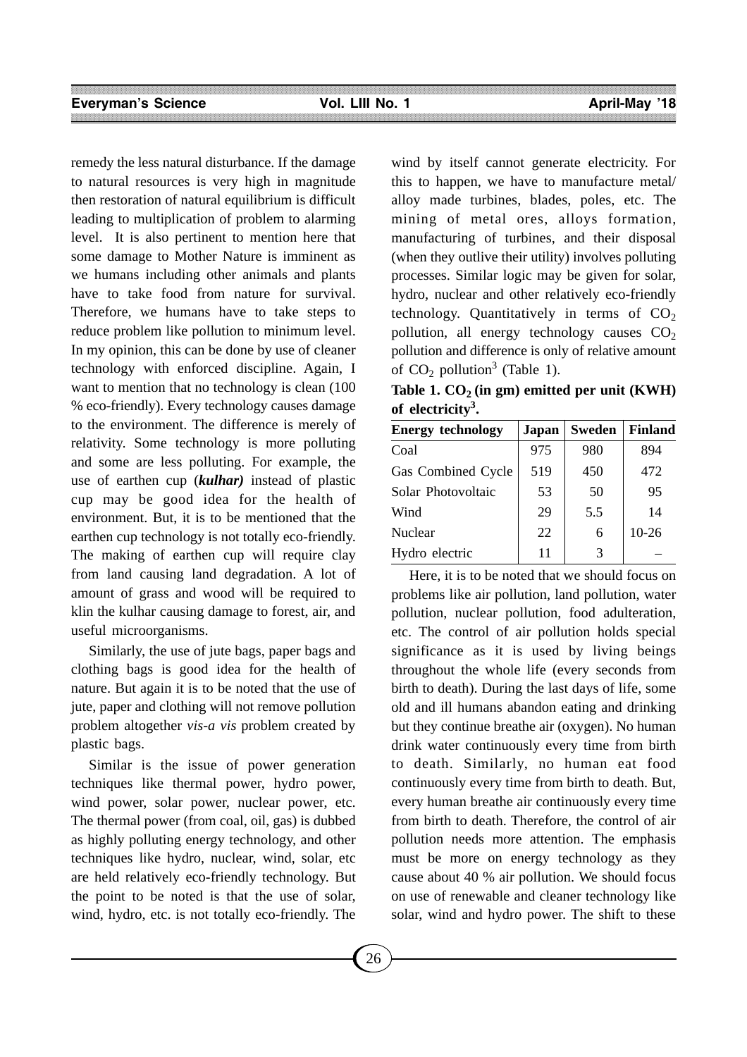remedy the less natural disturbance. If the damage to natural resources is very high in magnitude then restoration of natural equilibrium is difficult leading to multiplication of problem to alarming level. It is also pertinent to mention here that some damage to Mother Nature is imminent as we humans including other animals and plants have to take food from nature for survival. Therefore, we humans have to take steps to reduce problem like pollution to minimum level. In my opinion, this can be done by use of cleaner technology with enforced discipline. Again, I want to mention that no technology is clean (100 % eco-friendly). Every technology causes damage to the environment. The difference is merely of relativity. Some technology is more polluting and some are less polluting. For example, the use of earthen cup (***kulhar)*** instead of plastic cup may be good idea for the health of environment. But, it is to be mentioned that the earthen cup technology is not totally eco-friendly. The making of earthen cup will require clay from land causing land degradation. A lot of amount of grass and wood will be required to klin the kulhar causing damage to forest, air, and useful microorganisms.

Similarly, the use of jute bags, paper bags and clothing bags is good idea for the health of nature. But again it is to be noted that the use of jute, paper and clothing will not remove pollution problem altogether *vis-a vis* problem created by plastic bags.

Similar is the issue of power generation techniques like thermal power, hydro power, wind power, solar power, nuclear power, etc. The thermal power (from coal, oil, gas) is dubbed as highly polluting energy technology, and other techniques like hydro, nuclear, wind, solar, etc are held relatively eco-friendly technology. But the point to be noted is that the use of solar, wind, hydro, etc. is not totally eco-friendly. The wind by itself cannot generate electricity. For this to happen, we have to manufacture metal/ alloy made turbines, blades, poles, etc. The mining of metal ores, alloys formation, manufacturing of turbines, and their disposal (when they outlive their utility) involves polluting processes. Similar logic may be given for solar, hydro, nuclear and other relatively eco-friendly technology. Quantitatively in terms of $CO_2$ pollution, all energy technology causes $CO_2$ pollution and difference is only of relative amount of $CO_2$ pollution[3] (Table 1).

**Table 1. $CO_2$ (in gm) emitted per unit (KWH) of electricity[3].**

| Energy technology | Japan | Sweden | Finland |
|---|---|---|---|
| Coal | 975 | 980 | 894 |
| Gas Combined Cycle | 519 | 450 | 472 |
| Solar Photovoltaic | 53 | 50 | 95 |
| Wind | 29 | 5.5 | 14 |
| Nuclear | 22 | 6 | 10-26 |
| Hydro electric | 11 | 3 | – |

Here, it is to be noted that we should focus on problems like air pollution, land pollution, water pollution, nuclear pollution, food adulteration, etc. The control of air pollution holds special significance as it is used by living beings throughout the whole life (every seconds from birth to death). During the last days of life, some old and ill humans abandon eating and drinking but they continue breathe air (oxygen). No human drink water continuously every time from birth to death. Similarly, no human eat food continuously every time from birth to death. But, every human breathe air continuously every time from birth to death. Therefore, the control of air pollution needs more attention. The emphasis must be more on energy technology as they cause about 40 % air pollution. We should focus on use of renewable and cleaner technology like solar, wind and hydro power. The shift to these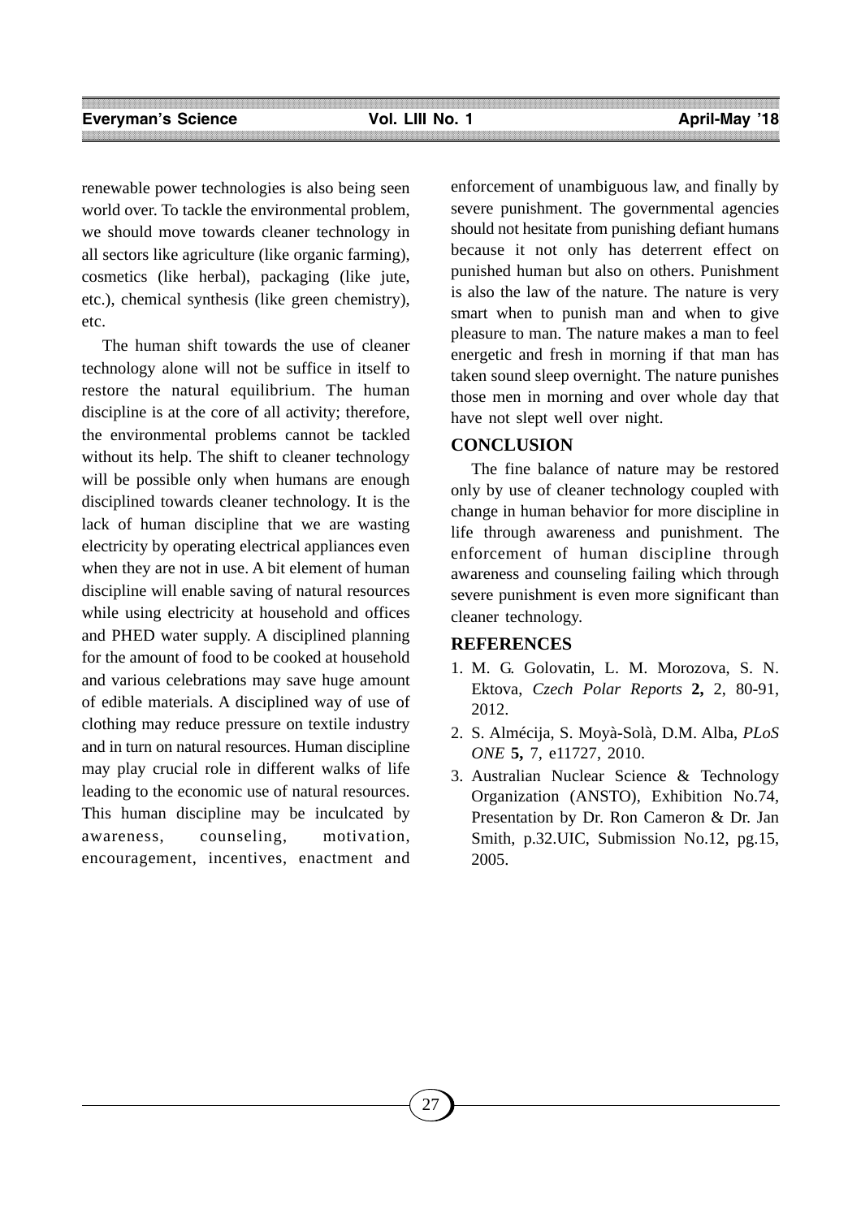renewable power technologies is also being seen world over. To tackle the environmental problem, we should move towards cleaner technology in all sectors like agriculture (like organic farming), cosmetics (like herbal), packaging (like jute, etc.), chemical synthesis (like green chemistry), etc.

The human shift towards the use of cleaner technology alone will not be suffice in itself to restore the natural equilibrium. The human discipline is at the core of all activity; therefore, the environmental problems cannot be tackled without its help. The shift to cleaner technology will be possible only when humans are enough disciplined towards cleaner technology. It is the lack of human discipline that we are wasting electricity by operating electrical appliances even when they are not in use. A bit element of human discipline will enable saving of natural resources while using electricity at household and offices and PHED water supply. A disciplined planning for the amount of food to be cooked at household and various celebrations may save huge amount of edible materials. A disciplined way of use of clothing may reduce pressure on textile industry and in turn on natural resources. Human discipline may play crucial role in different walks of life leading to the economic use of natural resources. This human discipline may be inculcated by awareness, counseling, motivation, encouragement, incentives, enactment and enforcement of unambiguous law, and finally by severe punishment. The governmental agencies should not hesitate from punishing defiant humans because it not only has deterrent effect on punished human but also on others. Punishment is also the law of the nature. The nature is very smart when to punish man and when to give pleasure to man. The nature makes a man to feel energetic and fresh in morning if that man has taken sound sleep overnight. The nature punishes those men in morning and over whole day that have not slept well over night.

## CONCLUSION

The fine balance of nature may be restored only by use of cleaner technology coupled with change in human behavior for more discipline in life through awareness and punishment. The enforcement of human discipline through awareness and counseling failing which through severe punishment is even more significant than cleaner technology.

## REFERENCES

1. M. G. Golovatin, L. M. Morozova, S. N. Ektova, *Czech Polar Reports* **2,** 2, 80-91, 2012.
2. S. Almécija, S. Moyà-Solà, D.M. Alba, *PLoS ONE* **5,** 7, e11727, 2010.
3. Australian Nuclear Science & Technology Organization (ANSTO), Exhibition No.74, Presentation by Dr. Ron Cameron & Dr. Jan Smith, p.32.UIC, Submission No.12, pg.15, 2005.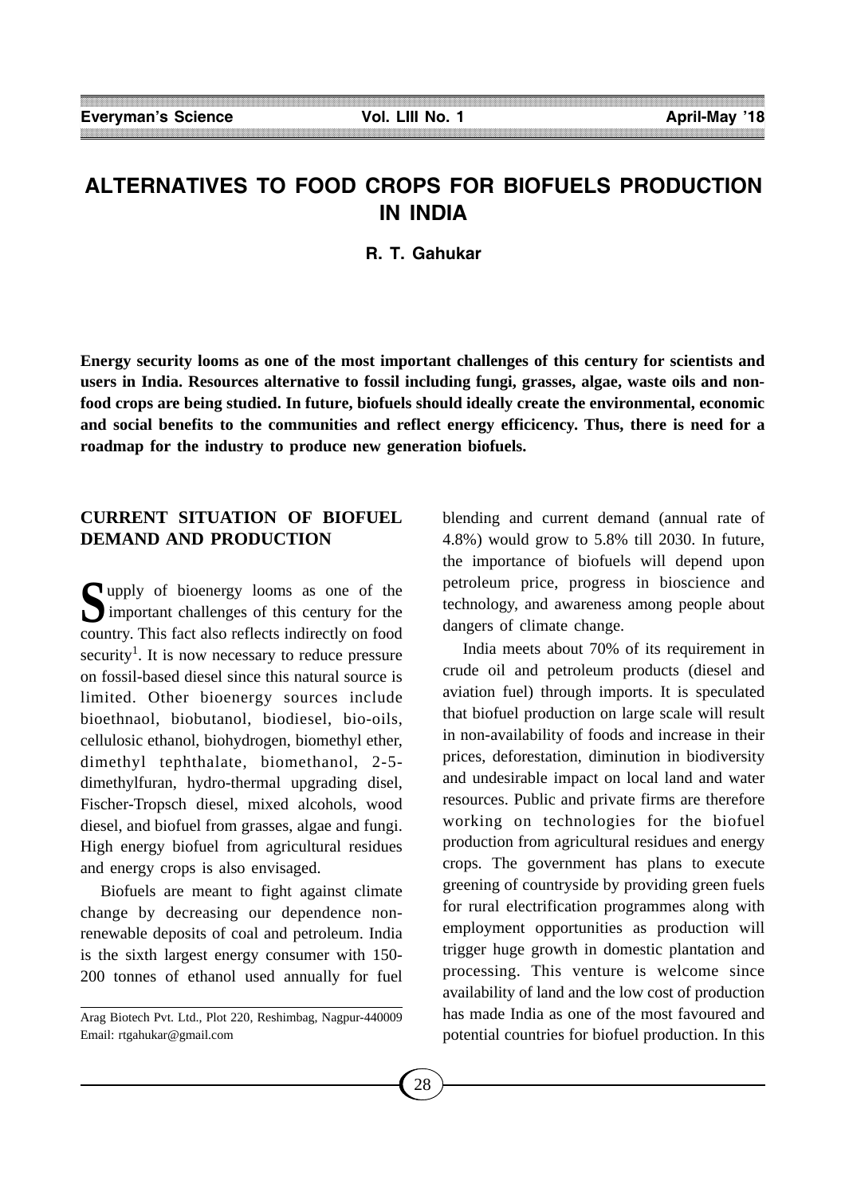# ALTERNATIVES TO FOOD CROPS FOR BIOFUELS PRODUCTION IN INDIA

**R. T. Gahukar**

**Energy security looms as one of the most important challenges of this century for scientists and users in India. Resources alternative to fossil including fungi, grasses, algae, waste oils and non-food crops are being studied. In future, biofuels should ideally create the environmental, economic and social benefits to the communities and reflect energy efficicency. Thus, there is need for a roadmap for the industry to produce new generation biofuels.**

## CURRENT SITUATION OF BIOFUEL DEMAND AND PRODUCTION

Supply of bioenergy looms as one of the important challenges of this century for the country. This fact also reflects indirectly on food security[1]. It is now necessary to reduce pressure on fossil-based diesel since this natural source is limited. Other bioenergy sources include bioethnaol, biobutanol, biodiesel, bio-oils, cellulosic ethanol, biohydrogen, biomethyl ether, dimethyl tephthalate, biomethanol, 2-5-dimethylfuran, hydro-thermal upgrading disel, Fischer-Tropsch diesel, mixed alcohols, wood diesel, and biofuel from grasses, algae and fungi. High energy biofuel from agricultural residues and energy crops is also envisaged.

Biofuels are meant to fight against climate change by decreasing our dependence non-renewable deposits of coal and petroleum. India is the sixth largest energy consumer with 150-200 tonnes of ethanol used annually for fuel blending and current demand (annual rate of 4.8%) would grow to 5.8% till 2030. In future, the importance of biofuels will depend upon petroleum price, progress in bioscience and technology, and awareness among people about dangers of climate change.

India meets about 70% of its requirement in crude oil and petroleum products (diesel and aviation fuel) through imports. It is speculated that biofuel production on large scale will result in non-availability of foods and increase in their prices, deforestation, diminution in biodiversity and undesirable impact on local land and water resources. Public and private firms are therefore working on technologies for the biofuel production from agricultural residues and energy crops. The government has plans to execute greening of countryside by providing green fuels for rural electrification programmes along with employment opportunities as production will trigger huge growth in domestic plantation and processing. This venture is welcome since availability of land and the low cost of production has made India as one of the most favoured and potential countries for biofuel production. In this

---

Arag Biotech Pvt. Ltd., Plot 220, Reshimbag, Nagpur-440009
Email: rtgahukar@gmail.com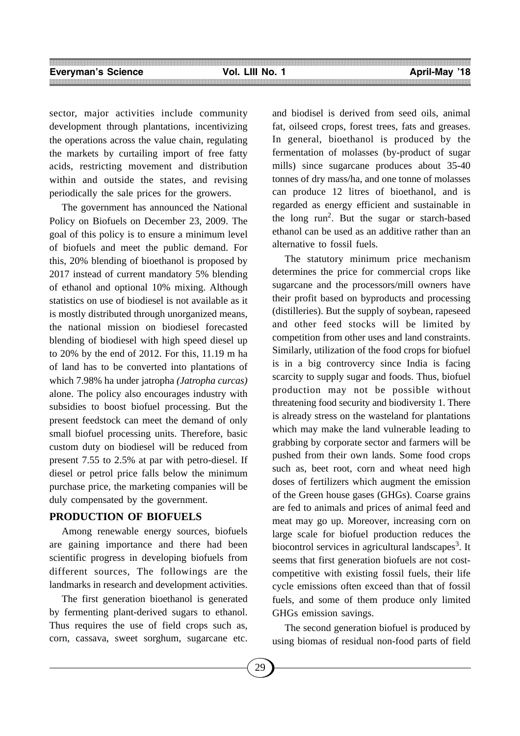sector, major activities include community development through plantations, incentivizing the operations across the value chain, regulating the markets by curtailing import of free fatty acids, restricting movement and distribution within and outside the states, and revising periodically the sale prices for the growers.

The government has announced the National Policy on Biofuels on December 23, 2009. The goal of this policy is to ensure a minimum level of biofuels and meet the public demand. For this, 20% blending of bioethanol is proposed by 2017 instead of current mandatory 5% blending of ethanol and optional 10% mixing. Although statistics on use of biodiesel is not available as it is mostly distributed through unorganized means, the national mission on biodiesel forecasted blending of biodiesel with high speed diesel up to 20% by the end of 2012. For this, 11.19 m ha of land has to be converted into plantations of which 7.98% ha under jatropha *(Jatropha curcas)* alone. The policy also encourages industry with subsidies to boost biofuel processing. But the present feedstock can meet the demand of only small biofuel processing units. Therefore, basic custom duty on biodiesel will be reduced from present 7.55 to 2.5% at par with petro-diesel. If diesel or petrol price falls below the minimum purchase price, the marketing companies will be duly compensated by the government.

## PRODUCTION OF BIOFUELS

Among renewable energy sources, biofuels are gaining importance and there had been scientific progress in developing biofuels from different sources, The followings are the landmarks in research and development activities.

The first generation bioethanol is generated by fermenting plant-derived sugars to ethanol. Thus requires the use of field crops such as, corn, cassava, sweet sorghum, sugarcane etc. and biodisel is derived from seed oils, animal fat, oilseed crops, forest trees, fats and greases. In general, bioethanol is produced by the fermentation of molasses (by-product of sugar mills) since sugarcane produces about 35-40 tonnes of dry mass/ha, and one tonne of molasses can produce 12 litres of bioethanol, and is regarded as energy efficient and sustainable in the long run[2]. But the sugar or starch-based ethanol can be used as an additive rather than an alternative to fossil fuels.

The statutory minimum price mechanism determines the price for commercial crops like sugarcane and the processors/mill owners have their profit based on byproducts and processing (distilleries). But the supply of soybean, rapeseed and other feed stocks will be limited by competition from other uses and land constraints. Similarly, utilization of the food crops for biofuel is in a big controvercy since India is facing scarcity to supply sugar and foods. Thus, biofuel production may not be possible without threatening food security and biodiversity 1. There is already stress on the wasteland for plantations which may make the land vulnerable leading to grabbing by corporate sector and farmers will be pushed from their own lands. Some food crops such as, beet root, corn and wheat need high doses of fertilizers which augment the emission of the Green house gases (GHGs). Coarse grains are fed to animals and prices of animal feed and meat may go up. Moreover, increasing corn on large scale for biofuel production reduces the biocontrol services in agricultural landscapes[3]. It seems that first generation biofuels are not cost-competitive with existing fossil fuels, their life cycle emissions often exceed than that of fossil fuels, and some of them produce only limited GHGs emission savings.

The second generation biofuel is produced by using biomas of residual non-food parts of field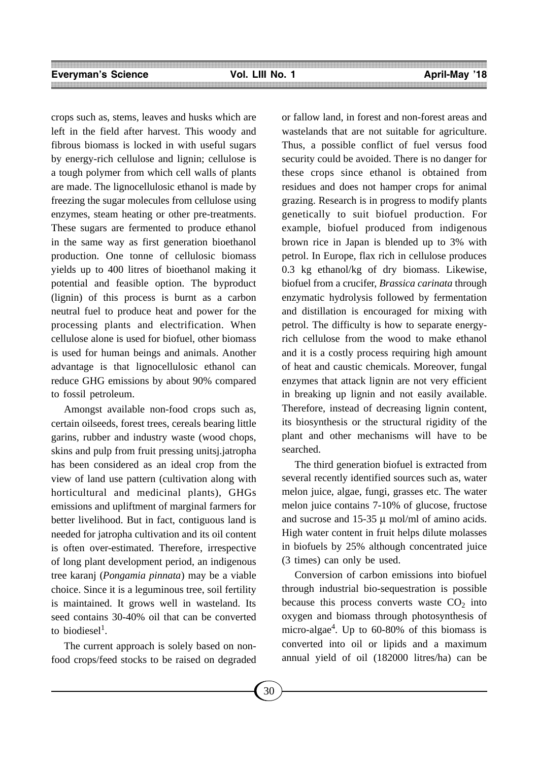crops such as, stems, leaves and husks which are left in the field after harvest. This woody and fibrous biomass is locked in with useful sugars by energy-rich cellulose and lignin; cellulose is a tough polymer from which cell walls of plants are made. The lignocellulosic ethanol is made by freezing the sugar molecules from cellulose using enzymes, steam heating or other pre-treatments. These sugars are fermented to produce ethanol in the same way as first generation bioethanol production. One tonne of cellulosic biomass yields up to 400 litres of bioethanol making it potential and feasible option. The byproduct (lignin) of this process is burnt as a carbon neutral fuel to produce heat and power for the processing plants and electrification. When cellulose alone is used for biofuel, other biomass is used for human beings and animals. Another advantage is that lignocellulosic ethanol can reduce GHG emissions by about 90% compared to fossil petroleum.

Amongst available non-food crops such as, certain oilseeds, forest trees, cereals bearing little garins, rubber and industry waste (wood chops, skins and pulp from fruit pressing unitsj.jatropha has been considered as an ideal crop from the view of land use pattern (cultivation along with horticultural and medicinal plants), GHGs emissions and upliftment of marginal farmers for better livelihood. But in fact, contiguous land is needed for jatropha cultivation and its oil content is often over-estimated. Therefore, irrespective of long plant development period, an indigenous tree karanj (*Pongamia pinnata*) may be a viable choice. Since it is a leguminous tree, soil fertility is maintained. It grows well in wasteland. Its seed contains 30-40% oil that can be converted to biodiesel[1].

The current approach is solely based on non-food crops/feed stocks to be raised on degraded or fallow land, in forest and non-forest areas and wastelands that are not suitable for agriculture. Thus, a possible conflict of fuel versus food security could be avoided. There is no danger for these crops since ethanol is obtained from residues and does not hamper crops for animal grazing. Research is in progress to modify plants genetically to suit biofuel production. For example, biofuel produced from indigenous brown rice in Japan is blended up to 3% with petrol. In Europe, flax rich in cellulose produces 0.3 kg ethanol/kg of dry biomass. Likewise, biofuel from a crucifer, *Brassica carinata* through enzymatic hydrolysis followed by fermentation and distillation is encouraged for mixing with petrol. The difficulty is how to separate energy-rich cellulose from the wood to make ethanol and it is a costly process requiring high amount of heat and caustic chemicals. Moreover, fungal enzymes that attack lignin are not very efficient in breaking up lignin and not easily available. Therefore, instead of decreasing lignin content, its biosynthesis or the structural rigidity of the plant and other mechanisms will have to be searched.

The third generation biofuel is extracted from several recently identified sources such as, water melon juice, algae, fungi, grasses etc. The water melon juice contains 7-10% of glucose, fructose and sucrose and 15-35 μ mol/ml of amino acids. High water content in fruit helps dilute molasses in biofuels by 25% although concentrated juice (3 times) can only be used.

Conversion of carbon emissions into biofuel through industrial bio-sequestration is possible because this process converts waste $CO_2$ into oxygen and biomass through photosynthesis of micro-algae[4]. Up to 60-80% of this biomass is converted into oil or lipids and a maximum annual yield of oil (182000 litres/ha) can be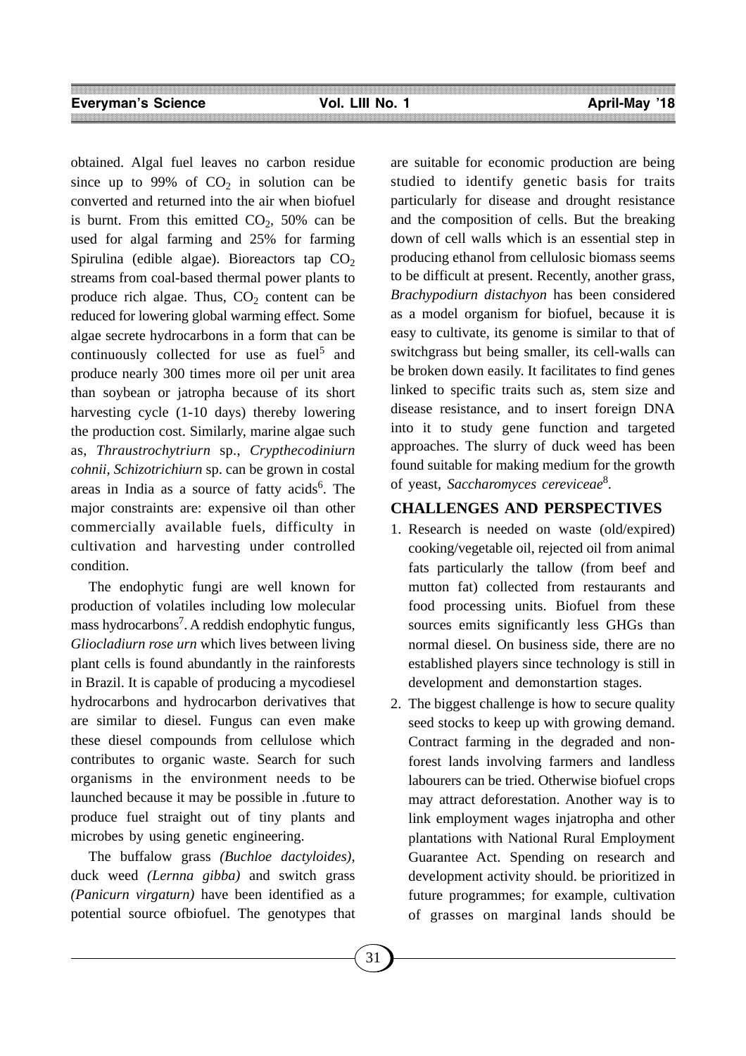obtained. Algal fuel leaves no carbon residue since up to 99% of $CO_2$ in solution can be converted and returned into the air when biofuel is burnt. From this emitted $CO_2$, 50% can be used for algal farming and 25% for farming Spirulina (edible algae). Bioreactors tap $CO_2$ streams from coal-based thermal power plants to produce rich algae. Thus, $CO_2$ content can be reduced for lowering global warming effect. Some algae secrete hydrocarbons in a form that can be continuously collected for use as fuel[5] and produce nearly 300 times more oil per unit area than soybean or jatropha because of its short harvesting cycle (1-10 days) thereby lowering the production cost. Similarly, marine algae such as, *Thraustrochytriurn* sp., *Crypthecodiniurn cohnii*, *Schizotrichiurn* sp. can be grown in costal areas in India as a source of fatty acids[6]. The major constraints are: expensive oil than other commercially available fuels, difficulty in cultivation and harvesting under controlled condition.

The endophytic fungi are well known for production of volatiles including low molecular mass hydrocarbons[7]. A reddish endophytic fungus, *Gliocladiurn rose urn* which lives between living plant cells is found abundantly in the rainforests in Brazil. It is capable of producing a mycodiesel hydrocarbons and hydrocarbon derivatives that are similar to diesel. Fungus can even make these diesel compounds from cellulose which contributes to organic waste. Search for such organisms in the environment needs to be launched because it may be possible in .future to produce fuel straight out of tiny plants and microbes by using genetic engineering.

The buffalow grass *(Buchloe dactyloides),* duck weed *(Lernna gibba)* and switch grass *(Panicurn virgaturn)* have been identified as a potential source ofbiofuel. The genotypes that are suitable for economic production are being studied to identify genetic basis for traits particularly for disease and drought resistance and the composition of cells. But the breaking down of cell walls which is an essential step in producing ethanol from cellulosic biomass seems to be difficult at present. Recently, another grass, *Brachypodiurn distachyon* has been considered as a model organism for biofuel, because it is easy to cultivate, its genome is similar to that of switchgrass but being smaller, its cell-walls can be broken down easily. It facilitates to find genes linked to specific traits such as, stem size and disease resistance, and to insert foreign DNA into it to study gene function and targeted approaches. The slurry of duck weed has been found suitable for making medium for the growth of yeast, *Saccharomyces cereviceae*[8].

## CHALLENGES AND PERSPECTIVES

1. Research is needed on waste (old/expired) cooking/vegetable oil, rejected oil from animal fats particularly the tallow (from beef and mutton fat) collected from restaurants and food processing units. Biofuel from these sources emits significantly less GHGs than normal diesel. On business side, there are no established players since technology is still in development and demonstartion stages.
2. The biggest challenge is how to secure quality seed stocks to keep up with growing demand. Contract farming in the degraded and non-forest lands involving farmers and landless labourers can be tried. Otherwise biofuel crops may attract deforestation. Another way is to link employment wages injatropha and other plantations with National Rural Employment Guarantee Act. Spending on research and development activity should. be prioritized in future programmes; for example, cultivation of grasses on marginal lands should be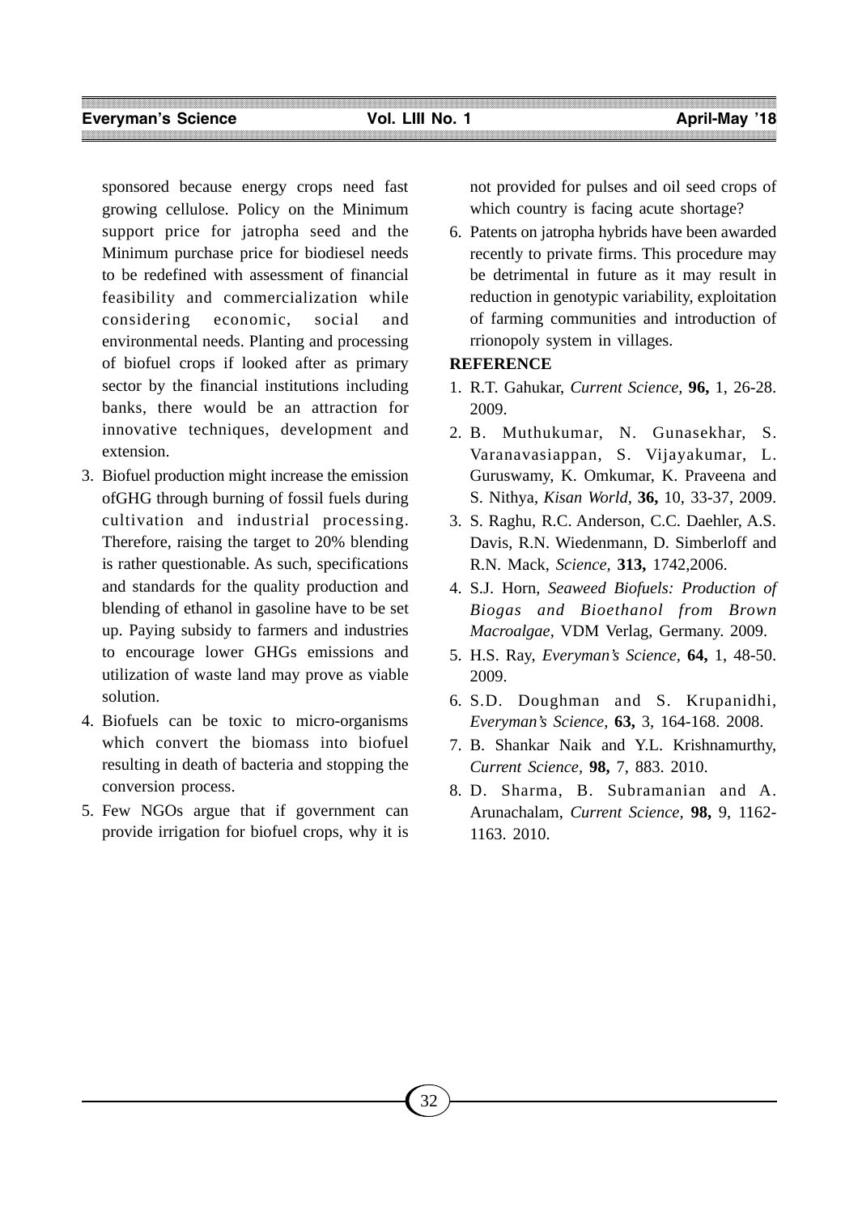sponsored because energy crops need fast growing cellulose. Policy on the Minimum support price for jatropha seed and the Minimum purchase price for biodiesel needs to be redefined with assessment of financial feasibility and commercialization while considering economic, social and environmental needs. Planting and processing of biofuel crops if looked after as primary sector by the financial institutions including banks, there would be an attraction for innovative techniques, development and extension.

3. Biofuel production might increase the emission ofGHG through burning of fossil fuels during cultivation and industrial processing. Therefore, raising the target to 20% blending is rather questionable. As such, specifications and standards for the quality production and blending of ethanol in gasoline have to be set up. Paying subsidy to farmers and industries to encourage lower GHGs emissions and utilization of waste land may prove as viable solution.
4. Biofuels can be toxic to micro-organisms which convert the biomass into biofuel resulting in death of bacteria and stopping the conversion process.
5. Few NGOs argue that if government can provide irrigation for biofuel crops, why it is not provided for pulses and oil seed crops of which country is facing acute shortage?
6. Patents on jatropha hybrids have been awarded recently to private firms. This procedure may be detrimental in future as it may result in reduction in genotypic variability, exploitation of farming communities and introduction of rrionopoly system in villages.

**REFERENCE**

1. R.T. Gahukar, *Current Science,* **96,** 1, 26-28. 2009.
2. B. Muthukumar, N. Gunasekhar, S. Varanavasiappan, S. Vijayakumar, L. Guruswamy, K. Omkumar, K. Praveena and S. Nithya, *Kisan World,* **36,** 10, 33-37, 2009.
3. S. Raghu, R.C. Anderson, C.C. Daehler, A.S. Davis, R.N. Wiedenmann, D. Simberloff and R.N. Mack, *Science,* **313,** 1742,2006.
4. S.J. Horn, *Seaweed Biofuels: Production of Biogas and Bioethanol from Brown Macroalgae,* VDM Verlag, Germany. 2009.
5. H.S. Ray, *Everyman's Science,* **64,** 1, 48-50. 2009.
6. S.D. Doughman and S. Krupanidhi, *Everyman's Science,* **63,** 3, 164-168. 2008.
7. B. Shankar Naik and Y.L. Krishnamurthy, *Current Science,* **98,** 7, 883. 2010.
8. D. Sharma, B. Subramanian and A. Arunachalam, *Current Science,* **98,** 9, 1162-1163. 2010.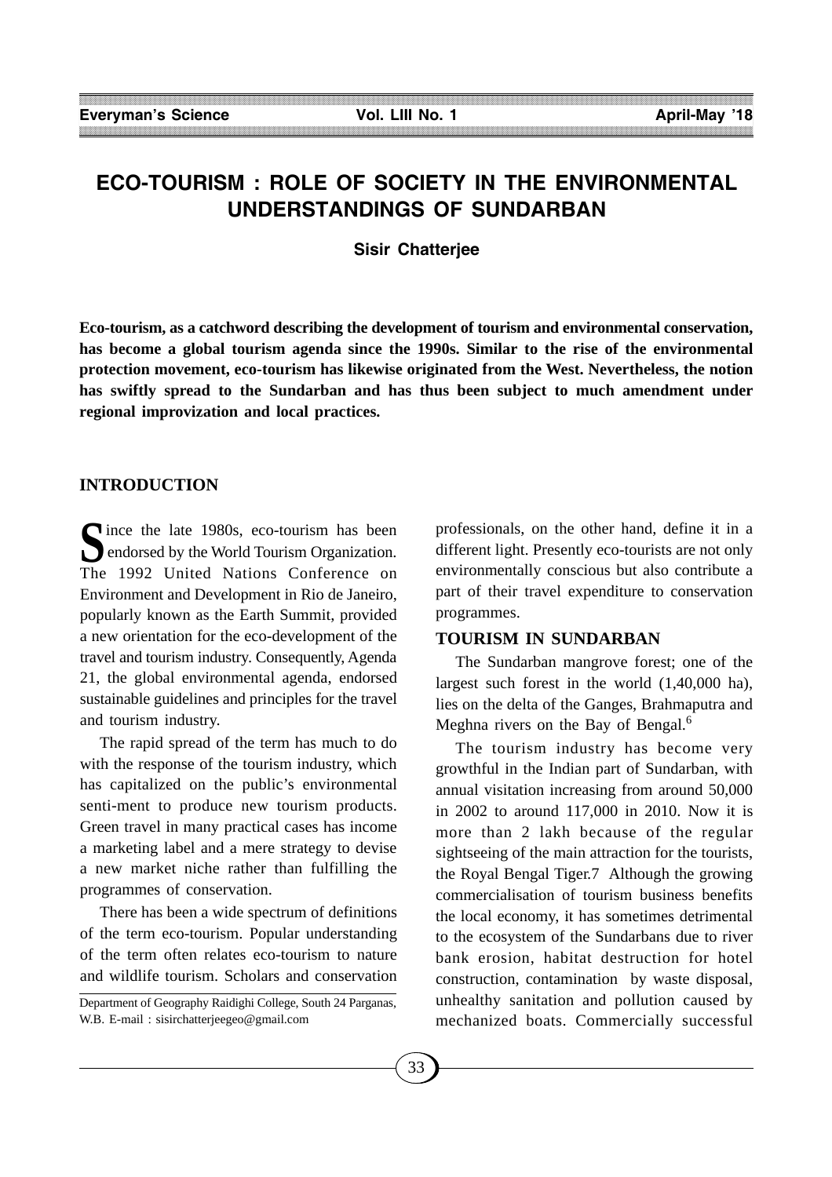# ECO-TOURISM : ROLE OF SOCIETY IN THE ENVIRONMENTAL UNDERSTANDINGS OF SUNDARBAN

**Sisir Chatterjee**

**Eco-tourism, as a catchword describing the development of tourism and environmental conservation, has become a global tourism agenda since the 1990s. Similar to the rise of the environmental protection movement, eco-tourism has likewise originated from the West. Nevertheless, the notion has swiftly spread to the Sundarban and has thus been subject to much amendment under regional improvization and local practices.**

## INTRODUCTION

Since the late 1980s, eco-tourism has been endorsed by the World Tourism Organization. The 1992 United Nations Conference on Environment and Development in Rio de Janeiro, popularly known as the Earth Summit, provided a new orientation for the eco-development of the travel and tourism industry. Consequently, Agenda 21, the global environmental agenda, endorsed sustainable guidelines and principles for the travel and tourism industry.

The rapid spread of the term has much to do with the response of the tourism industry, which has capitalized on the public's environmental senti-ment to produce new tourism products. Green travel in many practical cases has income a marketing label and a mere strategy to devise a new market niche rather than fulfilling the programmes of conservation.

There has been a wide spectrum of definitions of the term eco-tourism. Popular understanding of the term often relates eco-tourism to nature and wildlife tourism. Scholars and conservation professionals, on the other hand, define it in a different light. Presently eco-tourists are not only environmentally conscious but also contribute a part of their travel expenditure to conservation programmes.

Department of Geography Raidighi College, South 24 Parganas, W.B. E-mail : sisirchatterjeegeo@gmail.com

## TOURISM IN SUNDARBAN

The Sundarban mangrove forest; one of the largest such forest in the world (1,40,000 ha), lies on the delta of the Ganges, Brahmaputra and Meghna rivers on the Bay of Bengal.[6]

The tourism industry has become very growthful in the Indian part of Sundarban, with annual visitation increasing from around 50,000 in 2002 to around 117,000 in 2010. Now it is more than 2 lakh because of the regular sightseeing of the main attraction for the tourists, the Royal Bengal Tiger.7 Although the growing commercialisation of tourism business benefits the local economy, it has sometimes detrimental to the ecosystem of the Sundarbans due to river bank erosion, habitat destruction for hotel construction, contamination by waste disposal, unhealthy sanitation and pollution caused by mechanized boats. Commercially successful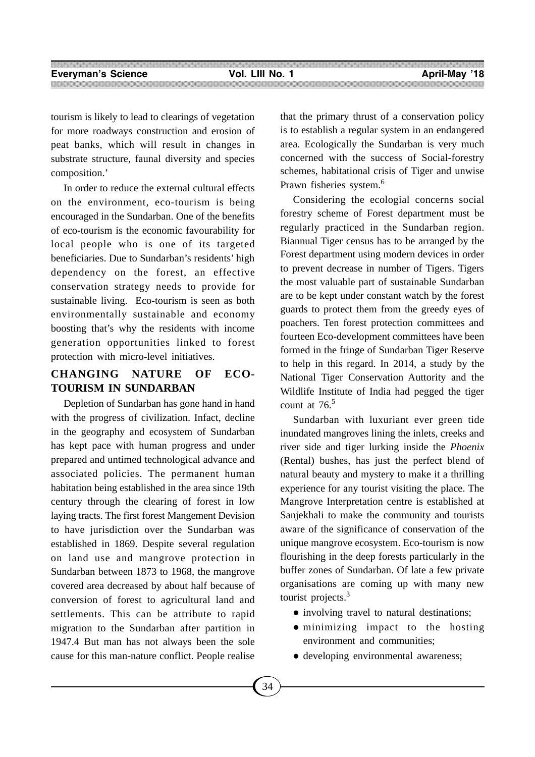tourism is likely to lead to clearings of vegetation for more roadways construction and erosion of peat banks, which will result in changes in substrate structure, faunal diversity and species composition.'

In order to reduce the external cultural effects on the environment, eco-tourism is being encouraged in the Sundarban. One of the benefits of eco-tourism is the economic favourability for local people who is one of its targeted beneficiaries. Due to Sundarban's residents' high dependency on the forest, an effective conservation strategy needs to provide for sustainable living. Eco-tourism is seen as both environmentally sustainable and economy boosting that's why the residents with income generation opportunities linked to forest protection with micro-level initiatives.

## CHANGING NATURE OF ECO-TOURISM IN SUNDARBAN

Depletion of Sundarban has gone hand in hand with the progress of civilization. Infact, decline in the geography and ecosystem of Sundarban has kept pace with human progress and under prepared and untimed technological advance and associated policies. The permanent human habitation being established in the area since 19th century through the clearing of forest in low laying tracts. The first forest Mangement Devision to have jurisdiction over the Sundarban was established in 1869. Despite several regulation on land use and mangrove protection in Sundarban between 1873 to 1968, the mangrove covered area decreased by about half because of conversion of forest to agricultural land and settlements. This can be attribute to rapid migration to the Sundarban after partition in 1947.4 But man has not always been the sole cause for this man-nature conflict. People realise that the primary thrust of a conservation policy is to establish a regular system in an endangered area. Ecologically the Sundarban is very much concerned with the success of Social-forestry schemes, habitational crisis of Tiger and unwise Prawn fisheries system.[6]

Considering the ecologial concerns social forestry scheme of Forest department must be regularly practiced in the Sundarban region. Biannual Tiger census has to be arranged by the Forest department using modern devices in order to prevent decrease in number of Tigers. Tigers the most valuable part of sustainable Sundarban are to be kept under constant watch by the forest guards to protect them from the greedy eyes of poachers. Ten forest protection committees and fourteen Eco-development committees have been formed in the fringe of Sundarban Tiger Reserve to help in this regard. In 2014, a study by the National Tiger Conservation Auttority and the Wildlife Institute of India had pegged the tiger count at 76.[5]

Sundarban with luxuriant ever green tide inundated mangroves lining the inlets, creeks and river side and tiger lurking inside the *Phoenix* (Rental) bushes, has just the perfect blend of natural beauty and mystery to make it a thrilling experience for any tourist visiting the place. The Mangrove Interpretation centre is established at Sanjekhali to make the community and tourists aware of the significance of conservation of the unique mangrove ecosystem. Eco-tourism is now flourishing in the deep forests particularly in the buffer zones of Sundarban. Of late a few private organisations are coming up with many new tourist projects.[3]

- involving travel to natural destinations;
- minimizing impact to the hosting environment and communities;
- developing environmental awareness;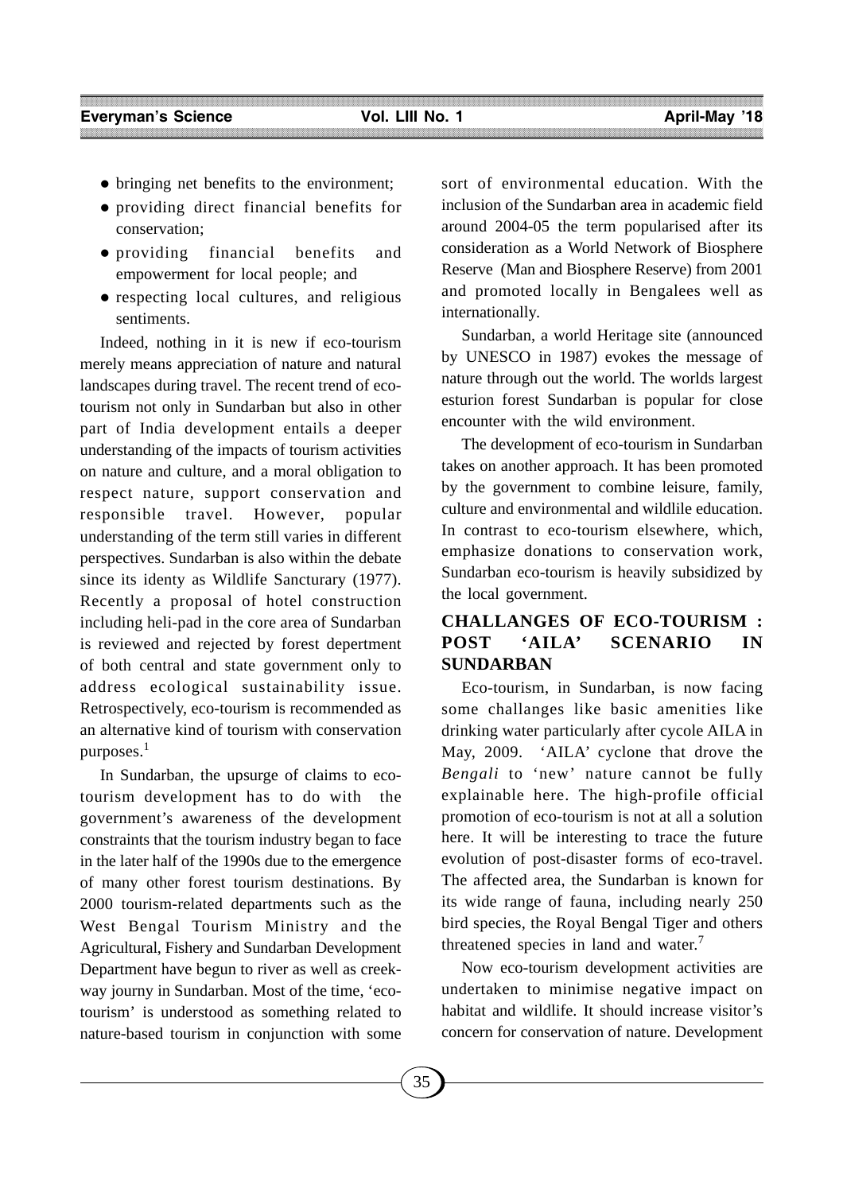- bringing net benefits to the environment;
- providing direct financial benefits for conservation;
- providing financial benefits and empowerment for local people; and
- respecting local cultures, and religious sentiments.

Indeed, nothing in it is new if eco-tourism merely means appreciation of nature and natural landscapes during travel. The recent trend of eco-tourism not only in Sundarban but also in other part of India development entails a deeper understanding of the impacts of tourism activities on nature and culture, and a moral obligation to respect nature, support conservation and responsible travel. However, popular understanding of the term still varies in different perspectives. Sundarban is also within the debate since its identy as Wildlife Sancturary (1977). Recently a proposal of hotel construction including heli-pad in the core area of Sundarban is reviewed and rejected by forest depertment of both central and state government only to address ecological sustainability issue. Retrospectively, eco-tourism is recommended as an alternative kind of tourism with conservation purposes.[1]

In Sundarban, the upsurge of claims to eco-tourism development has to do with the government's awareness of the development constraints that the tourism industry began to face in the later half of the 1990s due to the emergence of many other forest tourism destinations. By 2000 tourism-related departments such as the West Bengal Tourism Ministry and the Agricultural, Fishery and Sundarban Development Department have begun to river as well as creek-way journy in Sundarban. Most of the time, 'eco-tourism' is understood as something related to nature-based tourism in conjunction with some sort of environmental education. With the inclusion of the Sundarban area in academic field around 2004-05 the term popularised after its consideration as a World Network of Biosphere Reserve (Man and Biosphere Reserve) from 2001 and promoted locally in Bengalees well as internationally.

Sundarban, a world Heritage site (announced by UNESCO in 1987) evokes the message of nature through out the world. The worlds largest esturion forest Sundarban is popular for close encounter with the wild environment.

The development of eco-tourism in Sundarban takes on another approach. It has been promoted by the government to combine leisure, family, culture and environmental and wildlile education. In contrast to eco-tourism elsewhere, which, emphasize donations to conservation work, Sundarban eco-tourism is heavily subsidized by the local government.

## CHALLANGES OF ECO-TOURISM : POST 'AILA' SCENARIO IN SUNDARBAN

Eco-tourism, in Sundarban, is now facing some challanges like basic amenities like drinking water particularly after cycole AILA in May, 2009. 'AILA' cyclone that drove the *Bengali* to 'new' nature cannot be fully explainable here. The high-profile official promotion of eco-tourism is not at all a solution here. It will be interesting to trace the future evolution of post-disaster forms of eco-travel. The affected area, the Sundarban is known for its wide range of fauna, including nearly 250 bird species, the Royal Bengal Tiger and others threatened species in land and water.[7]

Now eco-tourism development activities are undertaken to minimise negative impact on habitat and wildlife. It should increase visitor's concern for conservation of nature. Development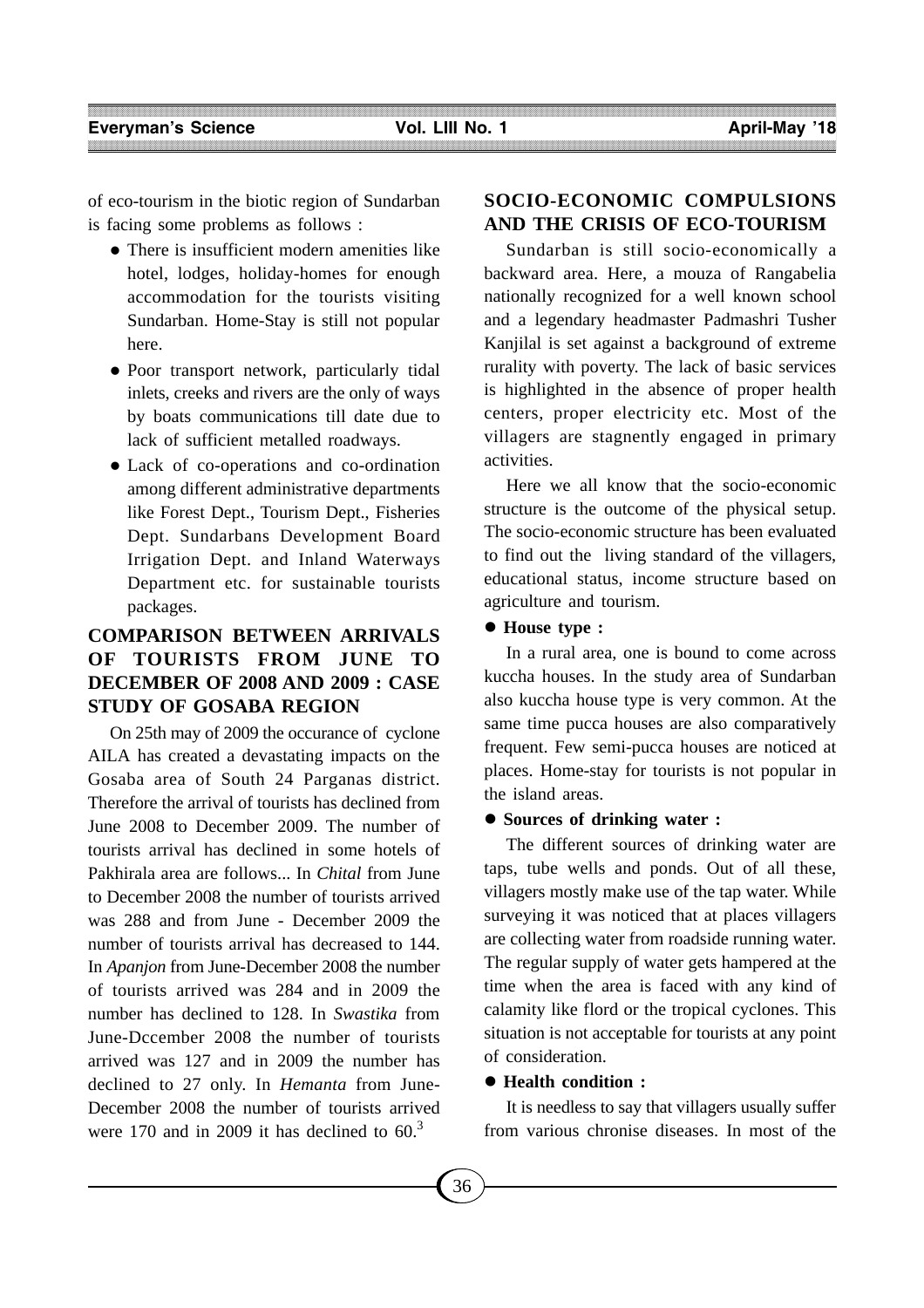of eco-tourism in the biotic region of Sundarban is facing some problems as follows :

- There is insufficient modern amenities like hotel, lodges, holiday-homes for enough accommodation for the tourists visiting Sundarban. Home-Stay is still not popular here.
- Poor transport network, particularly tidal inlets, creeks and rivers are the only of ways by boats communications till date due to lack of sufficient metalled roadways.
- Lack of co-operations and co-ordination among different administrative departments like Forest Dept., Tourism Dept., Fisheries Dept. Sundarbans Development Board Irrigation Dept. and Inland Waterways Department etc. for sustainable tourists packages.

## COMPARISON BETWEEN ARRIVALS OF TOURISTS FROM JUNE TO DECEMBER OF 2008 AND 2009 : CASE STUDY OF GOSABA REGION

On 25th may of 2009 the occurance of cyclone AILA has created a devastating impacts on the Gosaba area of South 24 Parganas district. Therefore the arrival of tourists has declined from June 2008 to December 2009. The number of tourists arrival has declined in some hotels of Pakhirala area are follows... In *Chital* from June to December 2008 the number of tourists arrived was 288 and from June - December 2009 the number of tourists arrival has decreased to 144. In *Apanjon* from June-December 2008 the number of tourists arrived was 284 and in 2009 the number has declined to 128. In *Swastika* from June-Dccember 2008 the number of tourists arrived was 127 and in 2009 the number has declined to 27 only. In *Hemanta* from June-December 2008 the number of tourists arrived were 170 and in 2009 it has declined to 60.[3]

## SOCIO-ECONOMIC COMPULSIONS AND THE CRISIS OF ECO-TOURISM

Sundarban is still socio-economically a backward area. Here, a mouza of Rangabelia nationally recognized for a well known school and a legendary headmaster Padmashri Tusher Kanjilal is set against a background of extreme rurality with poverty. The lack of basic services is highlighted in the absence of proper health centers, proper electricity etc. Most of the villagers are stagnently engaged in primary activities.

Here we all know that the socio-economic structure is the outcome of the physical setup. The socio-economic structure has been evaluated to find out the living standard of the villagers, educational status, income structure based on agriculture and tourism.

- **House type :**

In a rural area, one is bound to come across kuccha houses. In the study area of Sundarban also kuccha house type is very common. At the same time pucca houses are also comparatively frequent. Few semi-pucca houses are noticed at places. Home-stay for tourists is not popular in the island areas.

- **Sources of drinking water :**

The different sources of drinking water are taps, tube wells and ponds. Out of all these, villagers mostly make use of the tap water. While surveying it was noticed that at places villagers are collecting water from roadside running water. The regular supply of water gets hampered at the time when the area is faced with any kind of calamity like flord or the tropical cyclones. This situation is not acceptable for tourists at any point of consideration.

- **Health condition :**

It is needless to say that villagers usually suffer from various chronise diseases. In most of the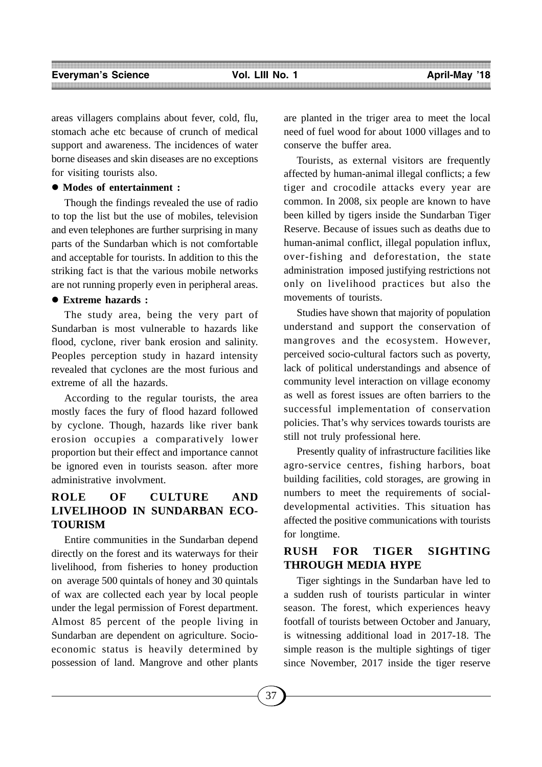areas villagers complains about fever, cold, flu, stomach ache etc because of crunch of medical support and awareness. The incidences of water borne diseases and skin diseases are no exceptions for visiting tourists also.

- **Modes of entertainment :**

Though the findings revealed the use of radio to top the list but the use of mobiles, television and even telephones are further surprising in many parts of the Sundarban which is not comfortable and acceptable for tourists. In addition to this the striking fact is that the various mobile networks are not running properly even in peripheral areas.

- **Extreme hazards :**

The study area, being the very part of Sundarban is most vulnerable to hazards like flood, cyclone, river bank erosion and salinity. Peoples perception study in hazard intensity revealed that cyclones are the most furious and extreme of all the hazards.

According to the regular tourists, the area mostly faces the fury of flood hazard followed by cyclone. Though, hazards like river bank erosion occupies a comparatively lower proportion but their effect and importance cannot be ignored even in tourists season. after more administrative involvment.

## ROLE OF CULTURE AND LIVELIHOOD IN SUNDARBAN ECO-TOURISM

Entire communities in the Sundarban depend directly on the forest and its waterways for their livelihood, from fisheries to honey production on average 500 quintals of honey and 30 quintals of wax are collected each year by local people under the legal permission of Forest department. Almost 85 percent of the people living in Sundarban are dependent on agriculture. Socio-economic status is heavily determined by possession of land. Mangrove and other plants are planted in the triger area to meet the local need of fuel wood for about 1000 villages and to conserve the buffer area.

Tourists, as external visitors are frequently affected by human-animal illegal conflicts; a few tiger and crocodile attacks every year are common. In 2008, six people are known to have been killed by tigers inside the Sundarban Tiger Reserve. Because of issues such as deaths due to human-animal conflict, illegal population influx, over-fishing and deforestation, the state administration imposed justifying restrictions not only on livelihood practices but also the movements of tourists.

Studies have shown that majority of population understand and support the conservation of mangroves and the ecosystem. However, perceived socio-cultural factors such as poverty, lack of political understandings and absence of community level interaction on village economy as well as forest issues are often barriers to the successful implementation of conservation policies. That's why services towards tourists are still not truly professional here.

Presently quality of infrastructure facilities like agro-service centres, fishing harbors, boat building facilities, cold storages, are growing in numbers to meet the requirements of social-developmental activities. This situation has affected the positive communications with tourists for longtime.

## RUSH FOR TIGER SIGHTING THROUGH MEDIA HYPE

Tiger sightings in the Sundarban have led to a sudden rush of tourists particular in winter season. The forest, which experiences heavy footfall of tourists between October and January, is witnessing additional load in 2017-18. The simple reason is the multiple sightings of tiger since November, 2017 inside the tiger reserve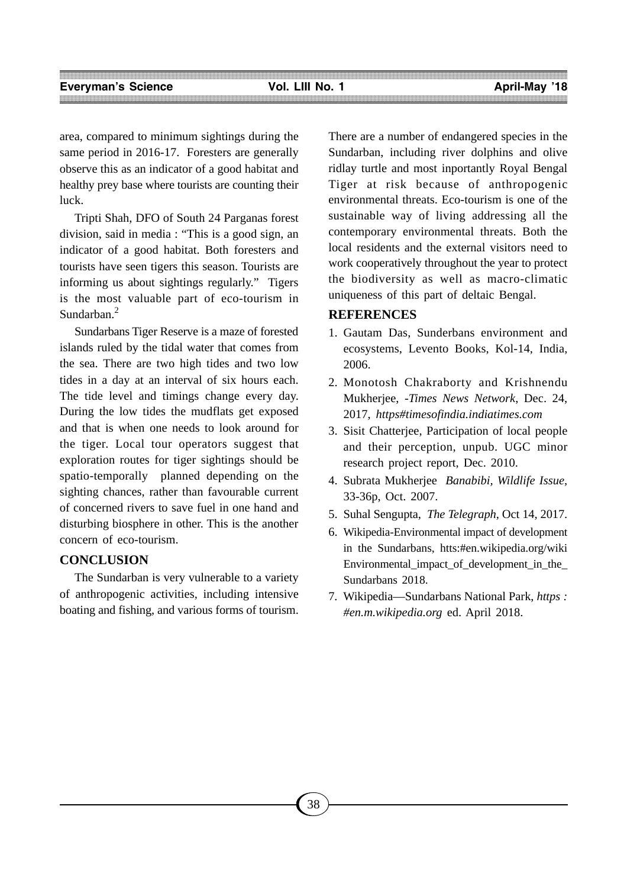area, compared to minimum sightings during the same period in 2016-17. Foresters are generally observe this as an indicator of a good habitat and healthy prey base where tourists are counting their luck.

Tripti Shah, DFO of South 24 Parganas forest division, said in media : "This is a good sign, an indicator of a good habitat. Both foresters and tourists have seen tigers this season. Tourists are informing us about sightings regularly." Tigers is the most valuable part of eco-tourism in Sundarban.[2]

Sundarbans Tiger Reserve is a maze of forested islands ruled by the tidal water that comes from the sea. There are two high tides and two low tides in a day at an interval of six hours each. The tide level and timings change every day. During the low tides the mudflats get exposed and that is when one needs to look around for the tiger. Local tour operators suggest that exploration routes for tiger sightings should be spatio-temporally planned depending on the sighting chances, rather than favourable current of concerned rivers to save fuel in one hand and disturbing biosphere in other. This is the another concern of eco-tourism.

## CONCLUSION

The Sundarban is very vulnerable to a variety of anthropogenic activities, including intensive boating and fishing, and various forms of tourism. There are a number of endangered species in the Sundarban, including river dolphins and olive ridlay turtle and most inportantly Royal Bengal Tiger at risk because of anthropogenic environmental threats. Eco-tourism is one of the sustainable way of living addressing all the contemporary environmental threats. Both the local residents and the external visitors need to work cooperatively throughout the year to protect the biodiversity as well as macro-climatic uniqueness of this part of deltaic Bengal.

## REFERENCES

1. Gautam Das, Sunderbans environment and ecosystems, Levento Books, Kol-14, India, 2006.
2. Monotosh Chakraborty and Krishnendu Mukherjee, -*Times News Network*, Dec. 24, 2017, *https#timesofindia.indiatimes.com*
3. Sisit Chatterjee, Participation of local people and their perception, unpub. UGC minor research project report, Dec. 2010.
4. Subrata Mukherjee *Banabibi, Wildlife Issue*, 33-36p, Oct. 2007.
5. Suhal Sengupta, *The Telegraph*, Oct 14, 2017.
6. Wikipedia-Environmental impact of development in the Sundarbans, htts:#en.wikipedia.org/wiki Environmental_impact_of_development_in_the_ Sundarbans 2018.
7. Wikipedia—Sundarbans National Park, *https : #en.m.wikipedia.org* ed. April 2018.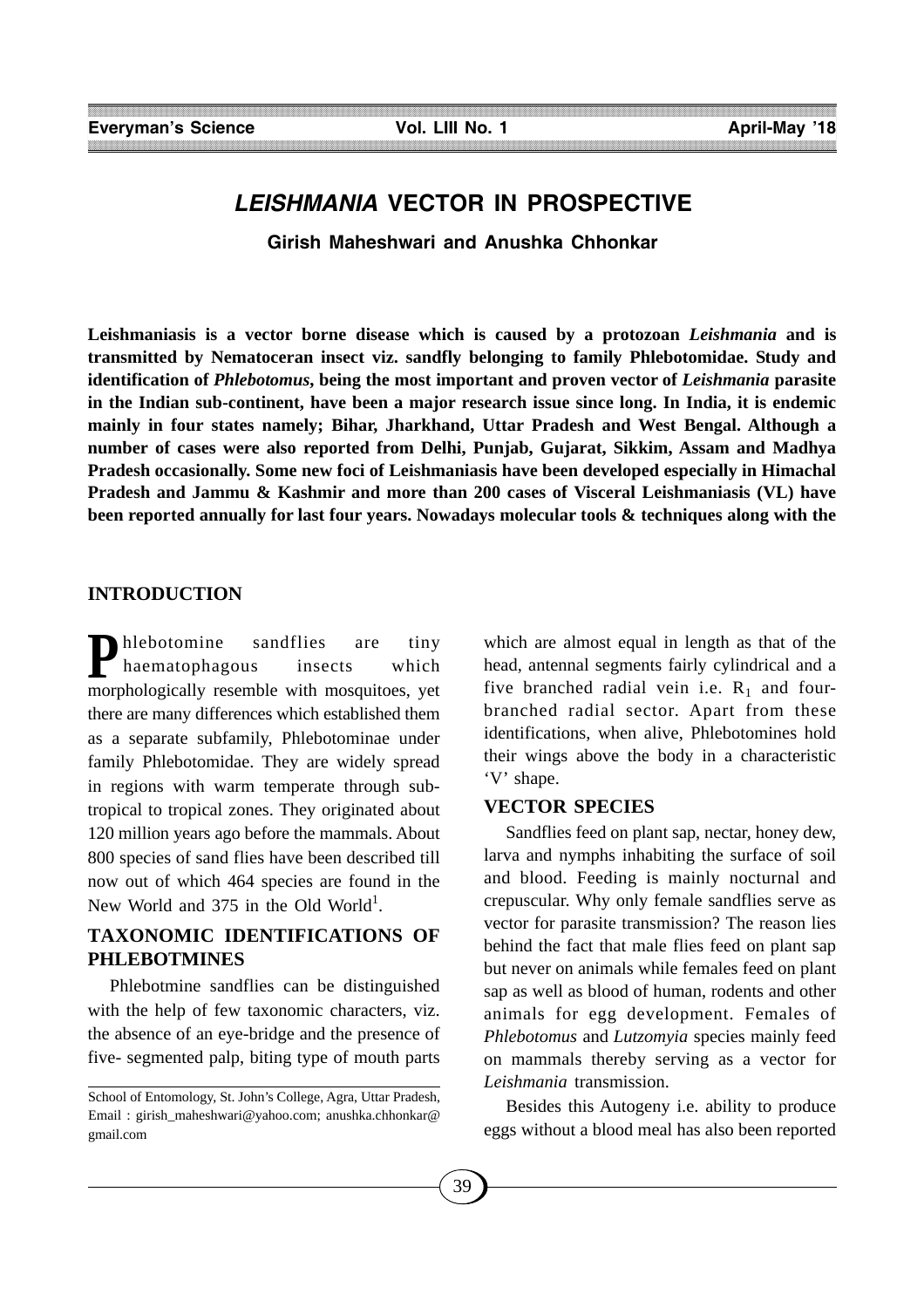# *LEISHMANIA* VECTOR IN PROSPECTIVE

**Girish Maheshwari and Anushka Chhonkar**

**Leishmaniasis is a vector borne disease which is caused by a protozoan *Leishmania* and is transmitted by Nematoceran insect viz. sandfly belonging to family Phlebotomidae. Study and identification of *Phlebotomus*, being the most important and proven vector of *Leishmania* parasite in the Indian sub-continent, have been a major research issue since long. In India, it is endemic mainly in four states namely; Bihar, Jharkhand, Uttar Pradesh and West Bengal. Although a number of cases were also reported from Delhi, Punjab, Gujarat, Sikkim, Assam and Madhya Pradesh occasionally. Some new foci of Leishmaniasis have been developed especially in Himachal Pradesh and Jammu & Kashmir and more than 200 cases of Visceral Leishmaniasis (VL) have been reported annually for last four years. Nowadays molecular tools & techniques along with the**

## INTRODUCTION

Phlebotomine sandflies are tiny haematophagous insects which morphologically resemble with mosquitoes, yet there are many differences which established them as a separate subfamily, Phlebotominae under family Phlebotomidae. They are widely spread in regions with warm temperate through sub-tropical to tropical zones. They originated about 120 million years ago before the mammals. About 800 species of sand flies have been described till now out of which 464 species are found in the New World and 375 in the Old World[1].

## TAXONOMIC IDENTIFICATIONS OF PHLEBOTMINES

Phlebotmine sandflies can be distinguished with the help of few taxonomic characters, viz. the absence of an eye-bridge and the presence of five- segmented palp, biting type of mouth parts which are almost equal in length as that of the head, antennal segments fairly cylindrical and a five branched radial vein i.e. $R_1$ and four-branched radial sector. Apart from these identifications, when alive, Phlebotomines hold their wings above the body in a characteristic 'V' shape.

## VECTOR SPECIES

Sandflies feed on plant sap, nectar, honey dew, larva and nymphs inhabiting the surface of soil and blood. Feeding is mainly nocturnal and crepuscular. Why only female sandflies serve as vector for parasite transmission? The reason lies behind the fact that male flies feed on plant sap but never on animals while females feed on plant sap as well as blood of human, rodents and other animals for egg development. Females of *Phlebotomus* and *Lutzomyia* species mainly feed on mammals thereby serving as a vector for *Leishmania* transmission.

Besides this Autogeny i.e. ability to produce eggs without a blood meal has also been reported

School of Entomology, St. John's College, Agra, Uttar Pradesh, Email : girish_maheshwari@yahoo.com; anushka.chhonkar@gmail.com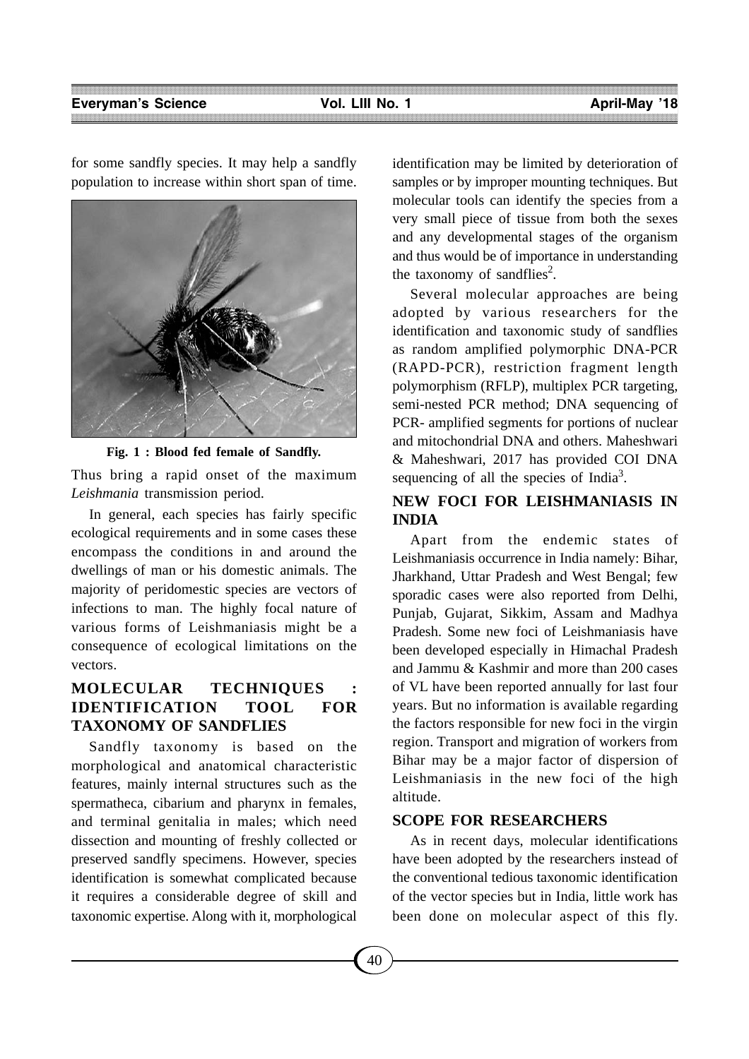for some sandfly species. It may help a sandfly population to increase within short span of time.

**Fig. 1 : Blood fed female of Sandfly.**

Thus bring a rapid onset of the maximum *Leishmania* transmission period.

In general, each species has fairly specific ecological requirements and in some cases these encompass the conditions in and around the dwellings of man or his domestic animals. The majority of peridomestic species are vectors of infections to man. The highly focal nature of various forms of Leishmaniasis might be a consequence of ecological limitations on the vectors.

## MOLECULAR TECHNIQUES : IDENTIFICATION TOOL FOR TAXONOMY OF SANDFLIES

Sandfly taxonomy is based on the morphological and anatomical characteristic features, mainly internal structures such as the spermatheca, cibarium and pharynx in females, and terminal genitalia in males; which need dissection and mounting of freshly collected or preserved sandfly specimens. However, species identification is somewhat complicated because it requires a considerable degree of skill and taxonomic expertise. Along with it, morphological identification may be limited by deterioration of samples or by improper mounting techniques. But molecular tools can identify the species from a very small piece of tissue from both the sexes and any developmental stages of the organism and thus would be of importance in understanding the taxonomy of sandflies[2].

Several molecular approaches are being adopted by various researchers for the identification and taxonomic study of sandflies as random amplified polymorphic DNA-PCR (RAPD-PCR), restriction fragment length polymorphism (RFLP), multiplex PCR targeting, semi-nested PCR method; DNA sequencing of PCR- amplified segments for portions of nuclear and mitochondrial DNA and others. Maheshwari & Maheshwari, 2017 has provided COI DNA sequencing of all the species of India[3].

## NEW FOCI FOR LEISHMANIASIS IN INDIA

Apart from the endemic states of Leishmaniasis occurrence in India namely: Bihar, Jharkhand, Uttar Pradesh and West Bengal; few sporadic cases were also reported from Delhi, Punjab, Gujarat, Sikkim, Assam and Madhya Pradesh. Some new foci of Leishmaniasis have been developed especially in Himachal Pradesh and Jammu & Kashmir and more than 200 cases of VL have been reported annually for last four years. But no information is available regarding the factors responsible for new foci in the virgin region. Transport and migration of workers from Bihar may be a major factor of dispersion of Leishmaniasis in the new foci of the high altitude.

## SCOPE FOR RESEARCHERS

As in recent days, molecular identifications have been adopted by the researchers instead of the conventional tedious taxonomic identification of the vector species but in India, little work has been done on molecular aspect of this fly.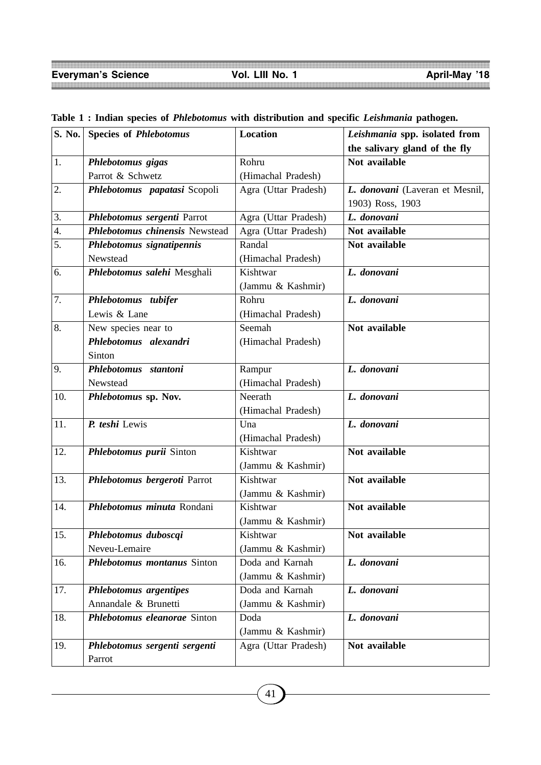**Table 1 : Indian species of *Phlebotomus* with distribution and specific *Leishmania* pathogen.**

| S. No. | Species of *Phlebotomus* | Location | *Leishmania* spp. isolated from the salivary gland of the fly |
|---|---|---|---|
| 1. | ***Phlebotomus gigas*** Parrot & Schwetz | Rohru (Himachal Pradesh) | **Not available** |
| 2. | ***Phlebotomus papatasi*** Scopoli | Agra (Uttar Pradesh) | ***L. donovani*** (Laveran et Mesnil, 1903) Ross, 1903 |
| 3. | ***Phlebotomus sergenti*** Parrot | Agra (Uttar Pradesh) | ***L. donovani*** |
| 4. | ***Phlebotomus chinensis*** Newstead | Agra (Uttar Pradesh) | **Not available** |
| 5. | ***Phlebotomus signatipennis*** Newstead | Randal (Himachal Pradesh) | **Not available** |
| 6. | ***Phlebotomus salehi*** Mesghali | Kishtwar (Jammu & Kashmir) | ***L. donovani*** |
| 7. | ***Phlebotomus tubifer*** Lewis & Lane | Rohru (Himachal Pradesh) | ***L. donovani*** |
| 8. | New species near to ***Phlebotomus alexandri*** Sinton | Seemah (Himachal Pradesh) | **Not available** |
| 9. | ***Phlebotomus stantoni*** Newstead | Rampur (Himachal Pradesh) | ***L. donovani*** |
| 10. | ***Phlebotomus*** **sp. Nov.** | Neerath (Himachal Pradesh) | ***L. donovani*** |
| 11. | ***P. teshi*** Lewis | Una (Himachal Pradesh) | ***L. donovani*** |
| 12. | ***Phlebotomus purii*** Sinton | Kishtwar (Jammu & Kashmir) | **Not available** |
| 13. | ***Phlebotomus bergeroti*** Parrot | Kishtwar (Jammu & Kashmir) | **Not available** |
| 14. | ***Phlebotomus minuta*** Rondani | Kishtwar (Jammu & Kashmir) | **Not available** |
| 15. | ***Phlebotomus duboscqi*** Neveu-Lemaire | Kishtwar (Jammu & Kashmir) | **Not available** |
| 16. | ***Phlebotomus montanus*** Sinton | Doda and Karnah (Jammu & Kashmir) | ***L. donovani*** |
| 17. | ***Phlebotomus argentipes*** Annandale & Brunetti | Doda and Karnah (Jammu & Kashmir) | ***L. donovani*** |
| 18. | ***Phlebotomus eleanorae*** Sinton | Doda (Jammu & Kashmir) | ***L. donovani*** |
| 19. | ***Phlebotomus sergenti sergenti*** Parrot | Agra (Uttar Pradesh) | **Not available** |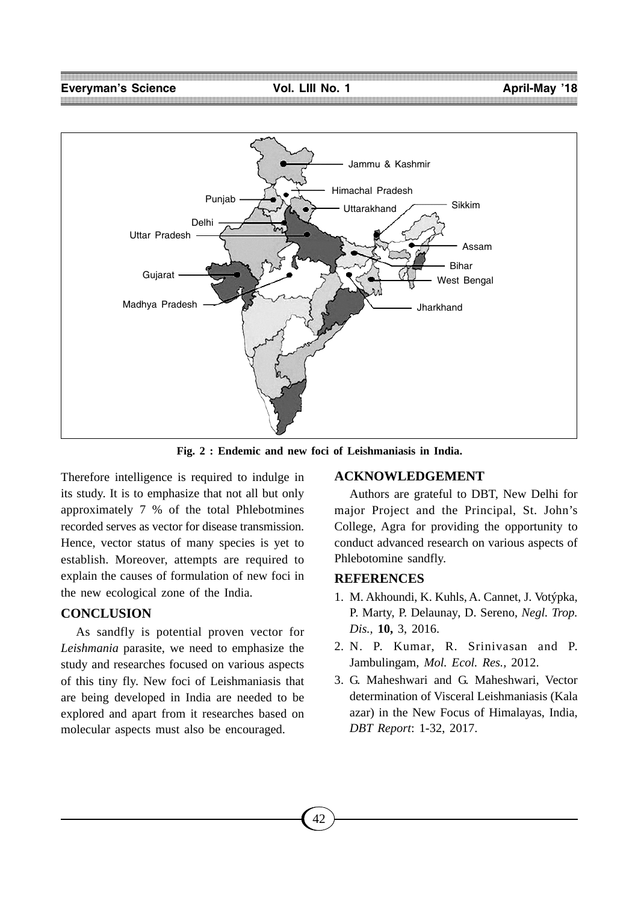Fig. 2 : Endemic and new foci of Leishmaniasis in India.

Therefore intelligence is required to indulge in its study. It is to emphasize that not all but only approximately 7 % of the total Phlebotomines recorded serves as vector for disease transmission. Hence, vector status of many species is yet to establish. Moreover, attempts are required to explain the causes of formulation of new foci in the new ecological zone of the India.

## CONCLUSION

As sandfly is potential proven vector for *Leishmania* parasite, we need to emphasize the study and researches focused on various aspects of this tiny fly. New foci of Leishmaniasis that are being developed in India are needed to be explored and apart from it researches based on molecular aspects must also be encouraged.

## ACKNOWLEDGEMENT

Authors are grateful to DBT, New Delhi for major Project and the Principal, St. John's College, Agra for providing the opportunity to conduct advanced research on various aspects of Phlebotomine sandfly.

## REFERENCES

1. M. Akhoundi, K. Kuhls, A. Cannet, J. Votýpka, P. Marty, P. Delaunay, D. Sereno, *Negl. Trop. Dis.*, **10,** 3, 2016.
2. N. P. Kumar, R. Srinivasan and P. Jambulingam, *Mol. Ecol. Res.*, 2012.
3. G. Maheshwari and G. Maheshwari, Vector determination of Visceral Leishmaniasis (Kala azar) in the New Focus of Himalayas, India, *DBT Report*: 1-32, 2017.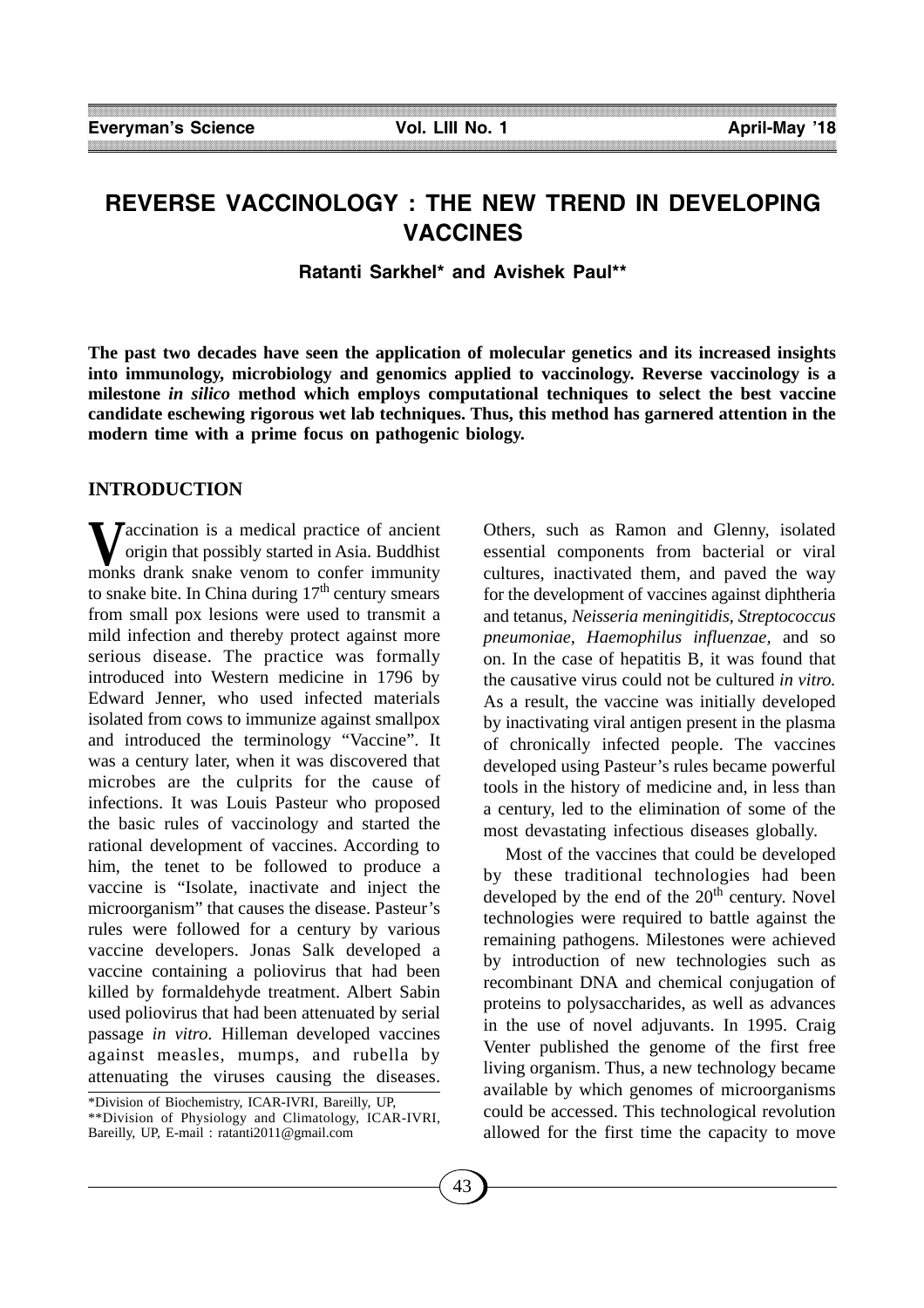# REVERSE VACCINOLOGY : THE NEW TREND IN DEVELOPING VACCINES

**Ratanti Sarkhel\* and Avishek Paul\*\***

**The past two decades have seen the application of molecular genetics and its increased insights into immunology, microbiology and genomics applied to vaccinology. Reverse vaccinology is a milestone *in silico* method which employs computational techniques to select the best vaccine candidate eschewing rigorous wet lab techniques. Thus, this method has garnered attention in the modern time with a prime focus on pathogenic biology.**

## INTRODUCTION

Vaccination is a medical practice of ancient origin that possibly started in Asia. Buddhist monks drank snake venom to confer immunity to snake bite. In China during 17th century smears from small pox lesions were used to transmit a mild infection and thereby protect against more serious disease. The practice was formally introduced into Western medicine in 1796 by Edward Jenner, who used infected materials isolated from cows to immunize against smallpox and introduced the terminology "Vaccine". It was a century later, when it was discovered that microbes are the culprits for the cause of infections. It was Louis Pasteur who proposed the basic rules of vaccinology and started the rational development of vaccines. According to him, the tenet to be followed to produce a vaccine is "Isolate, inactivate and inject the microorganism" that causes the disease. Pasteur's rules were followed for a century by various vaccine developers. Jonas Salk developed a vaccine containing a poliovirus that had been killed by formaldehyde treatment. Albert Sabin used poliovirus that had been attenuated by serial passage *in vitro.* Hilleman developed vaccines against measles, mumps, and rubella by attenuating the viruses causing the diseases. Others, such as Ramon and Glenny, isolated essential components from bacterial or viral cultures, inactivated them, and paved the way for the development of vaccines against diphtheria and tetanus, *Neisseria meningitidis, Streptococcus pneumoniae, Haemophilus influenzae*, and so on. In the case of hepatitis B, it was found that the causative virus could not be cultured *in vitro.* As a result, the vaccine was initially developed by inactivating viral antigen present in the plasma of chronically infected people. The vaccines developed using Pasteur's rules became powerful tools in the history of medicine and, in less than a century, led to the elimination of some of the most devastating infectious diseases globally.

Most of the vaccines that could be developed by these traditional technologies had been developed by the end of the 20th century. Novel technologies were required to battle against the remaining pathogens. Milestones were achieved by introduction of new technologies such as recombinant DNA and chemical conjugation of proteins to polysaccharides, as well as advances in the use of novel adjuvants. In 1995. Craig Venter published the genome of the first free living organism. Thus, a new technology became available by which genomes of microorganisms could be accessed. This technological revolution allowed for the first time the capacity to move

\*Division of Biochemistry, ICAR-IVRI, Bareilly, UP,
\*\*Division of Physiology and Climatology, ICAR-IVRI, Bareilly, UP, E-mail : ratanti2011@gmail.com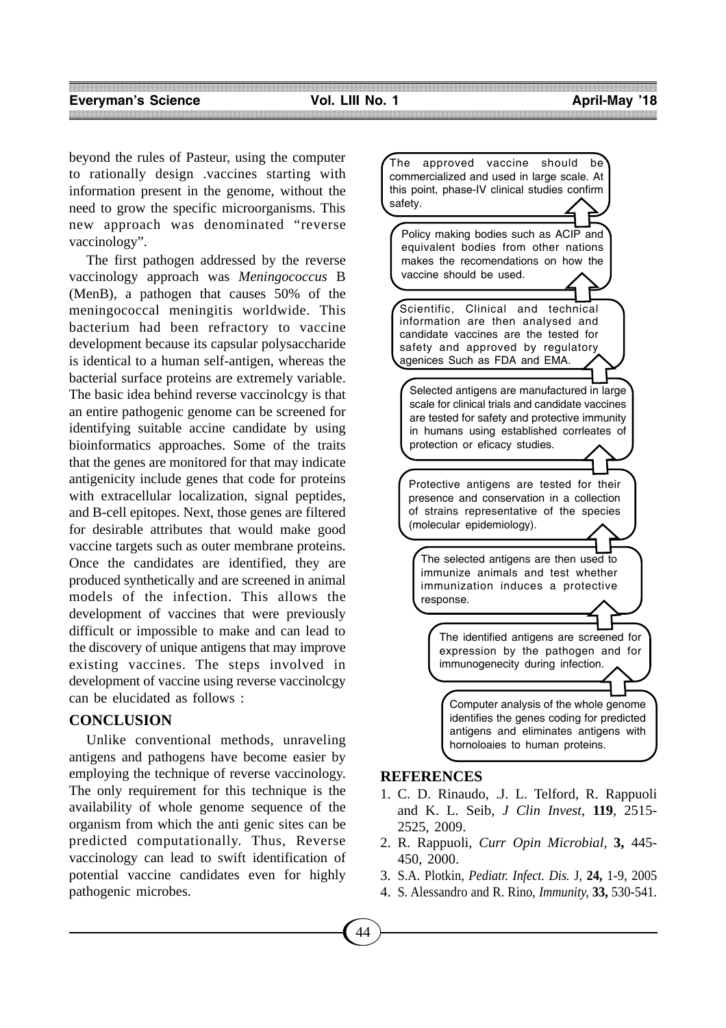beyond the rules of Pasteur, using the computer to rationally design .vaccines starting with information present in the genome, without the need to grow the specific microorganisms. This new approach was denominated "reverse vaccinology".

The first pathogen addressed by the reverse vaccinology approach was *Meningococcus* B (MenB), a pathogen that causes 50% of the meningococcal meningitis worldwide. This bacterium had been refractory to vaccine development because its capsular polysaccharide is identical to a human self-antigen, whereas the bacterial surface proteins are extremely variable. The basic idea behind reverse vaccinolcgy is that an entire pathogenic genome can be screened for identifying suitable accine candidate by using bioinformatics approaches. Some of the traits that the genes are monitored for that may indicate antigenicity include genes that code for proteins with extracellular localization, signal peptides, and B-cell epitopes. Next, those genes are filtered for desirable attributes that would make good vaccine targets such as outer membrane proteins. Once the candidates are identified, they are produced synthetically and are screened in animal models of the infection. This allows the development of vaccines that were previously difficult or impossible to make and can lead to the discovery of unique antigens that may improve existing vaccines. The steps involved in development of vaccine using reverse vaccinolcgy can be elucidated as follows :

Computer analysis of the whole genome identifies the genes coding for predicted antigens and eliminates antigens with hornoloaies to human proteins.

↓

The identified antigens are screened for expression by the pathogen and for immunogenecity during infection.

↓

The selected antigens are then used to immunize animals and test whether immunization induces a protective response.

↓

Protective antigens are tested for their presence and conservation in a collection of strains representative of the species (molecular epidemiology).

↓

Selected antigens are manufactured in large scale for clinical trials and candidate vaccines are tested for safety and protective immunity in humans using established corrleates of protection or eficacy studies.

↓

Scientific, Clinical and technical information are then analysed and candidate vaccines are the tested for safety and approved by regulatory agenices Such as FDA and EMA.

↓

Policy making bodies such as ACIP and equivalent bodies from other nations makes the recomendations on how the vaccine should be used.

↓

The approved vaccine should be commercialized and used in large scale. At this point, phase-IV clinical studies confirm safety.

## CONCLUSION

Unlike conventional methods, unraveling antigens and pathogens have become easier by employing the technique of reverse vaccinology. The only requirement for this technique is the availability of whole genome sequence of the organism from which the anti genic sites can be predicted computationally. Thus, Reverse vaccinology can lead to swift identification of potential vaccine candidates even for highly pathogenic microbes.

## REFERENCES

1. C. D. Rinaudo, .J. L. Telford, R. Rappuoli and K. L. Seib, *J Clin Invest*, **119**, 2515-2525, 2009.
2. R. Rappuoli, *Curr Opin Microbial*, **3,** 445-450, 2000.
3. S.A. Plotkin, *Pediatr. Infect. Dis.* J, **24,** 1-9, 2005
4. S. Alessandro and R. Rino, *Immunity,* **33,** 530-541.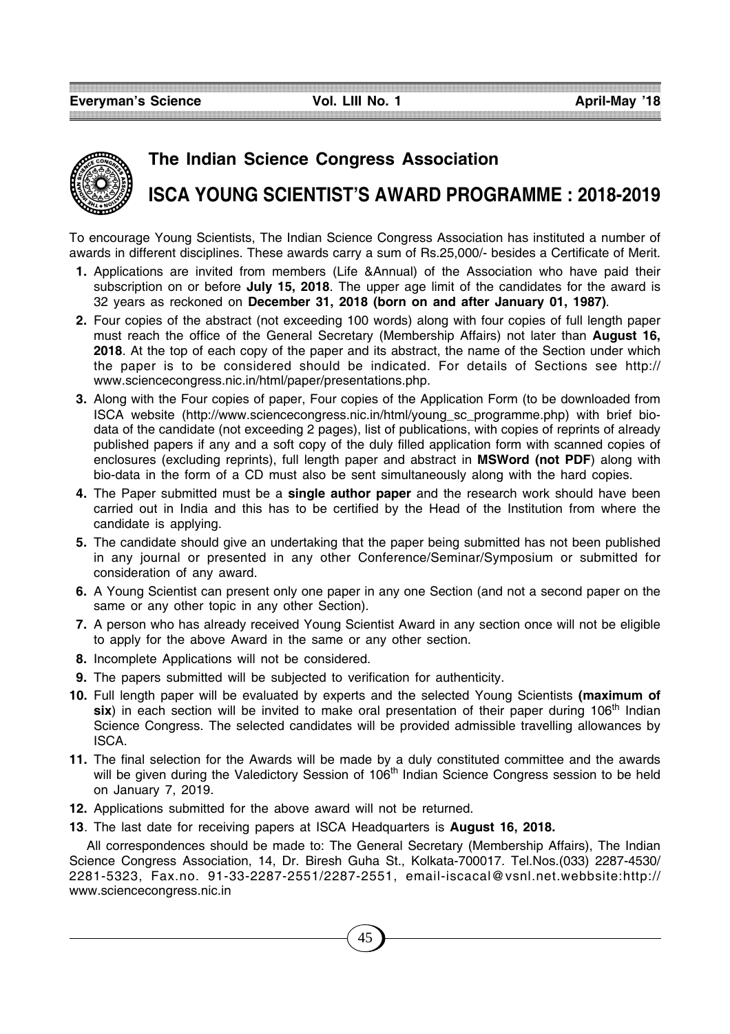## The Indian Science Congress Association

# ISCA YOUNG SCIENTIST'S AWARD PROGRAMME : 2018-2019

To encourage Young Scientists, The Indian Science Congress Association has instituted a number of awards in different disciplines. These awards carry a sum of Rs.25,000/- besides a Certificate of Merit.

1. Applications are invited from members (Life &Annual) of the Association who have paid their subscription on or before **July 15, 2018**. The upper age limit of the candidates for the award is 32 years as reckoned on **December 31, 2018 (born on and after January 01, 1987)**.
2. Four copies of the abstract (not exceeding 100 words) along with four copies of full length paper must reach the office of the General Secretary (Membership Affairs) not later than **August 16, 2018**. At the top of each copy of the paper and its abstract, the name of the Section under which the paper is to be considered should be indicated. For details of Sections see http://www.sciencecongress.nic.in/html/paper/presentations.php.
3. Along with the Four copies of paper, Four copies of the Application Form (to be downloaded from ISCA website (http://www.sciencecongress.nic.in/html/young_sc_programme.php) with brief bio-data of the candidate (not exceeding 2 pages), list of publications, with copies of reprints of already published papers if any and a soft copy of the duly filled application form with scanned copies of enclosures (excluding reprints), full length paper and abstract in **MSWord (not PDF**) along with bio-data in the form of a CD must also be sent simultaneously along with the hard copies.
4. The Paper submitted must be a **single author paper** and the research work should have been carried out in India and this has to be certified by the Head of the Institution from where the candidate is applying.
5. The candidate should give an undertaking that the paper being submitted has not been published in any journal or presented in any other Conference/Seminar/Symposium or submitted for consideration of any award.
6. A Young Scientist can present only one paper in any one Section (and not a second paper on the same or any other topic in any other Section).
7. A person who has already received Young Scientist Award in any section once will not be eligible to apply for the above Award in the same or any other section.
8. Incomplete Applications will not be considered.
9. The papers submitted will be subjected to verification for authenticity.
10. Full length paper will be evaluated by experts and the selected Young Scientists **(maximum of six**) in each section will be invited to make oral presentation of their paper during 106th Indian Science Congress. The selected candidates will be provided admissible travelling allowances by ISCA.
11. The final selection for the Awards will be made by a duly constituted committee and the awards will be given during the Valedictory Session of 106th Indian Science Congress session to be held on January 7, 2019.
12. Applications submitted for the above award will not be returned.
13. The last date for receiving papers at ISCA Headquarters is **August 16, 2018.**

All correspondences should be made to: The General Secretary (Membership Affairs), The Indian Science Congress Association, 14, Dr. Biresh Guha St., Kolkata-700017. Tel.Nos.(033) 2287-4530/ 2281-5323, Fax.no. 91-33-2287-2551/2287-2551, email-iscacal@vsnl.net.webbsite:http://www.sciencecongress.nic.in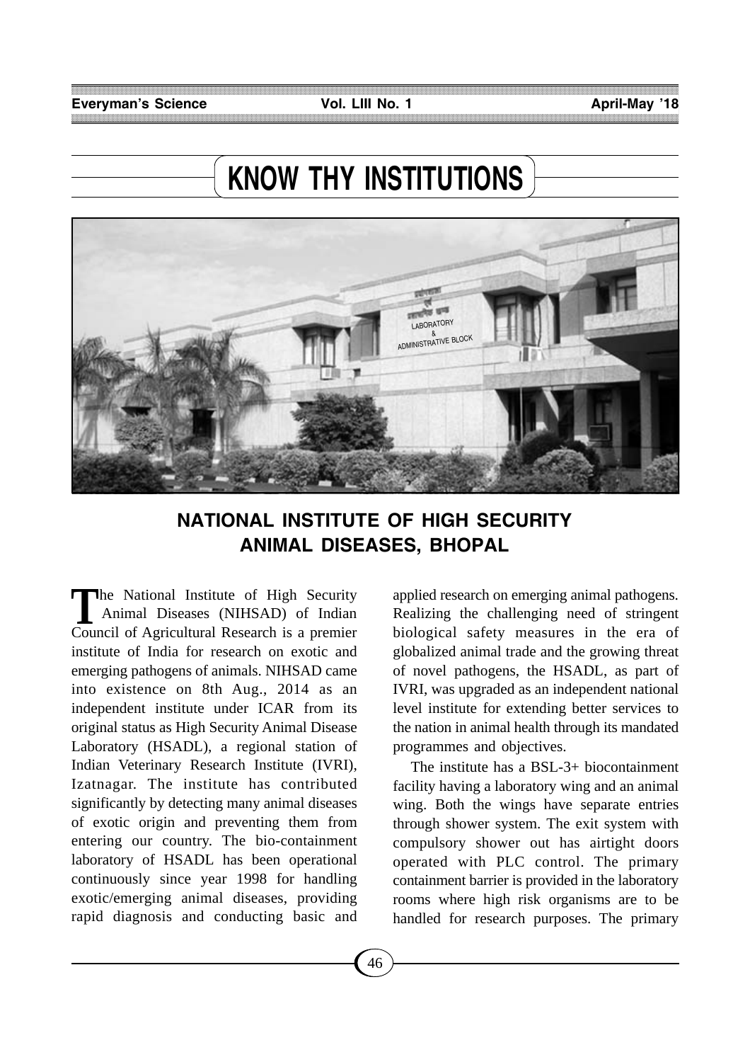# KNOW THY INSTITUTIONS

## NATIONAL INSTITUTE OF HIGH SECURITY ANIMAL DISEASES, BHOPAL

The National Institute of High Security Animal Diseases (NIHSAD) of Indian Council of Agricultural Research is a premier institute of India for research on exotic and emerging pathogens of animals. NIHSAD came into existence on 8th Aug., 2014 as an independent institute under ICAR from its original status as High Security Animal Disease Laboratory (HSADL), a regional station of Indian Veterinary Research Institute (IVRI), Izatnagar. The institute has contributed significantly by detecting many animal diseases of exotic origin and preventing them from entering our country. The bio-containment laboratory of HSADL has been operational continuously since year 1998 for handling exotic/emerging animal diseases, providing rapid diagnosis and conducting basic and applied research on emerging animal pathogens. Realizing the challenging need of stringent biological safety measures in the era of globalized animal trade and the growing threat of novel pathogens, the HSADL, as part of IVRI, was upgraded as an independent national level institute for extending better services to the nation in animal health through its mandated programmes and objectives.

The institute has a BSL-3+ biocontainment facility having a laboratory wing and an animal wing. Both the wings have separate entries through shower system. The exit system with compulsory shower out has airtight doors operated with PLC control. The primary containment barrier is provided in the laboratory rooms where high risk organisms are to be handled for research purposes. The primary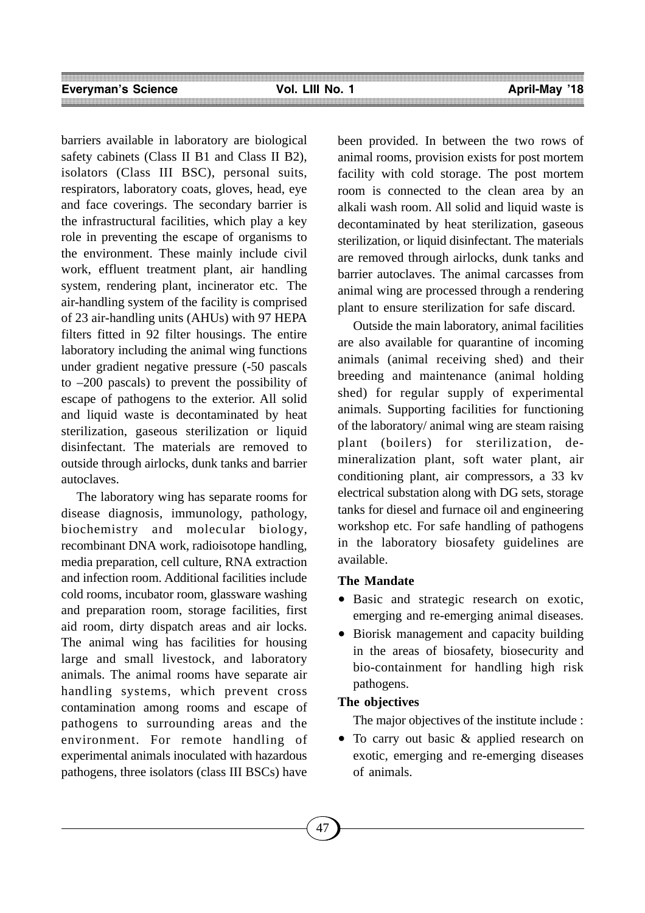barriers available in laboratory are biological safety cabinets (Class II B1 and Class II B2), isolators (Class III BSC), personal suits, respirators, laboratory coats, gloves, head, eye and face coverings. The secondary barrier is the infrastructural facilities, which play a key role in preventing the escape of organisms to the environment. These mainly include civil work, effluent treatment plant, air handling system, rendering plant, incinerator etc. The air-handling system of the facility is comprised of 23 air-handling units (AHUs) with 97 HEPA filters fitted in 92 filter housings. The entire laboratory including the animal wing functions under gradient negative pressure (-50 pascals to –200 pascals) to prevent the possibility of escape of pathogens to the exterior. All solid and liquid waste is decontaminated by heat sterilization, gaseous sterilization or liquid disinfectant. The materials are removed to outside through airlocks, dunk tanks and barrier autoclaves.

The laboratory wing has separate rooms for disease diagnosis, immunology, pathology, biochemistry and molecular biology, recombinant DNA work, radioisotope handling, media preparation, cell culture, RNA extraction and infection room. Additional facilities include cold rooms, incubator room, glassware washing and preparation room, storage facilities, first aid room, dirty dispatch areas and air locks. The animal wing has facilities for housing large and small livestock, and laboratory animals. The animal rooms have separate air handling systems, which prevent cross contamination among rooms and escape of pathogens to surrounding areas and the environment. For remote handling of experimental animals inoculated with hazardous pathogens, three isolators (class III BSCs) have been provided. In between the two rows of animal rooms, provision exists for post mortem facility with cold storage. The post mortem room is connected to the clean area by an alkali wash room. All solid and liquid waste is decontaminated by heat sterilization, gaseous sterilization, or liquid disinfectant. The materials are removed through airlocks, dunk tanks and barrier autoclaves. The animal carcasses from animal wing are processed through a rendering plant to ensure sterilization for safe discard.

Outside the main laboratory, animal facilities are also available for quarantine of incoming animals (animal receiving shed) and their breeding and maintenance (animal holding shed) for regular supply of experimental animals. Supporting facilities for functioning of the laboratory/ animal wing are steam raising plant (boilers) for sterilization, de-mineralization plant, soft water plant, air conditioning plant, air compressors, a 33 kv electrical substation along with DG sets, storage tanks for diesel and furnace oil and engineering workshop etc. For safe handling of pathogens in the laboratory biosafety guidelines are available.

### The Mandate

- Basic and strategic research on exotic, emerging and re-emerging animal diseases.
- Biorisk management and capacity building in the areas of biosafety, biosecurity and bio-containment for handling high risk pathogens.

### The objectives

The major objectives of the institute include :

- To carry out basic & applied research on exotic, emerging and re-emerging diseases of animals.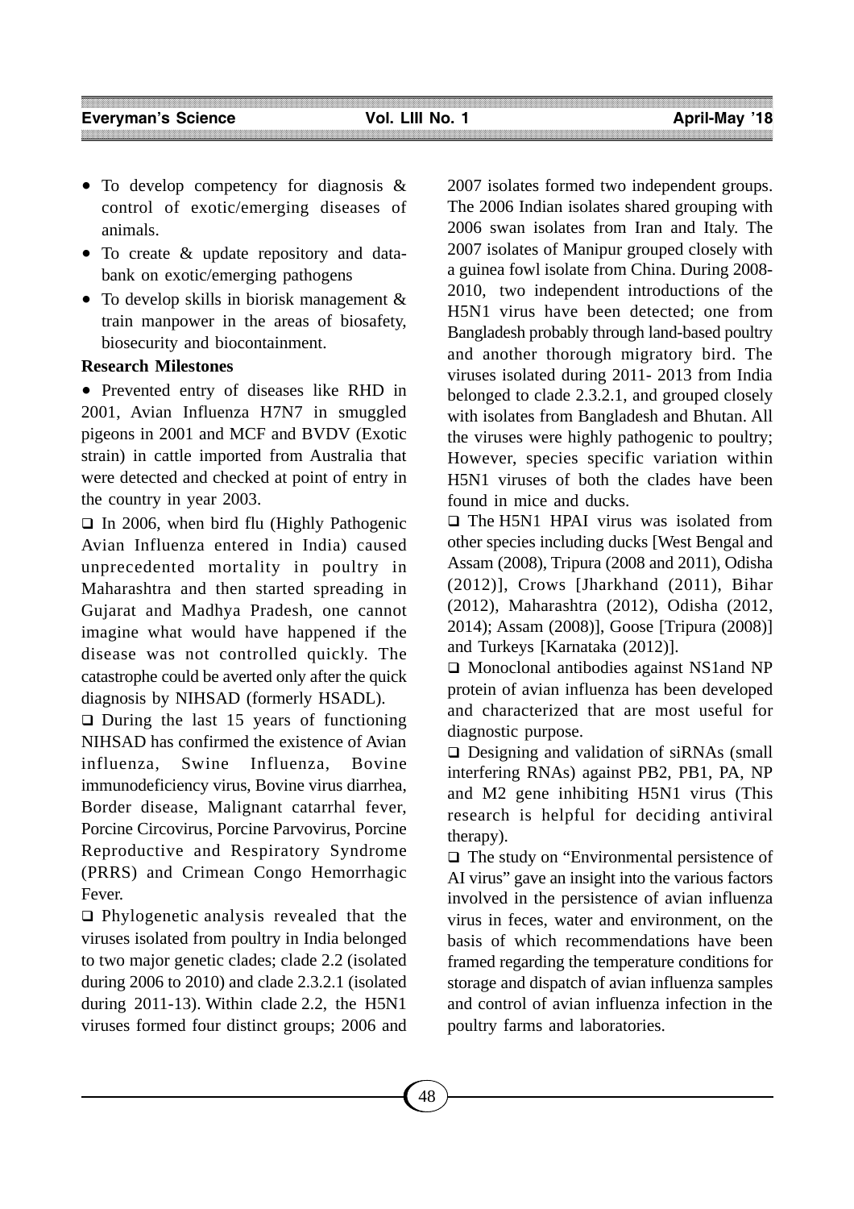- To develop competency for diagnosis & control of exotic/emerging diseases of animals.
- To create & update repository and data-bank on exotic/emerging pathogens
- To develop skills in biorisk management & train manpower in the areas of biosafety, biosecurity and biocontainment.

**Research Milestones**

- Prevented entry of diseases like RHD in 2001, Avian Influenza H7N7 in smuggled pigeons in 2001 and MCF and BVDV (Exotic strain) in cattle imported from Australia that were detected and checked at point of entry in the country in year 2003.

- In 2006, when bird flu (Highly Pathogenic Avian Influenza entered in India) caused unprecedented mortality in poultry in Maharashtra and then started spreading in Gujarat and Madhya Pradesh, one cannot imagine what would have happened if the disease was not controlled quickly. The catastrophe could be averted only after the quick diagnosis by NIHSAD (formerly HSADL).

- During the last 15 years of functioning NIHSAD has confirmed the existence of Avian influenza, Swine Influenza, Bovine immunodeficiency virus, Bovine virus diarrhea, Border disease, Malignant catarrhal fever, Porcine Circovirus, Porcine Parvovirus, Porcine Reproductive and Respiratory Syndrome (PRRS) and Crimean Congo Hemorrhagic Fever.

- Phylogenetic analysis revealed that the viruses isolated from poultry in India belonged to two major genetic clades; clade 2.2 (isolated during 2006 to 2010) and clade 2.3.2.1 (isolated during 2011-13). Within clade 2.2, the H5N1 viruses formed four distinct groups; 2006 and 2007 isolates formed two independent groups. The 2006 Indian isolates shared grouping with 2006 swan isolates from Iran and Italy. The 2007 isolates of Manipur grouped closely with a guinea fowl isolate from China. During 2008-2010, two independent introductions of the H5N1 virus have been detected; one from Bangladesh probably through land-based poultry and another thorough migratory bird. The viruses isolated during 2011- 2013 from India belonged to clade 2.3.2.1, and grouped closely with isolates from Bangladesh and Bhutan. All the viruses were highly pathogenic to poultry; However, species specific variation within H5N1 viruses of both the clades have been found in mice and ducks.

- The H5N1 HPAI virus was isolated from other species including ducks [West Bengal and Assam (2008), Tripura (2008 and 2011), Odisha (2012)], Crows [Jharkhand (2011), Bihar (2012), Maharashtra (2012), Odisha (2012, 2014); Assam (2008)], Goose [Tripura (2008)] and Turkeys [Karnataka (2012)].

- Monoclonal antibodies against NS1and NP protein of avian influenza has been developed and characterized that are most useful for diagnostic purpose.

- Designing and validation of siRNAs (small interfering RNAs) against PB2, PB1, PA, NP and M2 gene inhibiting H5N1 virus (This research is helpful for deciding antiviral therapy).

- The study on "Environmental persistence of AI virus" gave an insight into the various factors involved in the persistence of avian influenza virus in feces, water and environment, on the basis of which recommendations have been framed regarding the temperature conditions for storage and dispatch of avian influenza samples and control of avian influenza infection in the poultry farms and laboratories.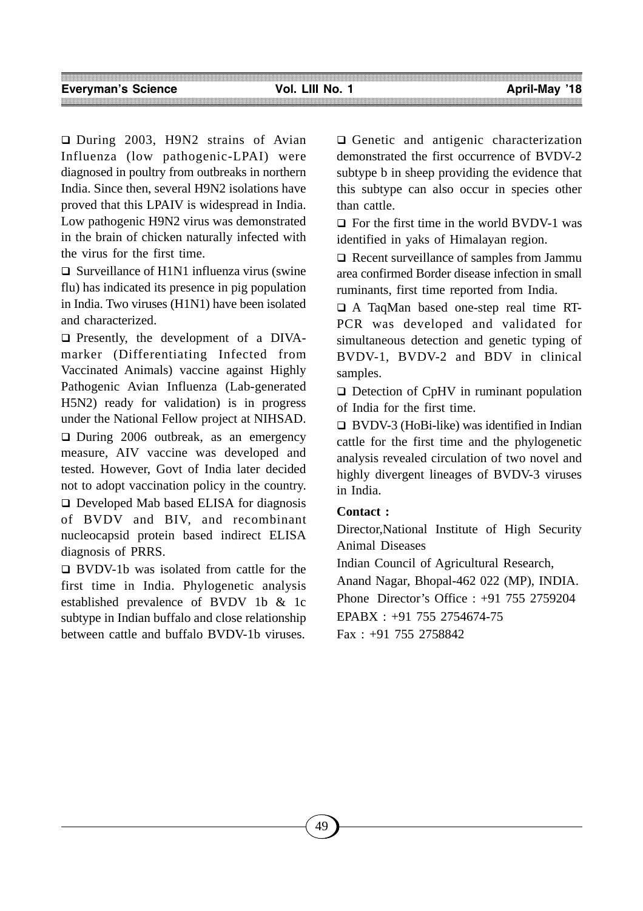- During 2003, H9N2 strains of Avian Influenza (low pathogenic-LPAI) were diagnosed in poultry from outbreaks in northern India. Since then, several H9N2 isolations have proved that this LPAIV is widespread in India. Low pathogenic H9N2 virus was demonstrated in the brain of chicken naturally infected with the virus for the first time.
- Surveillance of H1N1 influenza virus (swine flu) has indicated its presence in pig population in India. Two viruses (H1N1) have been isolated and characterized.
- Presently, the development of a DIVA-marker (Differentiating Infected from Vaccinated Animals) vaccine against Highly Pathogenic Avian Influenza (Lab-generated H5N2) ready for validation) is in progress under the National Fellow project at NIHSAD.
- During 2006 outbreak, as an emergency measure, AIV vaccine was developed and tested. However, Govt of India later decided not to adopt vaccination policy in the country.
- Developed Mab based ELISA for diagnosis of BVDV and BIV, and recombinant nucleocapsid protein based indirect ELISA diagnosis of PRRS.
- BVDV-1b was isolated from cattle for the first time in India. Phylogenetic analysis established prevalence of BVDV 1b & 1c subtype in Indian buffalo and close relationship between cattle and buffalo BVDV-1b viruses.
- Genetic and antigenic characterization demonstrated the first occurrence of BVDV-2 subtype b in sheep providing the evidence that this subtype can also occur in species other than cattle.
- For the first time in the world BVDV-1 was identified in yaks of Himalayan region.
- Recent surveillance of samples from Jammu area confirmed Border disease infection in small ruminants, first time reported from India.
- A TaqMan based one-step real time RT-PCR was developed and validated for simultaneous detection and genetic typing of BVDV-1, BVDV-2 and BDV in clinical samples.
- Detection of CpHV in ruminant population of India for the first time.
- BVDV-3 (HoBi-like) was identified in Indian cattle for the first time and the phylogenetic analysis revealed circulation of two novel and highly divergent lineages of BVDV-3 viruses in India.

**Contact :**

Director,National Institute of High Security Animal Diseases

Indian Council of Agricultural Research,

Anand Nagar, Bhopal-462 022 (MP), INDIA.

Phone Director's Office : +91 755 2759204

EPABX : +91 755 2754674-75

Fax : +91 755 2758842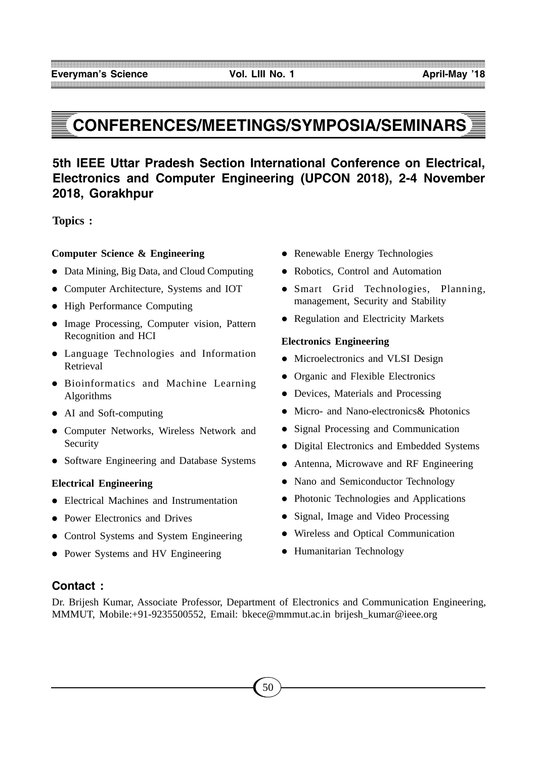# CONFERENCES/MEETINGS/SYMPOSIA/SEMINARS

## 5th IEEE Uttar Pradesh Section International Conference on Electrical, Electronics and Computer Engineering (UPCON 2018), 2-4 November 2018, Gorakhpur

**Topics :**

**Computer Science & Engineering**

- Data Mining, Big Data, and Cloud Computing
- Computer Architecture, Systems and IOT
- High Performance Computing
- Image Processing, Computer vision, Pattern Recognition and HCI
- Language Technologies and Information Retrieval
- Bioinformatics and Machine Learning Algorithms
- AI and Soft-computing
- Computer Networks, Wireless Network and Security
- Software Engineering and Database Systems

**Electrical Engineering**

- Electrical Machines and Instrumentation
- Power Electronics and Drives
- Control Systems and System Engineering
- Power Systems and HV Engineering
- Renewable Energy Technologies
- Robotics, Control and Automation
- Smart Grid Technologies, Planning, management, Security and Stability
- Regulation and Electricity Markets

**Electronics Engineering**

- Microelectronics and VLSI Design
- Organic and Flexible Electronics
- Devices, Materials and Processing
- Micro- and Nano-electronics& Photonics
- Signal Processing and Communication
- Digital Electronics and Embedded Systems
- Antenna, Microwave and RF Engineering
- Nano and Semiconductor Technology
- Photonic Technologies and Applications
- Signal, Image and Video Processing
- Wireless and Optical Communication
- Humanitarian Technology

### Contact :

Dr. Brijesh Kumar, Associate Professor, Department of Electronics and Communication Engineering, MMMUT, Mobile:+91-9235500552, Email: bkece@mmmut.ac.in brijesh_kumar@ieee.org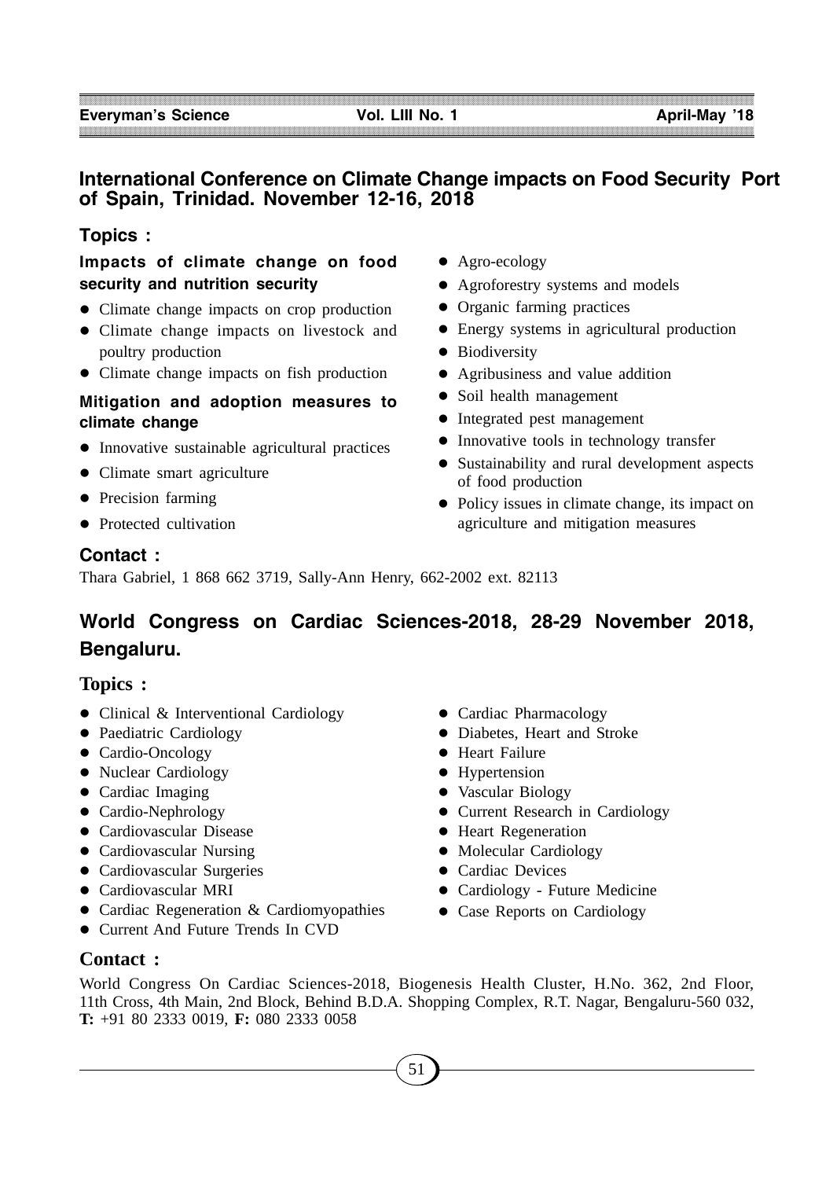## International Conference on Climate Change impacts on Food Security Port of Spain, Trinidad. November 12-16, 2018

### Topics :

**Impacts of climate change on food security and nutrition security**

- Climate change impacts on crop production
- Climate change impacts on livestock and poultry production
- Climate change impacts on fish production

**Mitigation and adoption measures to climate change**

- Innovative sustainable agricultural practices
- Climate smart agriculture
- Precision farming
- Protected cultivation
- Agro-ecology
- Agroforestry systems and models
- Organic farming practices
- Energy systems in agricultural production
- Biodiversity
- Agribusiness and value addition
- Soil health management
- Integrated pest management
- Innovative tools in technology transfer
- Sustainability and rural development aspects of food production
- Policy issues in climate change, its impact on agriculture and mitigation measures

### Contact :

Thara Gabriel, 1 868 662 3719, Sally-Ann Henry, 662-2002 ext. 82113

## World Congress on Cardiac Sciences-2018, 28-29 November 2018, Bengaluru.

### Topics :

- Clinical & Interventional Cardiology
- Paediatric Cardiology
- Cardio-Oncology
- Nuclear Cardiology
- Cardiac Imaging
- Cardio-Nephrology
- Cardiovascular Disease
- Cardiovascular Nursing
- Cardiovascular Surgeries
- Cardiovascular MRI
- Cardiac Regeneration & Cardiomyopathies
- Current And Future Trends In CVD
- Cardiac Pharmacology
- Diabetes, Heart and Stroke
- Heart Failure
- Hypertension
- Vascular Biology
- Current Research in Cardiology
- Heart Regeneration
- Molecular Cardiology
- Cardiac Devices
- Cardiology - Future Medicine
- Case Reports on Cardiology

### Contact :

World Congress On Cardiac Sciences-2018, Biogenesis Health Cluster, H.No. 362, 2nd Floor, 11th Cross, 4th Main, 2nd Block, Behind B.D.A. Shopping Complex, R.T. Nagar, Bengaluru-560 032, **T:** +91 80 2333 0019, **F:** 080 2333 0058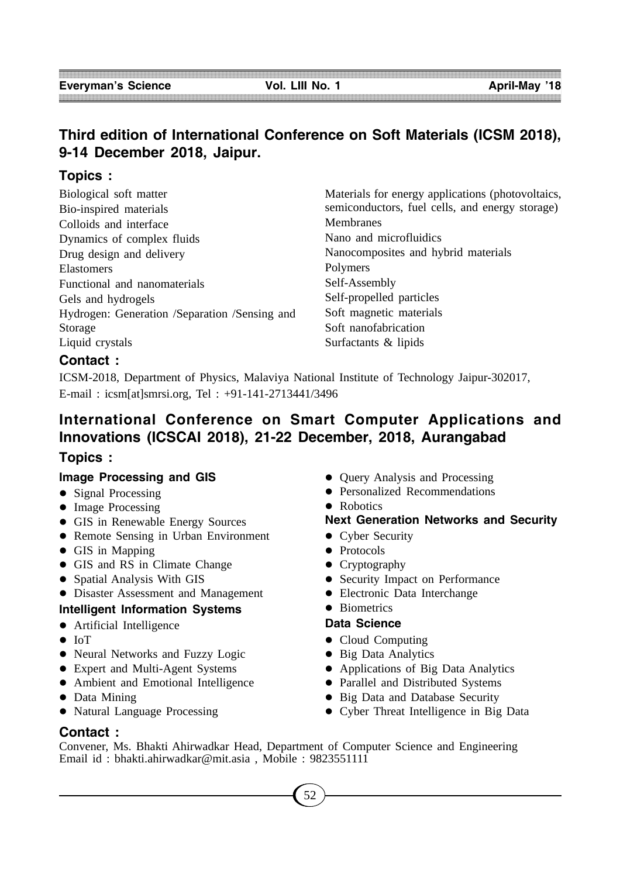## Third edition of International Conference on Soft Materials (ICSM 2018), 9-14 December 2018, Jaipur.

### Topics :

Biological soft matter
Bio-inspired materials
Colloids and interface
Dynamics of complex fluids
Drug design and delivery
Elastomers
Functional and nanomaterials
Gels and hydrogels
Hydrogen: Generation /Separation /Sensing and Storage
Liquid crystals
Materials for energy applications (photovoltaics, semiconductors, fuel cells, and energy storage)
Membranes
Nano and microfluidics
Nanocomposites and hybrid materials
Polymers
Self-Assembly
Self-propelled particles
Soft magnetic materials
Soft nanofabrication
Surfactants & lipids

### Contact :

ICSM-2018, Department of Physics, Malaviya National Institute of Technology Jaipur-302017,
E-mail : icsm[at]smrsi.org, Tel : +91-141-2713441/3496

## International Conference on Smart Computer Applications and Innovations (ICSCAI 2018), 21-22 December, 2018, Aurangabad

### Topics :

**Image Processing and GIS**

- Signal Processing
- Image Processing
- GIS in Renewable Energy Sources
- Remote Sensing in Urban Environment
- GIS in Mapping
- GIS and RS in Climate Change
- Spatial Analysis With GIS
- Disaster Assessment and Management

**Intelligent Information Systems**

- Artificial Intelligence
- IoT
- Neural Networks and Fuzzy Logic
- Expert and Multi-Agent Systems
- Ambient and Emotional Intelligence
- Data Mining
- Natural Language Processing
- Query Analysis and Processing
- Personalized Recommendations
- Robotics

**Next Generation Networks and Security**

- Cyber Security
- Protocols
- Cryptography
- Security Impact on Performance
- Electronic Data Interchange
- Biometrics

**Data Science**

- Cloud Computing
- Big Data Analytics
- Applications of Big Data Analytics
- Parallel and Distributed Systems
- Big Data and Database Security
- Cyber Threat Intelligence in Big Data

### Contact :

Convener, Ms. Bhakti Ahirwadkar Head, Department of Computer Science and Engineering
Email id : bhakti.ahirwadkar@mit.asia , Mobile : 9823551111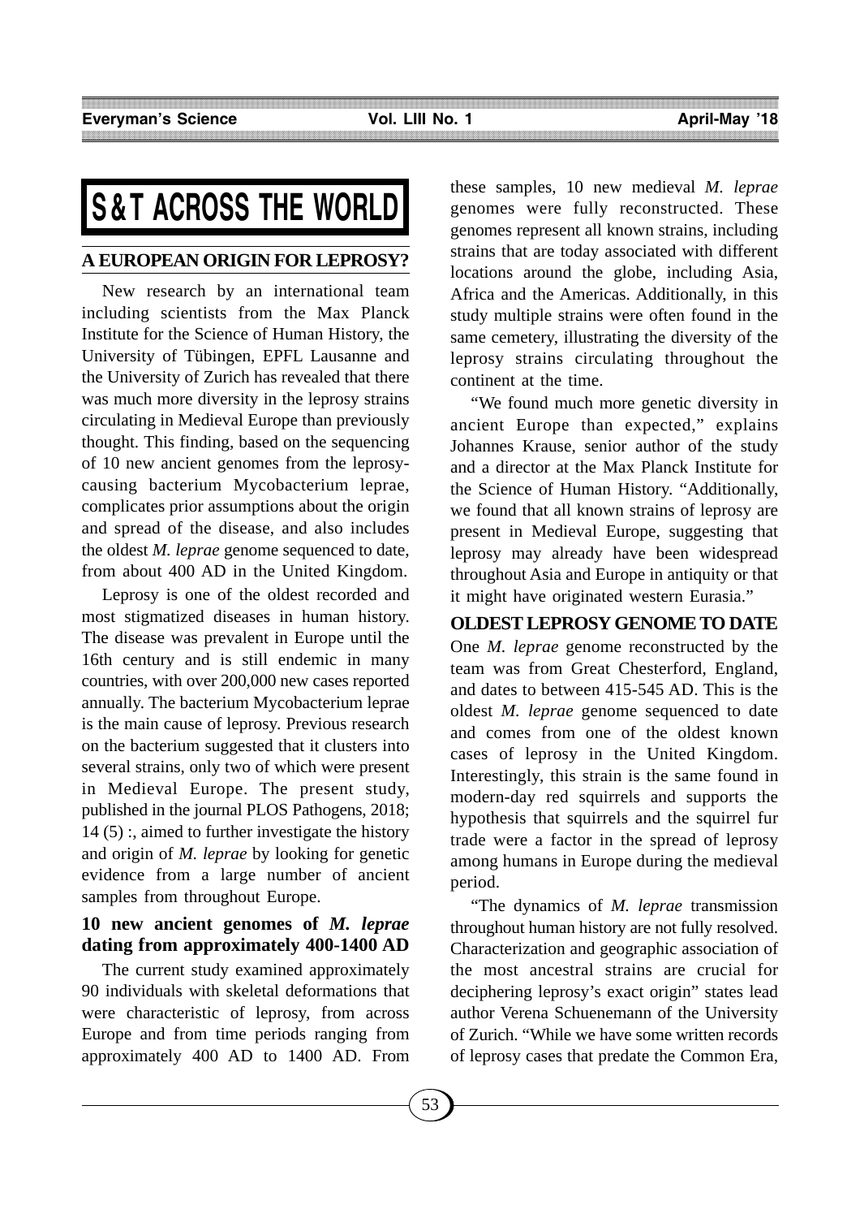# S&T ACROSS THE WORLD

## A EUROPEAN ORIGIN FOR LEPROSY?

New research by an international team including scientists from the Max Planck Institute for the Science of Human History, the University of Tübingen, EPFL Lausanne and the University of Zurich has revealed that there was much more diversity in the leprosy strains circulating in Medieval Europe than previously thought. This finding, based on the sequencing of 10 new ancient genomes from the leprosy-causing bacterium Mycobacterium leprae, complicates prior assumptions about the origin and spread of the disease, and also includes the oldest *M. leprae* genome sequenced to date, from about 400 AD in the United Kingdom.

Leprosy is one of the oldest recorded and most stigmatized diseases in human history. The disease was prevalent in Europe until the 16th century and is still endemic in many countries, with over 200,000 new cases reported annually. The bacterium Mycobacterium leprae is the main cause of leprosy. Previous research on the bacterium suggested that it clusters into several strains, only two of which were present in Medieval Europe. The present study, published in the journal PLOS Pathogens, 2018; 14 (5) :, aimed to further investigate the history and origin of *M. leprae* by looking for genetic evidence from a large number of ancient samples from throughout Europe.

### 10 new ancient genomes of *M. leprae* dating from approximately 400-1400 AD

The current study examined approximately 90 individuals with skeletal deformations that were characteristic of leprosy, from across Europe and from time periods ranging from approximately 400 AD to 1400 AD. From these samples, 10 new medieval *M. leprae* genomes were fully reconstructed. These genomes represent all known strains, including strains that are today associated with different locations around the globe, including Asia, Africa and the Americas. Additionally, in this study multiple strains were often found in the same cemetery, illustrating the diversity of the leprosy strains circulating throughout the continent at the time.

"We found much more genetic diversity in ancient Europe than expected," explains Johannes Krause, senior author of the study and a director at the Max Planck Institute for the Science of Human History. "Additionally, we found that all known strains of leprosy are present in Medieval Europe, suggesting that leprosy may already have been widespread throughout Asia and Europe in antiquity or that it might have originated western Eurasia."

### OLDEST LEPROSY GENOME TO DATE

One *M. leprae* genome reconstructed by the team was from Great Chesterford, England, and dates to between 415-545 AD. This is the oldest *M. leprae* genome sequenced to date and comes from one of the oldest known cases of leprosy in the United Kingdom. Interestingly, this strain is the same found in modern-day red squirrels and supports the hypothesis that squirrels and the squirrel fur trade were a factor in the spread of leprosy among humans in Europe during the medieval period.

"The dynamics of *M. leprae* transmission throughout human history are not fully resolved. Characterization and geographic association of the most ancestral strains are crucial for deciphering leprosy's exact origin" states lead author Verena Schuenemann of the University of Zurich. "While we have some written records of leprosy cases that predate the Common Era,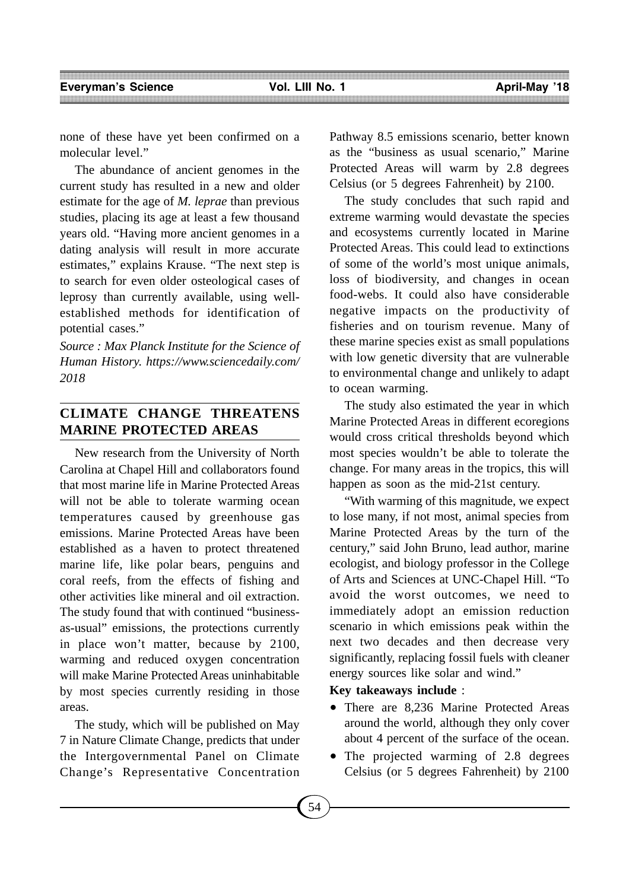none of these have yet been confirmed on a molecular level."

The abundance of ancient genomes in the current study has resulted in a new and older estimate for the age of *M. leprae* than previous studies, placing its age at least a few thousand years old. "Having more ancient genomes in a dating analysis will result in more accurate estimates," explains Krause. "The next step is to search for even older osteological cases of leprosy than currently available, using well-established methods for identification of potential cases."

*Source : Max Planck Institute for the Science of Human History. https://www.sciencedaily.com/2018*

## CLIMATE CHANGE THREATENS MARINE PROTECTED AREAS

New research from the University of North Carolina at Chapel Hill and collaborators found that most marine life in Marine Protected Areas will not be able to tolerate warming ocean temperatures caused by greenhouse gas emissions. Marine Protected Areas have been established as a haven to protect threatened marine life, like polar bears, penguins and coral reefs, from the effects of fishing and other activities like mineral and oil extraction. The study found that with continued "business-as-usual" emissions, the protections currently in place won't matter, because by 2100, warming and reduced oxygen concentration will make Marine Protected Areas uninhabitable by most species currently residing in those areas.

The study, which will be published on May 7 in Nature Climate Change, predicts that under the Intergovernmental Panel on Climate Change's Representative Concentration Pathway 8.5 emissions scenario, better known as the "business as usual scenario," Marine Protected Areas will warm by 2.8 degrees Celsius (or 5 degrees Fahrenheit) by 2100.

The study concludes that such rapid and extreme warming would devastate the species and ecosystems currently located in Marine Protected Areas. This could lead to extinctions of some of the world's most unique animals, loss of biodiversity, and changes in ocean food-webs. It could also have considerable negative impacts on the productivity of fisheries and on tourism revenue. Many of these marine species exist as small populations with low genetic diversity that are vulnerable to environmental change and unlikely to adapt to ocean warming.

The study also estimated the year in which Marine Protected Areas in different ecoregions would cross critical thresholds beyond which most species wouldn't be able to tolerate the change. For many areas in the tropics, this will happen as soon as the mid-21st century.

"With warming of this magnitude, we expect to lose many, if not most, animal species from Marine Protected Areas by the turn of the century," said John Bruno, lead author, marine ecologist, and biology professor in the College of Arts and Sciences at UNC-Chapel Hill. "To avoid the worst outcomes, we need to immediately adopt an emission reduction scenario in which emissions peak within the next two decades and then decrease very significantly, replacing fossil fuels with cleaner energy sources like solar and wind."

**Key takeaways include** :

- There are 8,236 Marine Protected Areas around the world, although they only cover about 4 percent of the surface of the ocean.
- The projected warming of 2.8 degrees Celsius (or 5 degrees Fahrenheit) by 2100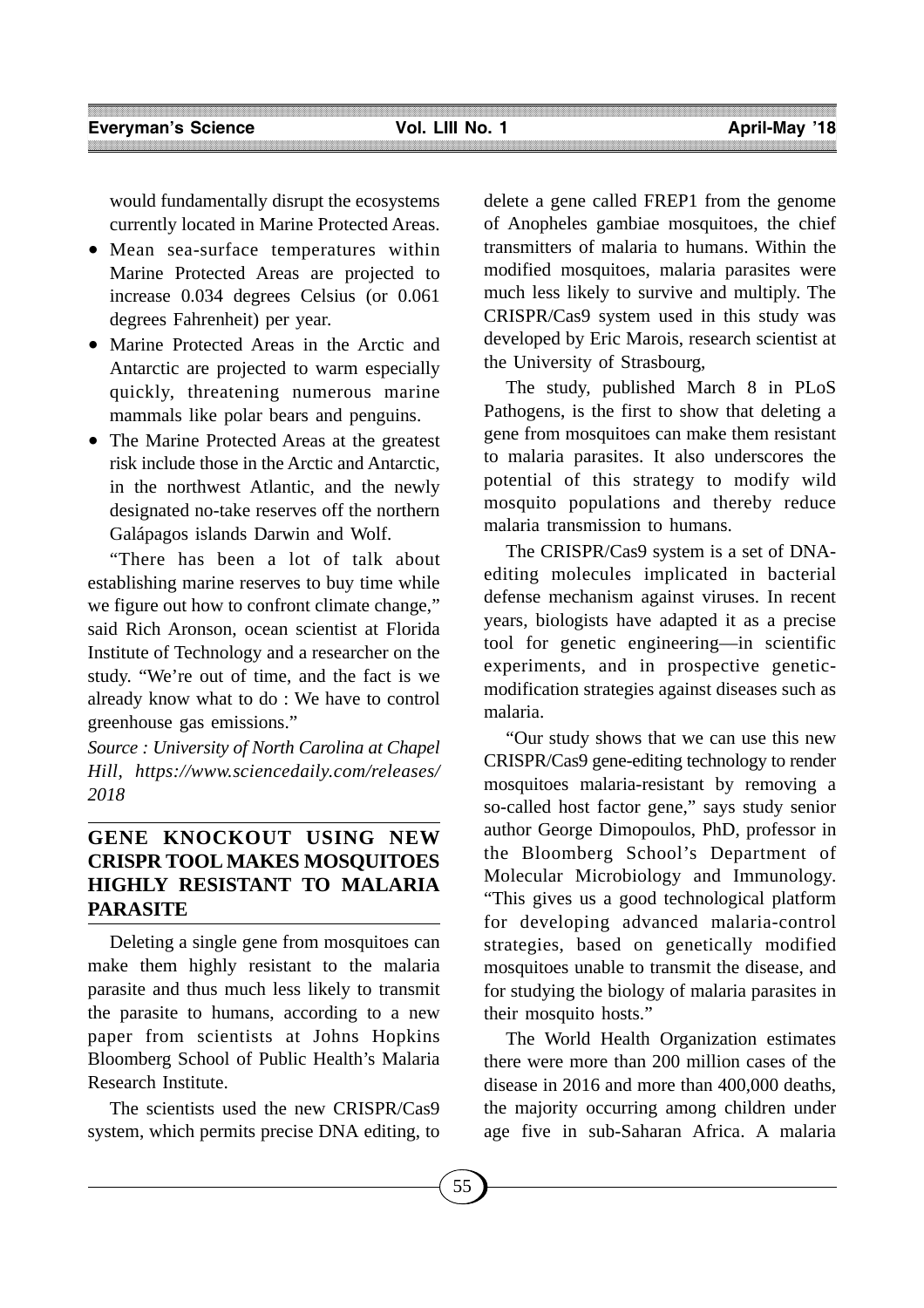would fundamentally disrupt the ecosystems currently located in Marine Protected Areas.

- Mean sea-surface temperatures within Marine Protected Areas are projected to increase 0.034 degrees Celsius (or 0.061 degrees Fahrenheit) per year.
- Marine Protected Areas in the Arctic and Antarctic are projected to warm especially quickly, threatening numerous marine mammals like polar bears and penguins.
- The Marine Protected Areas at the greatest risk include those in the Arctic and Antarctic, in the northwest Atlantic, and the newly designated no-take reserves off the northern Galápagos islands Darwin and Wolf.

"There has been a lot of talk about establishing marine reserves to buy time while we figure out how to confront climate change," said Rich Aronson, ocean scientist at Florida Institute of Technology and a researcher on the study. "We're out of time, and the fact is we already know what to do : We have to control greenhouse gas emissions."

*Source : University of North Carolina at Chapel Hill, https://www.sciencedaily.com/releases/2018*

## GENE KNOCKOUT USING NEW CRISPR TOOL MAKES MOSQUITOES HIGHLY RESISTANT TO MALARIA PARASITE

Deleting a single gene from mosquitoes can make them highly resistant to the malaria parasite and thus much less likely to transmit the parasite to humans, according to a new paper from scientists at Johns Hopkins Bloomberg School of Public Health's Malaria Research Institute.

The scientists used the new CRISPR/Cas9 system, which permits precise DNA editing, to delete a gene called FREP1 from the genome of Anopheles gambiae mosquitoes, the chief transmitters of malaria to humans. Within the modified mosquitoes, malaria parasites were much less likely to survive and multiply. The CRISPR/Cas9 system used in this study was developed by Eric Marois, research scientist at the University of Strasbourg,

The study, published March 8 in PLoS Pathogens, is the first to show that deleting a gene from mosquitoes can make them resistant to malaria parasites. It also underscores the potential of this strategy to modify wild mosquito populations and thereby reduce malaria transmission to humans.

The CRISPR/Cas9 system is a set of DNA-editing molecules implicated in bacterial defense mechanism against viruses. In recent years, biologists have adapted it as a precise tool for genetic engineering—in scientific experiments, and in prospective genetic-modification strategies against diseases such as malaria.

"Our study shows that we can use this new CRISPR/Cas9 gene-editing technology to render mosquitoes malaria-resistant by removing a so-called host factor gene," says study senior author George Dimopoulos, PhD, professor in the Bloomberg School's Department of Molecular Microbiology and Immunology. "This gives us a good technological platform for developing advanced malaria-control strategies, based on genetically modified mosquitoes unable to transmit the disease, and for studying the biology of malaria parasites in their mosquito hosts."

The World Health Organization estimates there were more than 200 million cases of the disease in 2016 and more than 400,000 deaths, the majority occurring among children under age five in sub-Saharan Africa. A malaria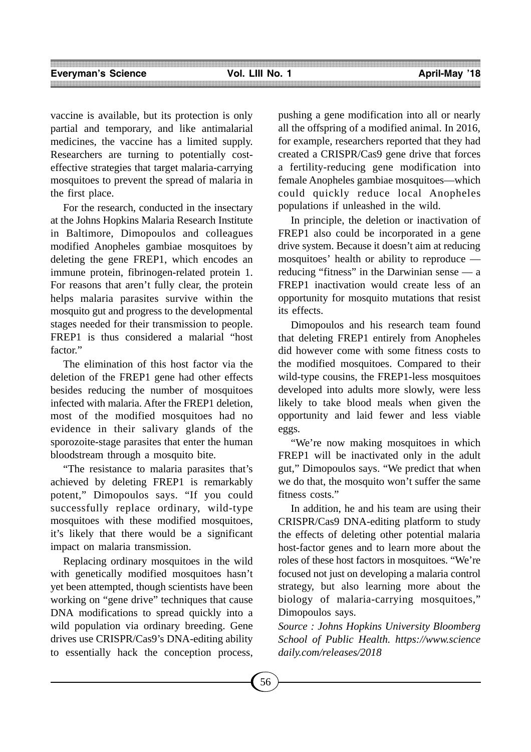vaccine is available, but its protection is only partial and temporary, and like antimalarial medicines, the vaccine has a limited supply. Researchers are turning to potentially cost-effective strategies that target malaria-carrying mosquitoes to prevent the spread of malaria in the first place.

For the research, conducted in the insectary at the Johns Hopkins Malaria Research Institute in Baltimore, Dimopoulos and colleagues modified Anopheles gambiae mosquitoes by deleting the gene FREP1, which encodes an immune protein, fibrinogen-related protein 1. For reasons that aren't fully clear, the protein helps malaria parasites survive within the mosquito gut and progress to the developmental stages needed for their transmission to people. FREP1 is thus considered a malarial "host factor."

The elimination of this host factor via the deletion of the FREP1 gene had other effects besides reducing the number of mosquitoes infected with malaria. After the FREP1 deletion, most of the modified mosquitoes had no evidence in their salivary glands of the sporozoite-stage parasites that enter the human bloodstream through a mosquito bite.

"The resistance to malaria parasites that's achieved by deleting FREP1 is remarkably potent," Dimopoulos says. "If you could successfully replace ordinary, wild-type mosquitoes with these modified mosquitoes, it's likely that there would be a significant impact on malaria transmission.

Replacing ordinary mosquitoes in the wild with genetically modified mosquitoes hasn't yet been attempted, though scientists have been working on "gene drive" techniques that cause DNA modifications to spread quickly into a wild population via ordinary breeding. Gene drives use CRISPR/Cas9's DNA-editing ability to essentially hack the conception process, pushing a gene modification into all or nearly all the offspring of a modified animal. In 2016, for example, researchers reported that they had created a CRISPR/Cas9 gene drive that forces a fertility-reducing gene modification into female Anopheles gambiae mosquitoes—which could quickly reduce local Anopheles populations if unleashed in the wild.

In principle, the deletion or inactivation of FREP1 also could be incorporated in a gene drive system. Because it doesn't aim at reducing mosquitoes' health or ability to reproduce — reducing "fitness" in the Darwinian sense — a FREP1 inactivation would create less of an opportunity for mosquito mutations that resist its effects.

Dimopoulos and his research team found that deleting FREP1 entirely from Anopheles did however come with some fitness costs to the modified mosquitoes. Compared to their wild-type cousins, the FREP1-less mosquitoes developed into adults more slowly, were less likely to take blood meals when given the opportunity and laid fewer and less viable eggs.

"We're now making mosquitoes in which FREP1 will be inactivated only in the adult gut," Dimopoulos says. "We predict that when we do that, the mosquito won't suffer the same fitness costs."

In addition, he and his team are using their CRISPR/Cas9 DNA-editing platform to study the effects of deleting other potential malaria host-factor genes and to learn more about the roles of these host factors in mosquitoes. "We're focused not just on developing a malaria control strategy, but also learning more about the biology of malaria-carrying mosquitoes," Dimopoulos says.

*Source : Johns Hopkins University Bloomberg School of Public Health. https://www.sciencedaily.com/releases/2018*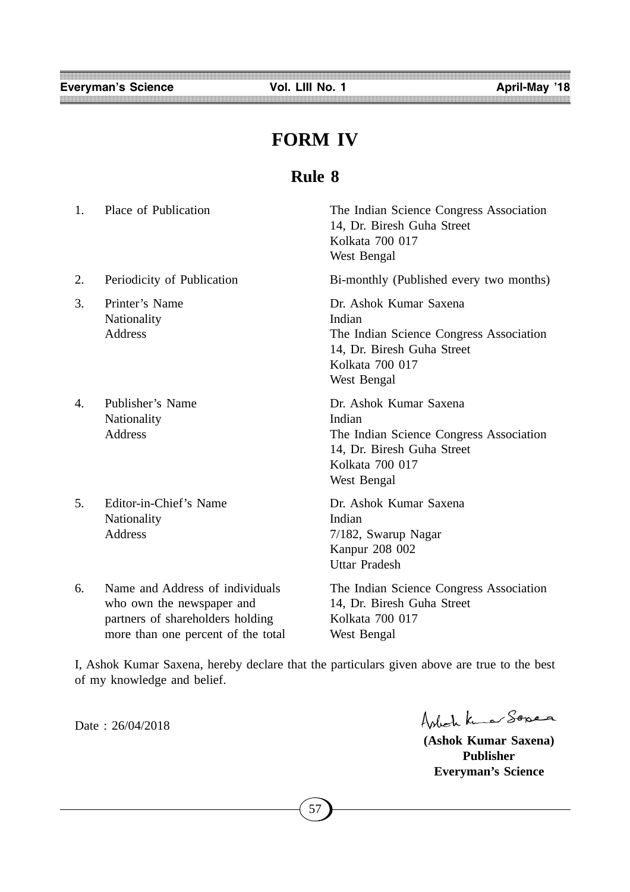# FORM IV

## Rule 8

| | | |
|---|---|---|
| 1. | Place of Publication | The Indian Science Congress Association<br>14, Dr. Biresh Guha Street<br>Kolkata 700 017<br>West Bengal |
| 2. | Periodicity of Publication | Bi-monthly (Published every two months) |
| 3. | Printer's Name<br>Nationality<br>Address | Dr. Ashok Kumar Saxena<br>Indian<br>The Indian Science Congress Association<br>14, Dr. Biresh Guha Street<br>Kolkata 700 017<br>West Bengal |
| 4. | Publisher's Name<br>Nationality<br>Address | Dr. Ashok Kumar Saxena<br>Indian<br>The Indian Science Congress Association<br>14, Dr. Biresh Guha Street<br>Kolkata 700 017<br>West Bengal |
| 5. | Editor-in-Chief's Name<br>Nationality<br>Address | Dr. Ashok Kumar Saxena<br>Indian<br>7/182, Swarup Nagar<br>Kanpur 208 002<br>Uttar Pradesh |
| 6. | Name and Address of individuals who own the newspaper and partners of shareholders holding more than one percent of the total | The Indian Science Congress Association<br>14, Dr. Biresh Guha Street<br>Kolkata 700 017<br>West Bengal |

I, Ashok Kumar Saxena, hereby declare that the particulars given above are true to the best of my knowledge and belief.

Date : 26/04/2018

Ashok Kumar Saxena

**(Ashok Kumar Saxena)**
**Publisher**
**Everyman's Science**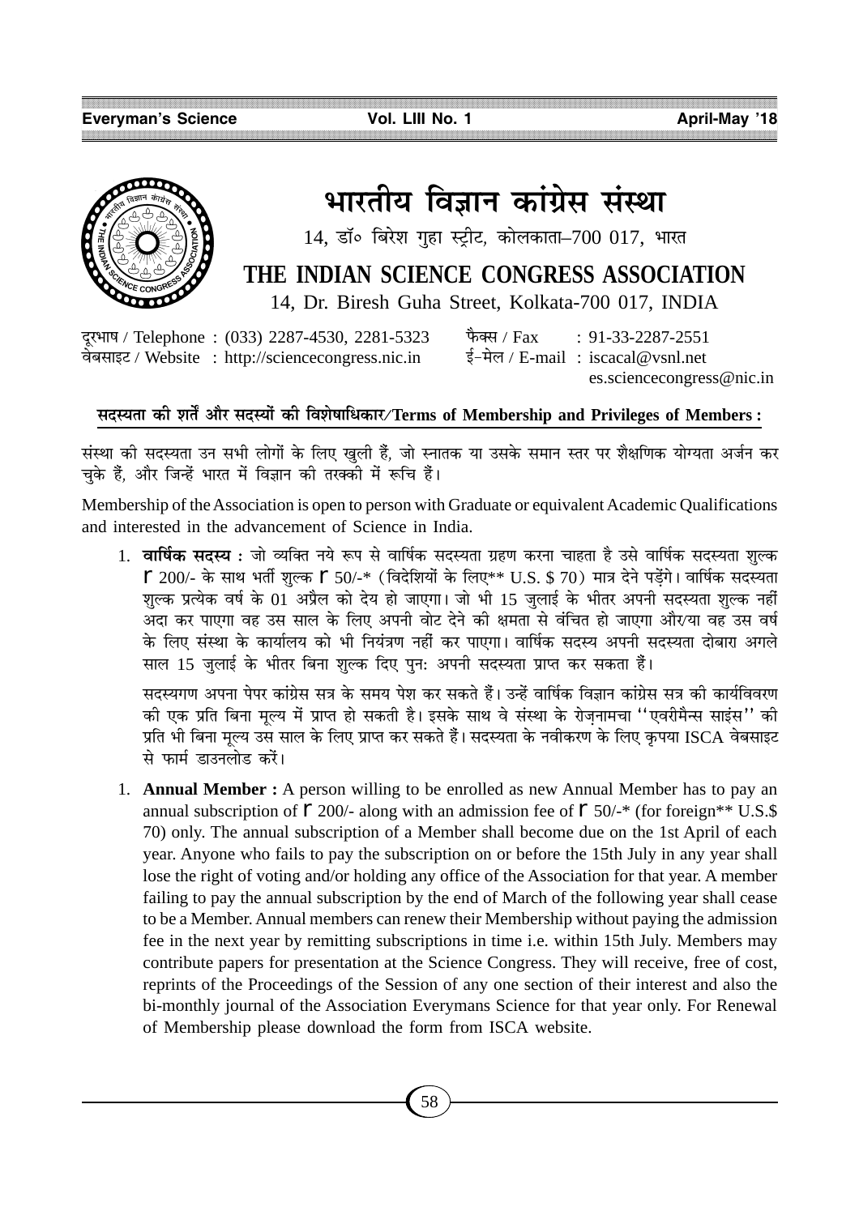# भारतीय विज्ञान कांग्रेस संस्था

14, डॉ० बिरेश गुहा स्ट्रीट, कोलकाता–700 017, भारत

# THE INDIAN SCIENCE CONGRESS ASSOCIATION

14, Dr. Biresh Guha Street, Kolkata-700 017, INDIA

दूरभाष / Telephone : (033) 2287-4530, 2281-5323
वेबसाइट / Website : http://sciencecongress.nic.in
फैक्स / Fax : 91-33-2287-2551
ई–मेल / E-mail : iscacal@vsnl.net
es.sciencecongress@nic.in

## सदस्यता की शर्तें और सदस्यों की विशेषाधिकार/Terms of Membership and Privileges of Members :

संस्था की सदस्यता उन सभी लोगों के लिए खुली हैं, जो स्नातक या उसके समान स्तर पर शैक्षणिक योग्यता अर्जन कर चुके हैं, और जिन्हें भारत में विज्ञान की तरक्की में रूचि हैं।

Membership of the Association is open to person with Graduate or equivalent Academic Qualifications and interested in the advancement of Science in India.

1. **वार्षिक सदस्य :** जो व्यक्ति नये रूप से वार्षिक सदस्यता ग्रहण करना चाहता है उसे वार्षिक सदस्यता शुल्क ₹ 200/- के साथ भर्ती शुल्क ₹ 50/-* (विदेशियों के लिए** U.S. $ 70) मात्र देने पड़ेंगे। वार्षिक सदस्यता शुल्क प्रत्येक वर्ष के 01 अप्रैल को देय हो जाएगा। जो भी 15 जुलाई के भीतर अपनी सदस्यता शुल्क नहीं अदा कर पाएगा वह उस साल के लिए अपनी वोट देने की क्षमता से वंचित हो जाएगा और/या वह उस वर्ष के लिए संस्था के कार्यालय को भी नियंत्रण नहीं कर पाएगा। वार्षिक सदस्य अपनी सदस्यता दोबारा अगले साल 15 जुलाई के भीतर बिना शुल्क दिए पुनः अपनी सदस्यता प्राप्त कर सकता हैं।

   सदस्यगण अपना पेपर कांग्रेस सत्र के समय पेश कर सकते हैं। उन्हें वार्षिक विज्ञान कांग्रेस सत्र की कार्यविवरण की एक प्रति बिना मूल्य में प्राप्त हो सकती है। इसके साथ वे संस्था के रोज़नामचा ''एवरीमैन्स साइंस'' की प्रति भी बिना मूल्य उस साल के लिए प्राप्त कर सकते हैं। सदस्यता के नवीकरण के लिए कृपया ISCA वेबसाइट से फार्म डाउनलोड करें।

1. **Annual Member :** A person willing to be enrolled as new Annual Member has to pay an annual subscription of ₹ 200/- along with an admission fee of ₹ 50/-* (for foreign** U.S.$ 70) only. The annual subscription of a Member shall become due on the 1st April of each year. Anyone who fails to pay the subscription on or before the 15th July in any year shall lose the right of voting and/or holding any office of the Association for that year. A member failing to pay the annual subscription by the end of March of the following year shall cease to be a Member. Annual members can renew their Membership without paying the admission fee in the next year by remitting subscriptions in time i.e. within 15th July. Members may contribute papers for presentation at the Science Congress. They will receive, free of cost, reprints of the Proceedings of the Session of any one section of their interest and also the bi-monthly journal of the Association Everymans Science for that year only. For Renewal of Membership please download the form from ISCA website.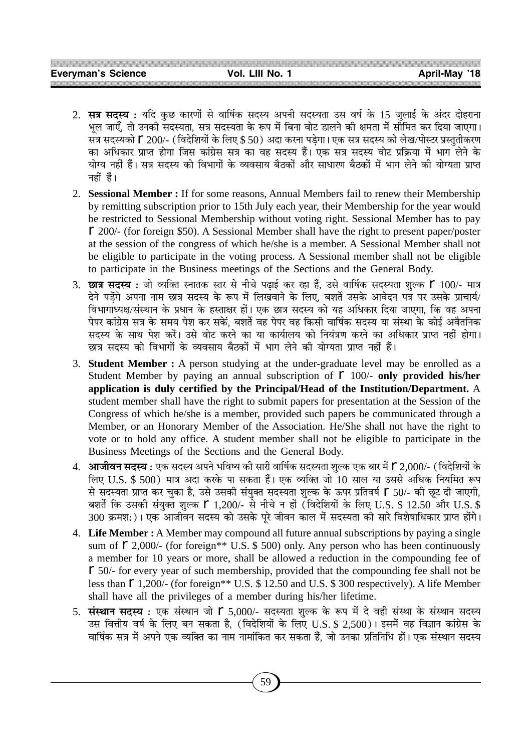2. **सत्र सदस्य :** यदि कुछ कारणों से वार्षिक सदस्य अपनी सदस्यता उस वर्ष के 15 जुलाई के अंदर दोहराना भूल जाएँ, तो उनकी सदस्यता, सत्र सदस्यता के रूप में बिना वोट डालने की क्षमता में सीमित कर दिया जाएगा। सत्र सदस्यको ₹ 200/- (विदेशियों के लिए $ 50) अदा करना पड़ेगा। एक सत्र सदस्य को लेख/पोस्टर प्रस्तुतीकरण का अधिकार प्राप्त होगा जिस कांग्रेस सत्र का वह सदस्य हैं। एक सत्र सदस्य वोट प्रक्रिया में भाग लेने के योग्य नहीं हैं। सत्र सदस्य को विभागों के व्यवसाय बैठकों और साधारण बैठकों में भाग लेने की योग्यता प्राप्त नहीं हैं।

2. **Sessional Member :** If for some reasons, Annual Members fail to renew their Membership by remitting subscription prior to 15th July each year, their Membership for the year would be restricted to Sessional Membership without voting right. Sessional Member has to pay ₹ 200/- (for foreign $50). A Sessional Member shall have the right to present paper/poster at the session of the congress of which he/she is a member. A Sessional Member shall not be eligible to participate in the voting process. A Sessional member shall not be eligible to participate in the Business meetings of the Sections and the General Body.

3. **छात्र सदस्य :** जो व्यक्ति स्नातक स्तर से नीचे पढ़ाई कर रहा हैं, उसे वार्षिक सदस्यता शुल्क ₹ 100/- मात्र देने पड़ेंगे अपना नाम छात्र सदस्य के रूप में लिखवाने के लिए, बशर्ते उसके आवेदन पत्र पर उसके प्राचार्य/विभागाध्यक्ष/संस्थान के प्रधान के हस्ताक्षर हों। एक छात्र सदस्य को यह अधिकार दिया जाएगा, कि वह अपना पेपर कांग्रेस सत्र के समय पेश कर सकें, बशर्ते वह पेपर वह किसी वार्षिक सदस्य या संस्था के कोई अवैतनिक सदस्य के साथ पेश करें। उसे वोट करने का या कार्यालय को नियंत्रण करने का अधिकार प्राप्त नहीं होगा। छात्र सदस्य को विभागों के व्यवसाय बैठकों में भाग लेने की योग्यता प्राप्त नहीं हैं।

3. **Student Member :** A person studying at the under-graduate level may be enrolled as a Student Member by paying an annual subscription of ₹ 100/- **only provided his/her application is duly certified by the Principal/Head of the Institution/Department.** A student member shall have the right to submit papers for presentation at the Session of the Congress of which he/she is a member, provided such papers be communicated through a Member, or an Honorary Member of the Association. He/She shall not have the right to vote or to hold any office. A student member shall not be eligible to participate in the Business Meetings of the Sections and the General Body.

4. **आजीवन सदस्य :** एक सदस्य अपने भविष्य की सारी वार्षिक सदस्यता शुल्क एक बार में ₹ 2,000/- (विदेशियों के लिए U.S. $ 500) मात्र अदा करके पा सकता हैं। एक व्यक्ति जो 10 साल या उससे अधिक नियमित रूप से सदस्यता प्राप्त कर चुका है, उसे उसकी संयुक्त सदस्यता शुल्क के ऊपर प्रतिवर्ष ₹ 50/- की छूट दी जाएगी, बशर्ते कि उसकी संयुक्त शुल्क ₹ 1,200/- से नीचे न हों (विदेशियों के लिए U.S. $ 12.50 और U.S. $ 300 क्रमशः)। एक आजीवन सदस्य को उसके पूरे जीवन काल में सदस्यता की सारे विशेषाधिकार प्राप्त होंगे।

4. **Life Member :** A Member may compound all future annual subscriptions by paying a single sum of ₹ 2,000/- (for foreign** U.S. $ 500) only. Any person who has been continuously a member for 10 years or more, shall be allowed a reduction in the compounding fee of ₹ 50/- for every year of such membership, provided that the compounding fee shall not be less than ₹ 1,200/- (for foreign** U.S. $ 12.50 and U.S. $ 300 respectively). A life Member shall have all the privileges of a member during his/her lifetime.

5. **संस्थान सदस्य :** एक संस्थान जो ₹ 5,000/- सदस्यता शुल्क के रूप में दे वही संस्था के संस्थान सदस्य उस वित्तीय वर्ष के लिए बन सकता है, (विदेशियों के लिए U.S. $ 2,500)। इसमें वह विज्ञान कांग्रेस के वार्षिक सत्र में अपने एक व्यक्ति का नाम नामांकित कर सकता हैं, जो उनका प्रतिनिधि हों। एक संस्थान सदस्य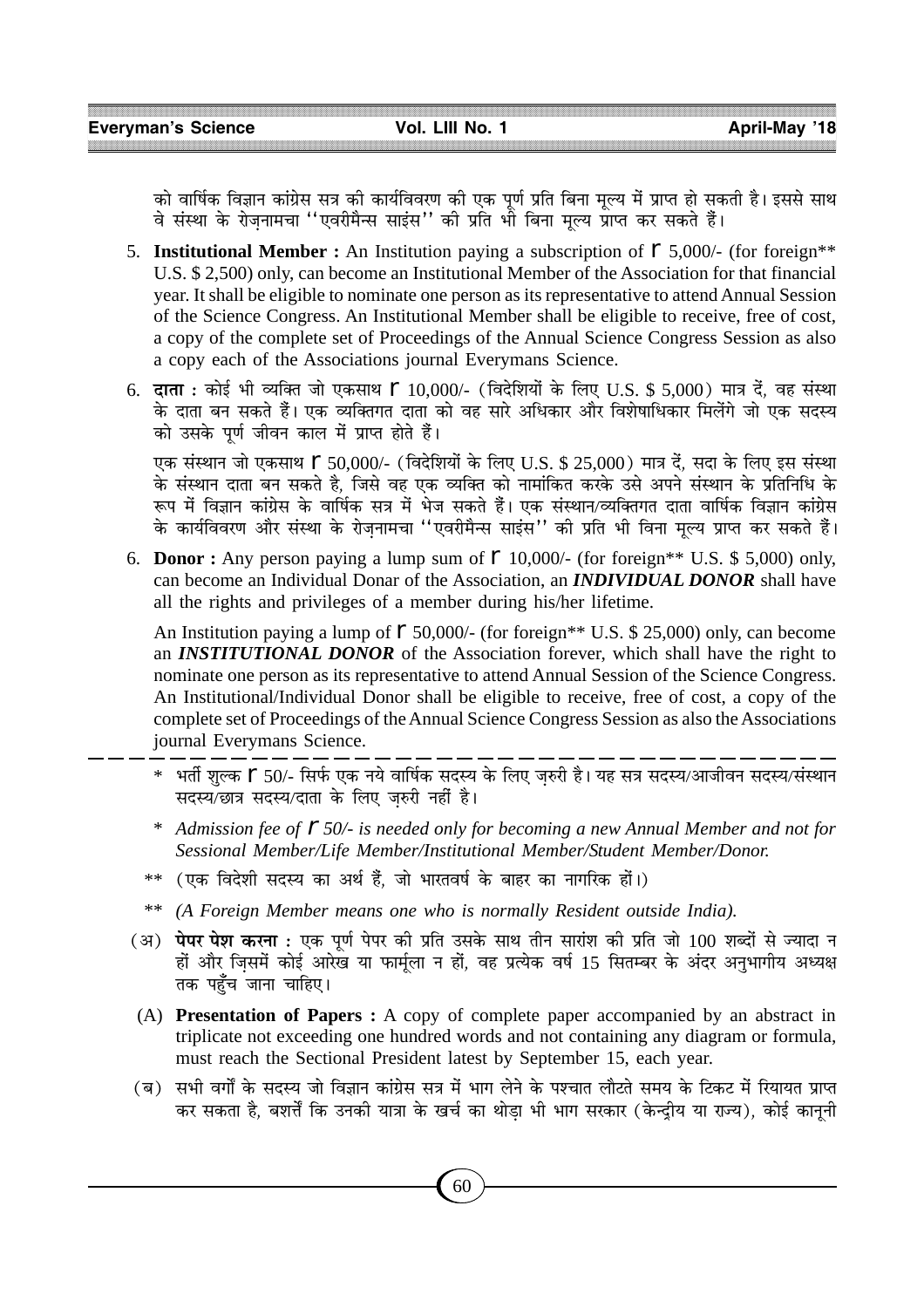को वार्षिक विज्ञान कांग्रेस सत्र की कार्यविवरण की एक पूर्ण प्रति बिना मूल्य में प्राप्त हो सकती है। इससे साथ वे संस्था के रोज़नामचा ''एवरीमैन्स साइंस'' की प्रति भी बिना मूल्य प्राप्त कर सकते हैं।

5. **Institutional Member :** An Institution paying a subscription of ₹ 5,000/- (for foreign** U.S. $ 2,500) only, can become an Institutional Member of the Association for that financial year. It shall be eligible to nominate one person as its representative to attend Annual Session of the Science Congress. An Institutional Member shall be eligible to receive, free of cost, a copy of the complete set of Proceedings of the Annual Science Congress Session as also a copy each of the Associations journal Everymans Science.

6. **दाता :** कोई भी व्यक्ति जो एकसाथ ₹ 10,000/- (विदेशियों के लिए U.S. $ 5,000) मात्र दें, वह संस्था के दाता बन सकते हैं। एक व्यक्तिगत दाता को वह सारे अधिकार और विशेषाधिकार मिलेंगे जो एक सदस्य को उसके पूर्ण जीवन काल में प्राप्त होते हैं।

   एक संस्थान जो एकसाथ ₹ 50,000/- (विदेशियों के लिए U.S. $ 25,000) मात्र दें, सदा के लिए इस संस्था के संस्थान दाता बन सकते है, जिसे वह एक व्यक्ति को नामांकित करके उसे अपने संस्थान के प्रतिनिधि के रूप में विज्ञान कांग्रेस के वार्षिक सत्र में भेज सकते हैं। एक संस्थान/व्यक्तिगत दाता वार्षिक विज्ञान कांग्रेस के कार्यविवरण और संस्था के रोज़नामचा ''एवरीमैन्स साइंस'' की प्रति भी बिना मूल्य प्राप्त कर सकते हैं।

6. **Donor :** Any person paying a lump sum of ₹ 10,000/- (for foreign** U.S. $ 5,000) only, can become an Individual Donar of the Association, an ***INDIVIDUAL DONOR*** shall have all the rights and privileges of a member during his/her lifetime.

   An Institution paying a lump of ₹ 50,000/- (for foreign** U.S. $ 25,000) only, can become an ***INSTITUTIONAL DONOR*** of the Association forever, which shall have the right to nominate one person as its representative to attend Annual Session of the Science Congress. An Institutional/Individual Donor shall be eligible to receive, free of cost, a copy of the complete set of Proceedings of the Annual Science Congress Session as also the Associations journal Everymans Science.

---

\* भर्ती शुल्क ₹ 50/- सिर्फ एक नये वार्षिक सदस्य के लिए ज़रुरी है। यह सत्र सदस्य/आजीवन सदस्य/संस्थान सदस्य/छात्र सदस्य/दाता के लिए ज़रुरी नहीं है।

\* *Admission fee of ₹ 50/- is needed only for becoming a new Annual Member and not for Sessional Member/Life Member/Institutional Member/Student Member/Donor.*

** (एक विदेशी सदस्य का अर्थ हैं, जो भारतवर्ष के बाहर का नागरिक हों।)

** *(A Foreign Member means one who is normally Resident outside India).*

(अ) **पेपर पेश करना :** एक पूर्ण पेपर की प्रति उसके साथ तीन सारांश की प्रति जो 100 शब्दों से ज्यादा न हों और जिसमें कोई आरेख या फार्मूला न हों, वह प्रत्येक वर्ष 15 सितम्बर के अंदर अनुभागीय अध्यक्ष तक पहुँच जाना चाहिए।

(A) **Presentation of Papers :** A copy of complete paper accompanied by an abstract in triplicate not exceeding one hundred words and not containing any diagram or formula, must reach the Sectional President latest by September 15, each year.

(ब) सभी वर्गों के सदस्य जो विज्ञान कांग्रेस सत्र में भाग लेने के पश्चात लौटते समय के टिकट में रियायत प्राप्त कर सकता है, बशर्ते कि उनकी यात्रा के खर्च का थोड़ा भी भाग सरकार (केन्द्रीय या राज्य), कोई कानूनी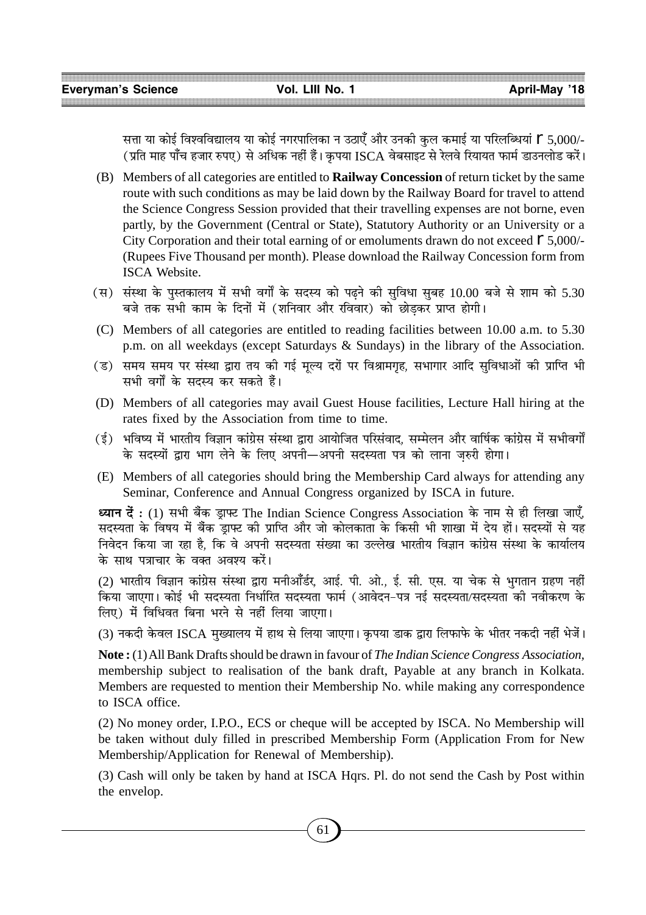सत्ता या कोई विश्वविद्यालय या कोई नगरपालिका न उठाएँ और उनकी कुल कमाई या परिलब्धियां ₹ 5,000/- (प्रति माह पाँच हजार रुपए) से अधिक नहीं हैं। कृपया ISCA वेबसाइट से रेलवे रियायत फार्म डाउनलोड करें।

(B) Members of all categories are entitled to **Railway Concession** of return ticket by the same route with such conditions as may be laid down by the Railway Board for travel to attend the Science Congress Session provided that their travelling expenses are not borne, even partly, by the Government (Central or State), Statutory Authority or an University or a City Corporation and their total earning of or emoluments drawn do not exceed ₹ 5,000/- (Rupees Five Thousand per month). Please download the Railway Concession form from ISCA Website.

(स) संस्था के पुस्तकालय में सभी वर्गों के सदस्य को पढ़ने की सुविधा सुबह 10.00 बजे से शाम को 5.30 बजे तक सभी काम के दिनों में (शनिवार और रविवार) को छोड़कर प्राप्त होगी।

(C) Members of all categories are entitled to reading facilities between 10.00 a.m. to 5.30 p.m. on all weekdays (except Saturdays & Sundays) in the library of the Association.

(ड) समय समय पर संस्था द्वारा तय की गई मूल्य दरों पर विश्रामगृह, सभागार आदि सुविधाओं की प्राप्ति भी सभी वर्गों के सदस्य कर सकते हैं।

(D) Members of all categories may avail Guest House facilities, Lecture Hall hiring at the rates fixed by the Association from time to time.

(ई) भविष्य में भारतीय विज्ञान कांग्रेस संस्था द्वारा आयोजित परिसंवाद, सम्मेलन और वार्षिक कांग्रेस में सभीवर्गों के सदस्यों द्वारा भाग लेने के लिए अपनी—अपनी सदस्यता पत्र को लाना ज़रुरी होगा।

(E) Members of all categories should bring the Membership Card always for attending any Seminar, Conference and Annual Congress organized by ISCA in future.

**ध्यान दें :** (1) सभी बैंक ड्राफ्ट The Indian Science Congress Association के नाम से ही लिखा जाएँ, सदस्यता के विषय में बैंक ड्राफ्ट की प्राप्ति और जो कोलकाता के किसी भी शाखा में देय हों। सदस्यों से यह निवेदन किया जा रहा है, कि वे अपनी सदस्यता संख्या का उल्लेख भारतीय विज्ञान कांग्रेस संस्था के कार्यालय के साथ पत्राचार के वक्त अवश्य करें।

(2) भारतीय विज्ञान कांग्रेस संस्था द्वारा मनीऑर्डर, आई. पी. ओ., ई. सी. एस. या चेक से भुगतान ग्रहण नहीं किया जाएगा। कोई भी सदस्यता निर्धारित सदस्यता फार्म (आवेदन-पत्र नई सदस्यता/सदस्यता की नवीकरण के लिए) में विधिवत बिना भरने से नहीं लिया जाएगा।

(3) नकदी केवल ISCA मुख्यालय में हाथ से लिया जाएगा। कृपया डाक द्वारा लिफाफे के भीतर नकदी नहीं भेजें।

**Note :** (1) All Bank Drafts should be drawn in favour of *The Indian Science Congress Association*, membership subject to realisation of the bank draft, Payable at any branch in Kolkata. Members are requested to mention their Membership No. while making any correspondence to ISCA office.

(2) No money order, I.P.O., ECS or cheque will be accepted by ISCA. No Membership will be taken without duly filled in prescribed Membership Form (Application From for New Membership/Application for Renewal of Membership).

(3) Cash will only be taken by hand at ISCA Hqrs. Pl. do not send the Cash by Post within the envelop.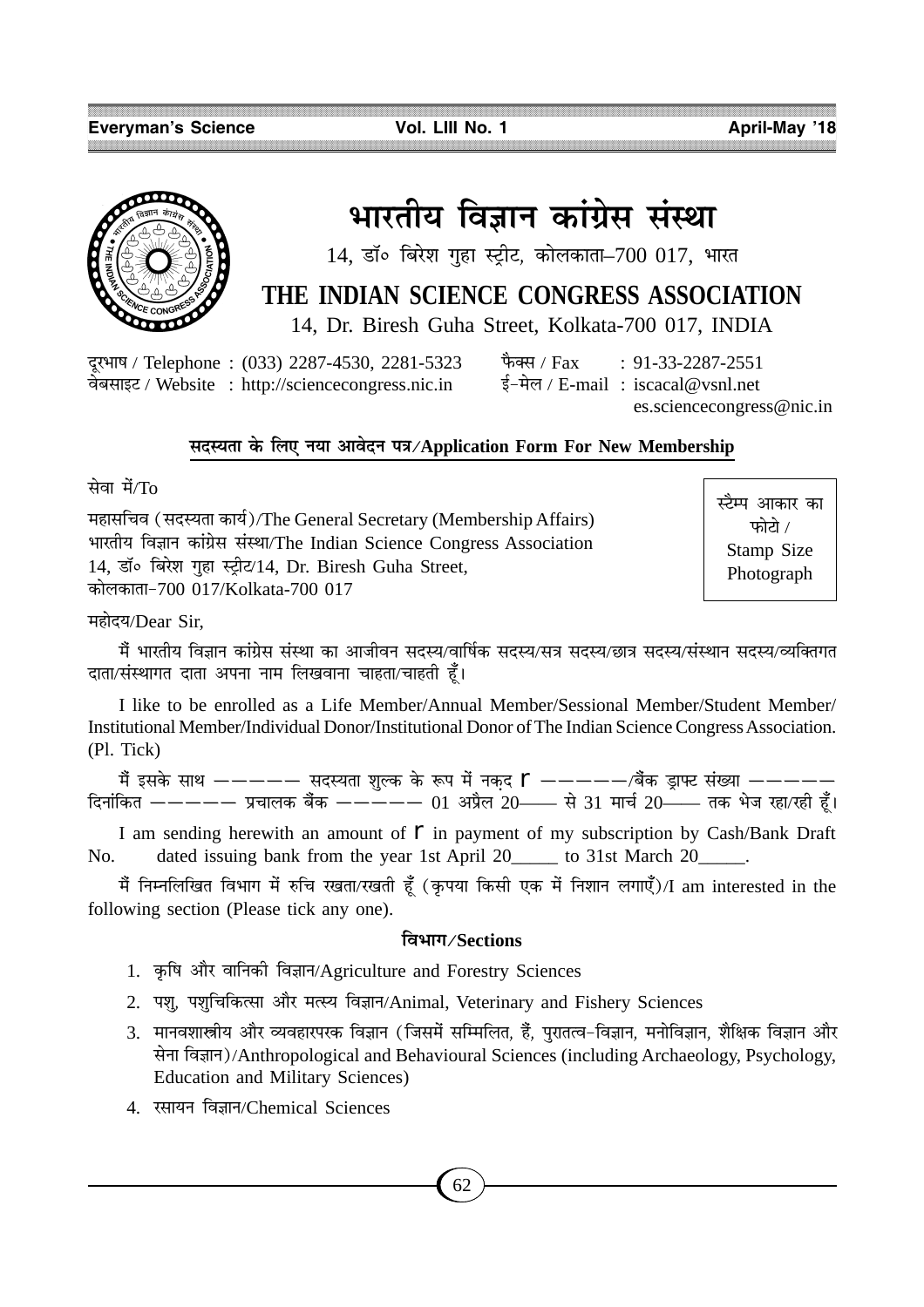# भारतीय विज्ञान कांग्रेस संस्था

14, डॉ० बिरेश गुहा स्ट्रीट, कोलकाता–700 017, भारत

# THE INDIAN SCIENCE CONGRESS ASSOCIATION

14, Dr. Biresh Guha Street, Kolkata-700 017, INDIA

दूरभाष / Telephone : (033) 2287-4530, 2281-5323
फैक्स / Fax : 91-33-2287-2551
वेबसाइट / Website : http://sciencecongress.nic.in
ई-मेल / E-mail : iscacal@vsnl.net
es.sciencecongress@nic.in

## सदस्यता के लिए नया आवेदन पत्र/Application Form For New Membership

सेवा में/To

महासचिव (सदस्यता कार्य)/The General Secretary (Membership Affairs)
भारतीय विज्ञान कांग्रेस संस्था/The Indian Science Congress Association
14, डॉ० बिरेश गुहा स्ट्रीट/14, Dr. Biresh Guha Street,
कोलकाता-700 017/Kolkata-700 017

स्टैम्प आकार का फोटो / Stamp Size Photograph

महोदय/Dear Sir,

मैं भारतीय विज्ञान कांग्रेस संस्था का आजीवन सदस्य/वार्षिक सदस्य/सत्र सदस्य/छात्र सदस्य/संस्थान सदस्य/व्यक्तिगत दाता/संस्थागत दाता अपना नाम लिखवाना चाहता/चाहती हूँ।

I like to be enrolled as a Life Member/Annual Member/Sessional Member/Student Member/ Institutional Member/Individual Donor/Institutional Donor of The Indian Science Congress Association. (Pl. Tick)

मैं इसके साथ ————— सदस्यता शुल्क के रूप में नकद ₹ —————/बैंक ड्राफ्ट संख्या ————— दिनांकित ————— प्रचालक बैंक ————— 01 अप्रैल 20—— से 31 मार्च 20—— तक भेज रहा/रही हूँ।

I am sending herewith an amount of ₹ in payment of my subscription by Cash/Bank Draft No. dated issuing bank from the year 1st April 20_____ to 31st March 20_____.

मैं निम्नलिखित विभाग में रुचि रखता/रखती हूँ (कृपया किसी एक में निशान लगाएँ)/I am interested in the following section (Please tick any one).

### विभाग/Sections

1. कृषि और वानिकी विज्ञान/Agriculture and Forestry Sciences
2. पशु, पशुचिकित्सा और मत्स्य विज्ञान/Animal, Veterinary and Fishery Sciences
3. मानवशास्त्रीय और व्यवहारपरक विज्ञान (जिसमें सम्मिलित, हैं, पुरातत्व-विज्ञान, मनोविज्ञान, शैक्षिक विज्ञान और सेना विज्ञान)/Anthropological and Behavioural Sciences (including Archaeology, Psychology, Education and Military Sciences)
4. रसायन विज्ञान/Chemical Sciences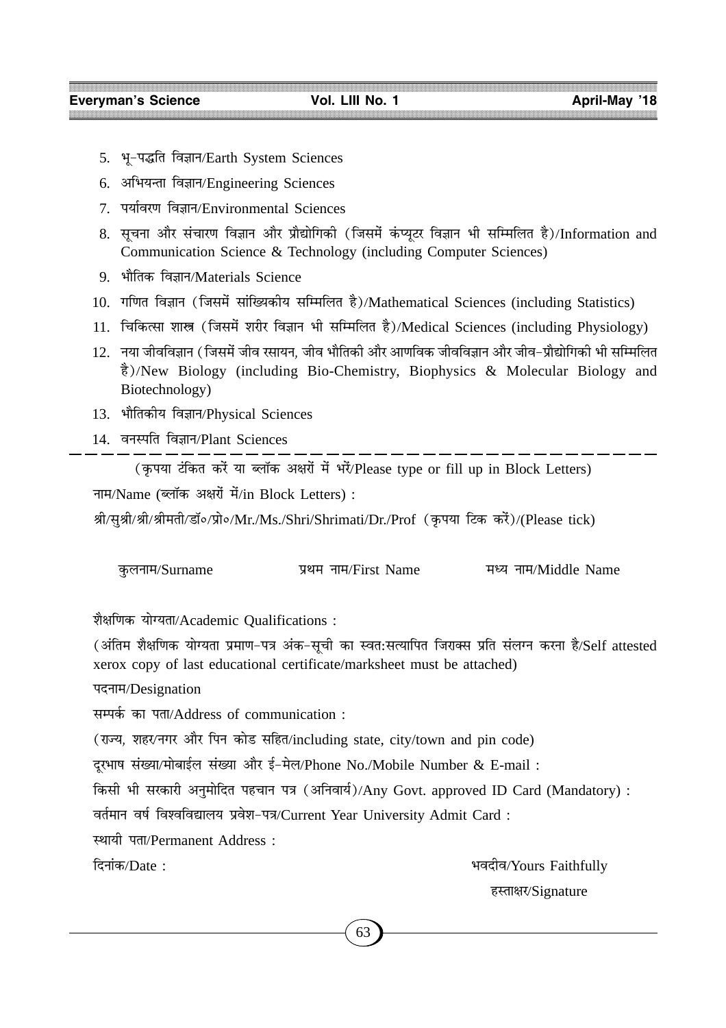5. भू-पद्धति विज्ञान/Earth System Sciences
6. अभियन्ता विज्ञान/Engineering Sciences
7. पर्यावरण विज्ञान/Environmental Sciences
8. सूचना और संचारण विज्ञान और प्रौद्योगिकी (जिसमें कंप्यूटर विज्ञान भी सम्मिलित है)/Information and Communication Science & Technology (including Computer Sciences)
9. भौतिक विज्ञान/Materials Science
10. गणित विज्ञान (जिसमें सांख्यिकीय सम्मिलित है)/Mathematical Sciences (including Statistics)
11. चिकित्सा शास्त्र (जिसमें शरीर विज्ञान भी सम्मिलित है)/Medical Sciences (including Physiology)
12. नया जीवविज्ञान (जिसमें जीव रसायन, जीव भौतिकी और आणविक जीवविज्ञान और जीव-प्रौद्योगिकी भी सम्मिलित है)/New Biology (including Bio-Chemistry, Biophysics & Molecular Biology and Biotechnology)
13. भौतिकीय विज्ञान/Physical Sciences
14. वनस्पति विज्ञान/Plant Sciences

---

(कृपया टंकित करें या ब्लॉक अक्षरों में भरें/Please type or fill up in Block Letters)

नाम/Name (ब्लॉक अक्षरों में/in Block Letters) :

श्री/सुश्री/श्री/श्रीमती/डॉ०/प्रो०/Mr./Ms./Shri/Shrimati/Dr./Prof (कृपया टिक करें)/(Please tick)

कुलनाम/Surname          प्रथम नाम/First Name          मध्य नाम/Middle Name

शैक्षणिक योग्यता/Academic Qualifications :

(अंतिम शैक्षणिक योग्यता प्रमाण-पत्र अंक-सूची का स्वत:सत्यापित जिराक्स प्रति संलग्न करना है/Self attested xerox copy of last educational certificate/marksheet must be attached)

पदनाम/Designation

सम्पर्क का पता/Address of communication :

(राज्य, शहर/नगर और पिन कोड सहित/including state, city/town and pin code)

दूरभाष संख्या/मोबाईल संख्या और ई-मेल/Phone No./Mobile Number & E-mail :

किसी भी सरकारी अनुमोदित पहचान पत्र (अनिवार्य)/Any Govt. approved ID Card (Mandatory) :

वर्तमान वर्ष विश्वविद्यालय प्रवेश-पत्र/Current Year University Admit Card :

स्थायी पता/Permanent Address :

दिनांक/Date :                                                                                    भवदीव/Yours Faithfully

हस्ताक्षर/Signature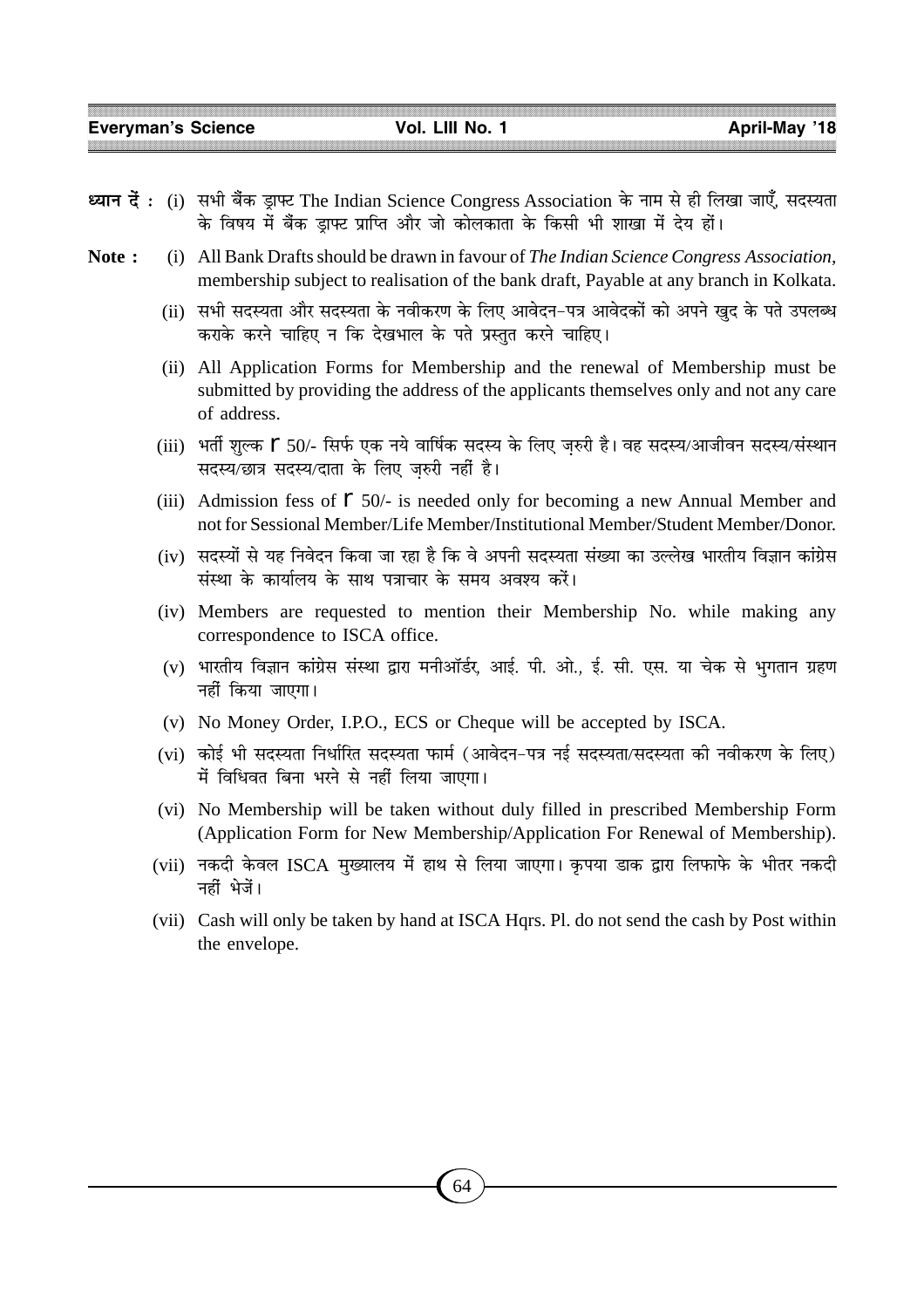**ध्यान दें :** (i) सभी बैंक ड्राफ्ट The Indian Science Congress Association के नाम से ही लिखा जाएँ, सदस्यता के विषय में बैंक ड्राफ्ट प्राप्ति और जो कोलकाता के किसी भी शाखा में देय हों।

**Note :** (i) All Bank Drafts should be drawn in favour of *The Indian Science Congress Association*, membership subject to realisation of the bank draft, Payable at any branch in Kolkata.

(ii) सभी सदस्यता और सदस्यता के नवीकरण के लिए आवेदन-पत्र आवेदकों को अपने खुद के पते उपलब्ध कराके करने चाहिए न कि देखभाल के पते प्रस्तुत करने चाहिए।

(ii) All Application Forms for Membership and the renewal of Membership must be submitted by providing the address of the applicants themselves only and not any care of address.

(iii) भर्ती शुल्क ₹ 50/- सिर्फ एक नये वार्षिक सदस्य के लिए ज़रुरी है। वह सदस्य/आजीवन सदस्य/संस्थान सदस्य/छात्र सदस्य/दाता के लिए ज़रुरी नहीं है।

(iii) Admission fess of ₹ 50/- is needed only for becoming a new Annual Member and not for Sessional Member/Life Member/Institutional Member/Student Member/Donor.

(iv) सदस्यों से यह निवेदन किवा जा रहा है कि वे अपनी सदस्यता संख्या का उल्लेख भारतीय विज्ञान कांग्रेस संस्था के कार्यालय के साथ पत्राचार के समय अवश्य करें।

(iv) Members are requested to mention their Membership No. while making any correspondence to ISCA office.

(v) भारतीय विज्ञान कांग्रेस संस्था द्वारा मनीऑर्डर, आई. पी. ओ., ई. सी. एस. या चेक से भुगतान ग्रहण नहीं किया जाएगा।

(v) No Money Order, I.P.O., ECS or Cheque will be accepted by ISCA.

(vi) कोई भी सदस्यता निर्धारित सदस्यता फार्म (आवेदन-पत्र नई सदस्यता/सदस्यता की नवीकरण के लिए) में विधिवत बिना भरने से नहीं लिया जाएगा।

(vi) No Membership will be taken without duly filled in prescribed Membership Form (Application Form for New Membership/Application For Renewal of Membership).

(vii) नकदी केवल ISCA मुख्यालय में हाथ से लिया जाएगा। कृपया डाक द्वारा लिफाफे के भीतर नकदी नहीं भेजें।

(vii) Cash will only be taken by hand at ISCA Hqrs. Pl. do not send the cash by Post within the envelope.